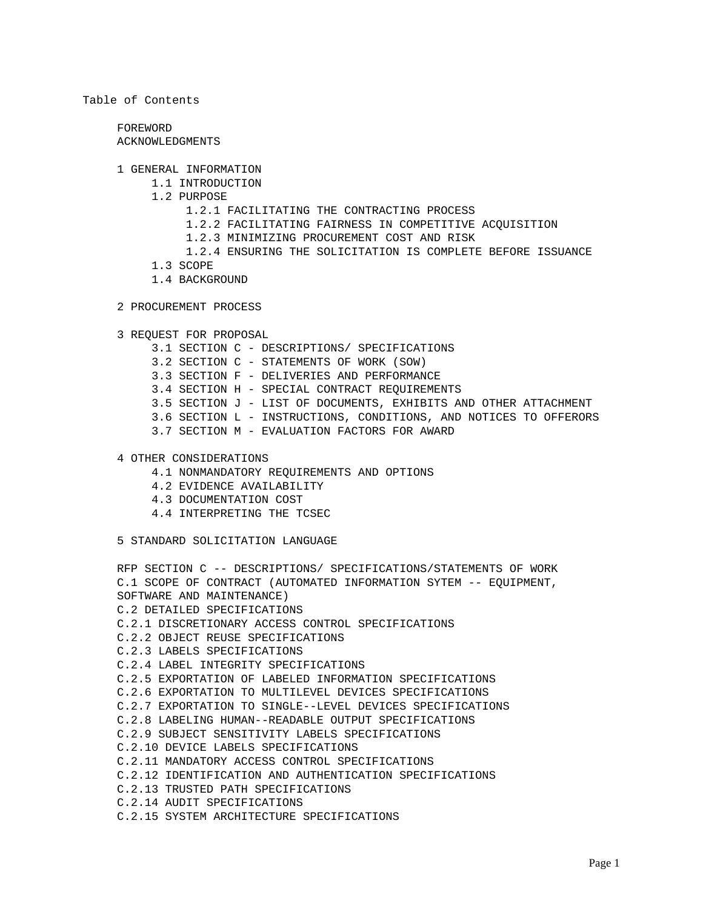Table of Contents

- FOREWORD
- ACKNOWLEDGMENTS

- 1 GENERAL INFORMATION
  - 1.1 INTRODUCTION
  - 1.2 PURPOSE
    - 1.2.1 FACILITATING THE CONTRACTING PROCESS
    - 1.2.2 FACILITATING FAIRNESS IN COMPETITIVE ACQUISITION
    - 1.2.3 MINIMIZING PROCUREMENT COST AND RISK
    - 1.2.4 ENSURING THE SOLICITATION IS COMPLETE BEFORE ISSUANCE
  - 1.3 SCOPE
  - 1.4 BACKGROUND

- 2 PROCUREMENT PROCESS

- 3 REQUEST FOR PROPOSAL
  - 3.1 SECTION C - DESCRIPTIONS/ SPECIFICATIONS
  - 3.2 SECTION C - STATEMENTS OF WORK (SOW)
  - 3.3 SECTION F - DELIVERIES AND PERFORMANCE
  - 3.4 SECTION H - SPECIAL CONTRACT REQUIREMENTS
  - 3.5 SECTION J - LIST OF DOCUMENTS, EXHIBITS AND OTHER ATTACHMENT
  - 3.6 SECTION L - INSTRUCTIONS, CONDITIONS, AND NOTICES TO OFFERORS
  - 3.7 SECTION M - EVALUATION FACTORS FOR AWARD

- 4 OTHER CONSIDERATIONS
  - 4.1 NONMANDATORY REQUIREMENTS AND OPTIONS
  - 4.2 EVIDENCE AVAILABILITY
  - 4.3 DOCUMENTATION COST
  - 4.4 INTERPRETING THE TCSEC

- 5 STANDARD SOLICITATION LANGUAGE

- RFP SECTION C -- DESCRIPTIONS/ SPECIFICATIONS/STATEMENTS OF WORK
- C.1 SCOPE OF CONTRACT (AUTOMATED INFORMATION SYTEM -- EQUIPMENT, SOFTWARE AND MAINTENANCE)
- C.2 DETAILED SPECIFICATIONS
- C.2.1 DISCRETIONARY ACCESS CONTROL SPECIFICATIONS
- C.2.2 OBJECT REUSE SPECIFICATIONS
- C.2.3 LABELS SPECIFICATIONS
- C.2.4 LABEL INTEGRITY SPECIFICATIONS
- C.2.5 EXPORTATION OF LABELED INFORMATION SPECIFICATIONS
- C.2.6 EXPORTATION TO MULTILEVEL DEVICES SPECIFICATIONS
- C.2.7 EXPORTATION TO SINGLE--LEVEL DEVICES SPECIFICATIONS
- C.2.8 LABELING HUMAN--READABLE OUTPUT SPECIFICATIONS
- C.2.9 SUBJECT SENSITIVITY LABELS SPECIFICATIONS
- C.2.10 DEVICE LABELS SPECIFICATIONS
- C.2.11 MANDATORY ACCESS CONTROL SPECIFICATIONS
- C.2.12 IDENTIFICATION AND AUTHENTICATION SPECIFICATIONS
- C.2.13 TRUSTED PATH SPECIFICATIONS
- C.2.14 AUDIT SPECIFICATIONS
- C.2.15 SYSTEM ARCHITECTURE SPECIFICATIONS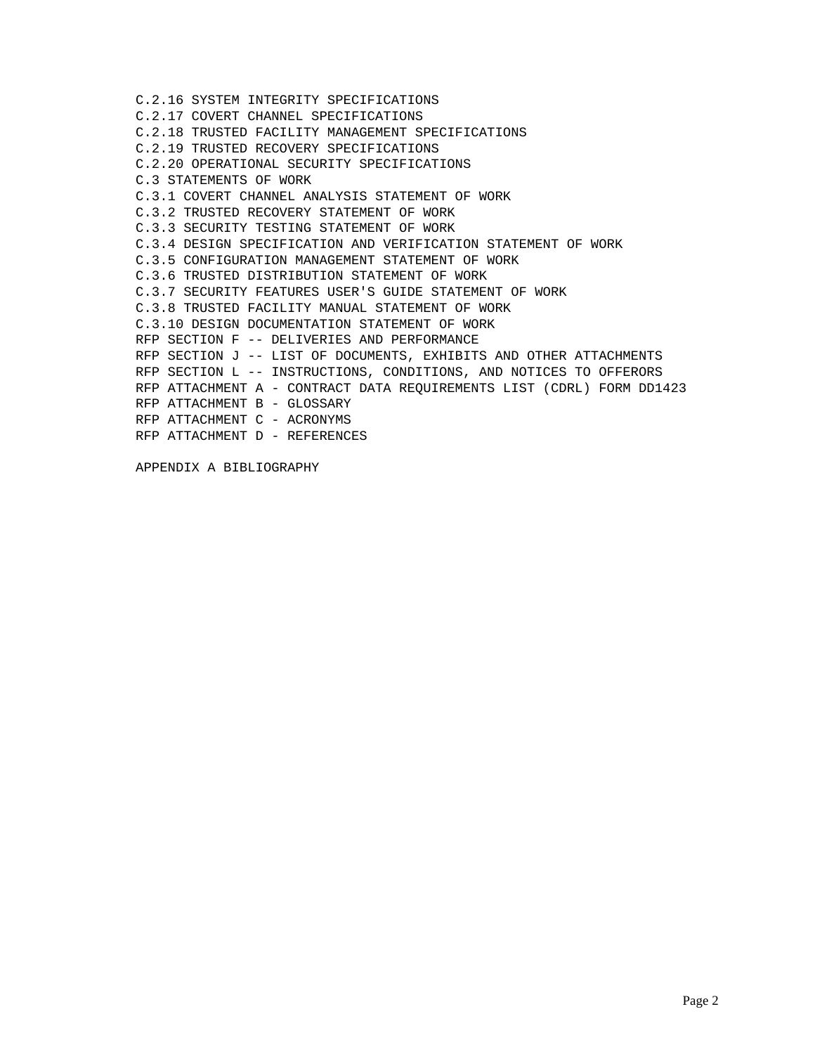C.2.16 SYSTEM INTEGRITY SPECIFICATIONS
C.2.17 COVERT CHANNEL SPECIFICATIONS
C.2.18 TRUSTED FACILITY MANAGEMENT SPECIFICATIONS
C.2.19 TRUSTED RECOVERY SPECIFICATIONS
C.2.20 OPERATIONAL SECURITY SPECIFICATIONS
C.3 STATEMENTS OF WORK
C.3.1 COVERT CHANNEL ANALYSIS STATEMENT OF WORK
C.3.2 TRUSTED RECOVERY STATEMENT OF WORK
C.3.3 SECURITY TESTING STATEMENT OF WORK
C.3.4 DESIGN SPECIFICATION AND VERIFICATION STATEMENT OF WORK
C.3.5 CONFIGURATION MANAGEMENT STATEMENT OF WORK
C.3.6 TRUSTED DISTRIBUTION STATEMENT OF WORK
C.3.7 SECURITY FEATURES USER'S GUIDE STATEMENT OF WORK
C.3.8 TRUSTED FACILITY MANUAL STATEMENT OF WORK
C.3.10 DESIGN DOCUMENTATION STATEMENT OF WORK
RFP SECTION F -- DELIVERIES AND PERFORMANCE
RFP SECTION J -- LIST OF DOCUMENTS, EXHIBITS AND OTHER ATTACHMENTS
RFP SECTION L -- INSTRUCTIONS, CONDITIONS, AND NOTICES TO OFFERORS
RFP ATTACHMENT A - CONTRACT DATA REQUIREMENTS LIST (CDRL) FORM DD1423
RFP ATTACHMENT B - GLOSSARY
RFP ATTACHMENT C - ACRONYMS
RFP ATTACHMENT D - REFERENCES

APPENDIX A BIBLIOGRAPHY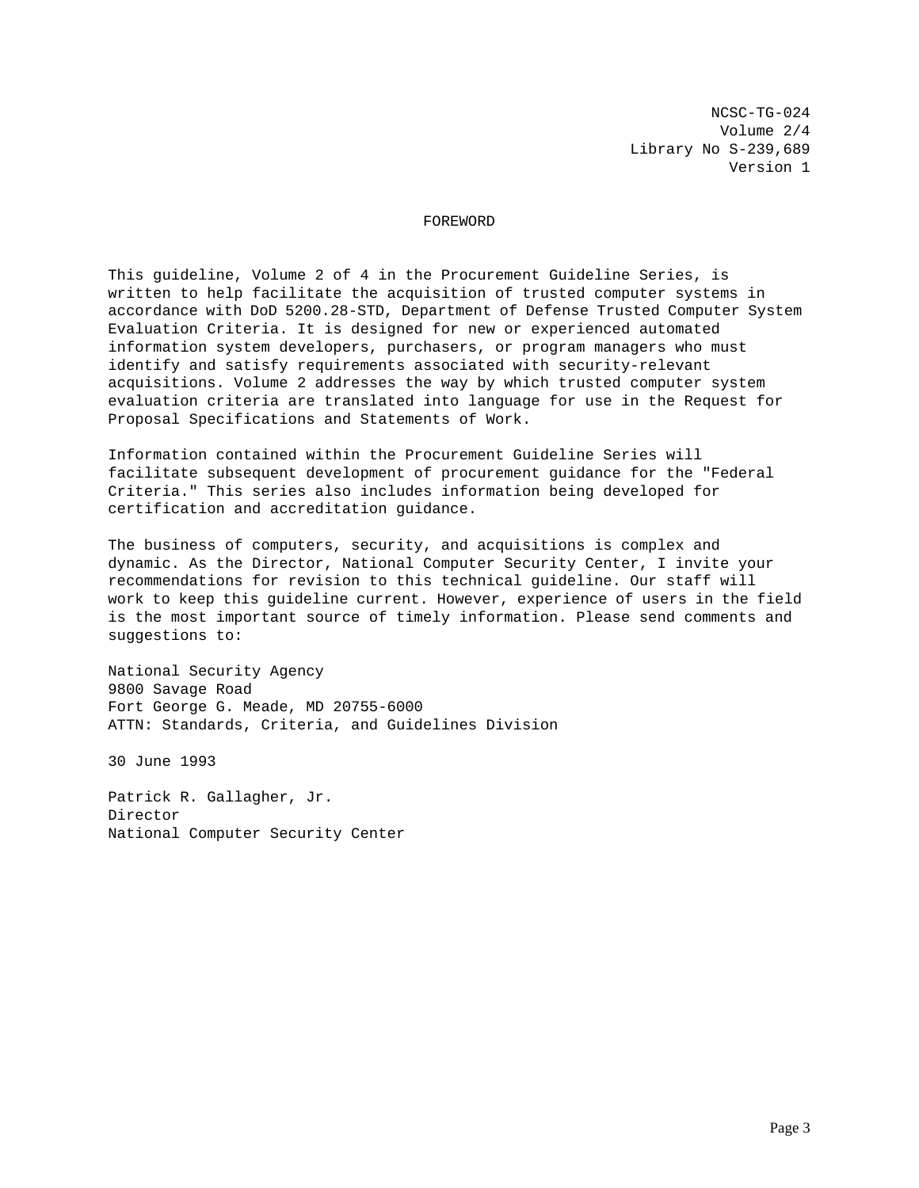NCSC-TG-024
Volume 2/4
Library No S-239,689
Version 1

# FOREWORD

This guideline, Volume 2 of 4 in the Procurement Guideline Series, is written to help facilitate the acquisition of trusted computer systems in accordance with DoD 5200.28-STD, Department of Defense Trusted Computer System Evaluation Criteria. It is designed for new or experienced automated information system developers, purchasers, or program managers who must identify and satisfy requirements associated with security-relevant acquisitions. Volume 2 addresses the way by which trusted computer system evaluation criteria are translated into language for use in the Request for Proposal Specifications and Statements of Work.

Information contained within the Procurement Guideline Series will facilitate subsequent development of procurement guidance for the "Federal Criteria." This series also includes information being developed for certification and accreditation guidance.

The business of computers, security, and acquisitions is complex and dynamic. As the Director, National Computer Security Center, I invite your recommendations for revision to this technical guideline. Our staff will work to keep this guideline current. However, experience of users in the field is the most important source of timely information. Please send comments and suggestions to:

National Security Agency
9800 Savage Road
Fort George G. Meade, MD 20755-6000
ATTN: Standards, Criteria, and Guidelines Division

30 June 1993

Patrick R. Gallagher, Jr.
Director
National Computer Security Center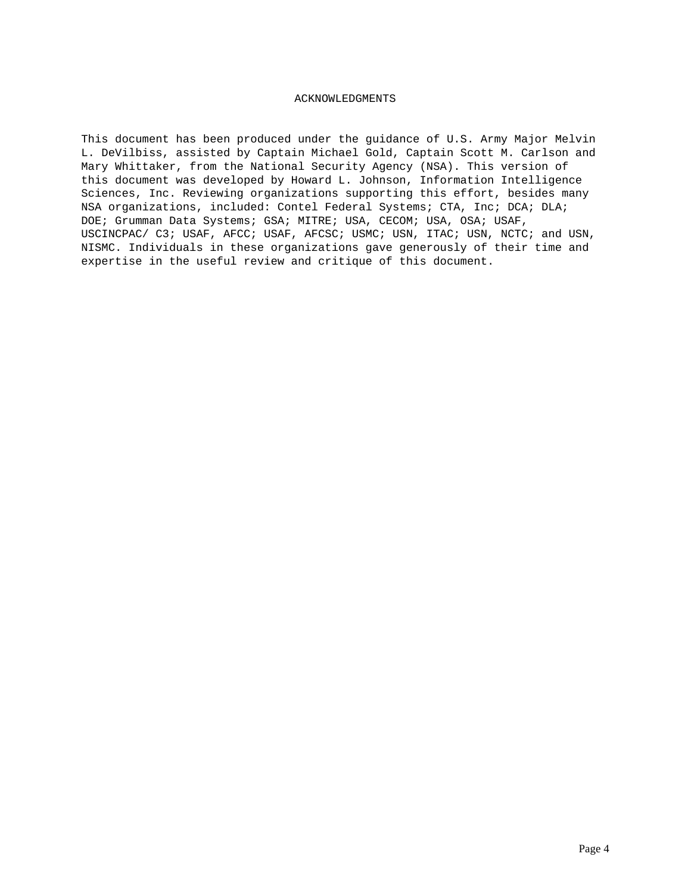# ACKNOWLEDGMENTS

This document has been produced under the guidance of U.S. Army Major Melvin L. DeVilbiss, assisted by Captain Michael Gold, Captain Scott M. Carlson and Mary Whittaker, from the National Security Agency (NSA). This version of this document was developed by Howard L. Johnson, Information Intelligence Sciences, Inc. Reviewing organizations supporting this effort, besides many NSA organizations, included: Contel Federal Systems; CTA, Inc; DCA; DLA; DOE; Grumman Data Systems; GSA; MITRE; USA, CECOM; USA, OSA; USAF, USCINCPAC/ C3; USAF, AFCC; USAF, AFCSC; USMC; USN, ITAC; USN, NCTC; and USN, NISMC. Individuals in these organizations gave generously of their time and expertise in the useful review and critique of this document.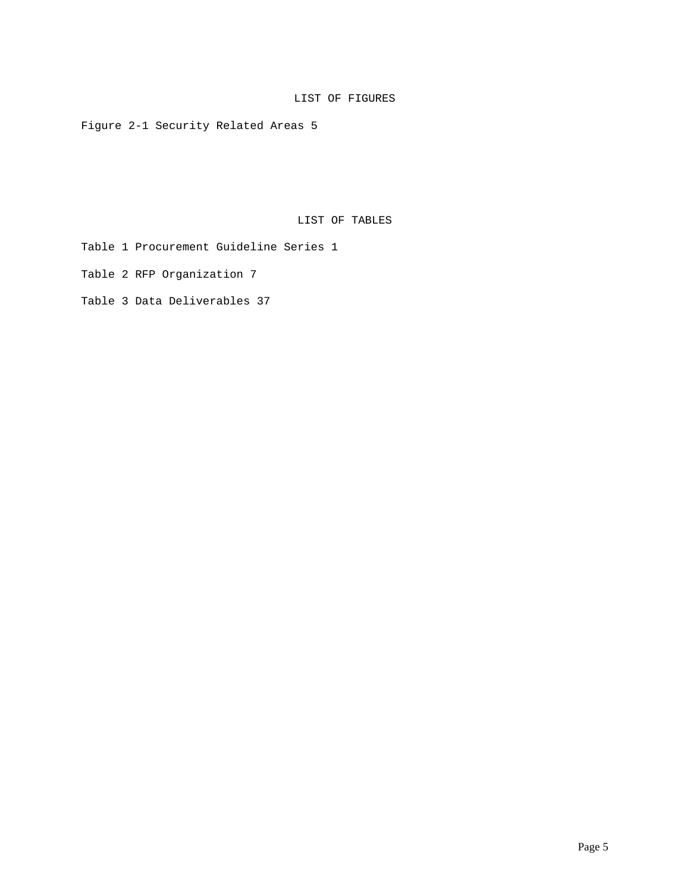# LIST OF FIGURES

Figure 2-1 Security Related Areas 5

# LIST OF TABLES

Table 1 Procurement Guideline Series 1

Table 2 RFP Organization 7

Table 3 Data Deliverables 37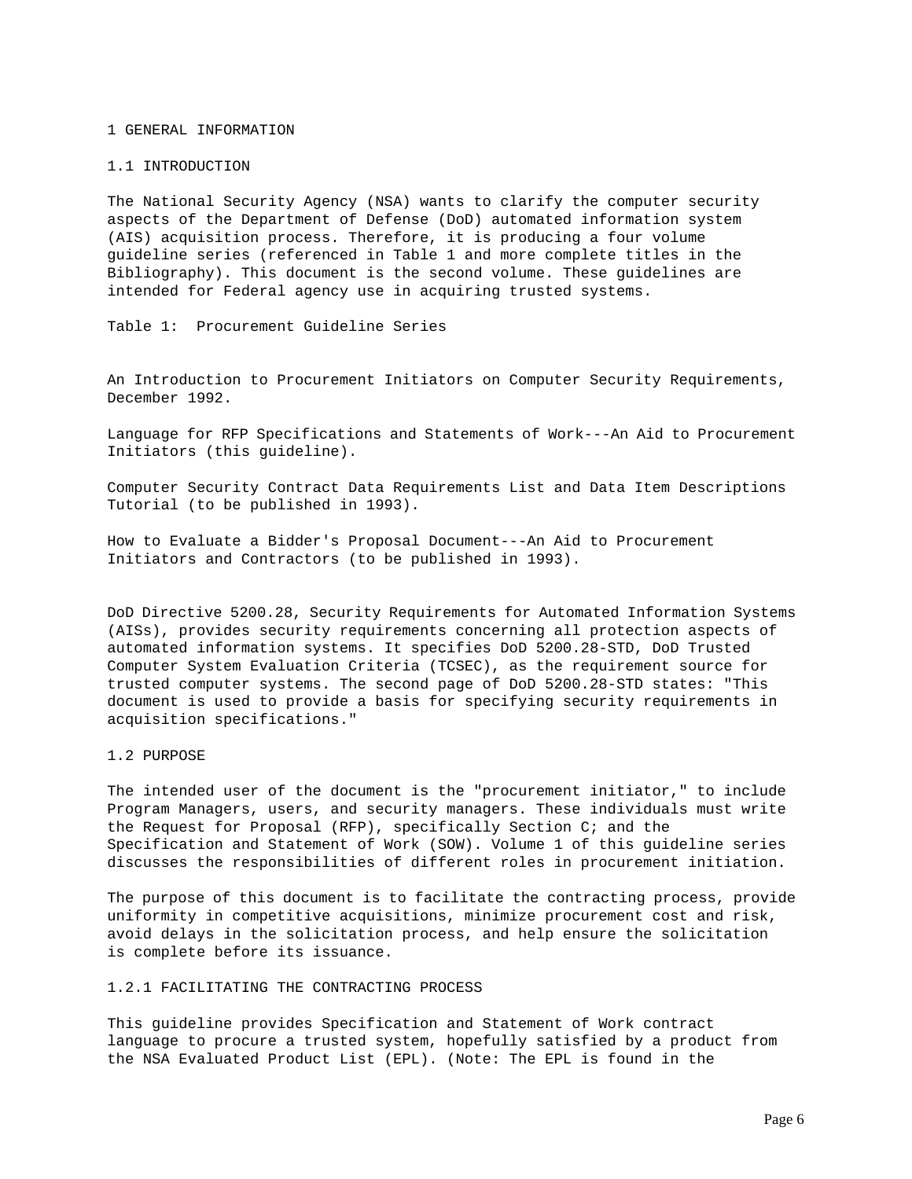# 1 GENERAL INFORMATION

## 1.1 INTRODUCTION

The National Security Agency (NSA) wants to clarify the computer security aspects of the Department of Defense (DoD) automated information system (AIS) acquisition process. Therefore, it is producing a four volume guideline series (referenced in Table 1 and more complete titles in the Bibliography). This document is the second volume. These guidelines are intended for Federal agency use in acquiring trusted systems.

Table 1: Procurement Guideline Series

An Introduction to Procurement Initiators on Computer Security Requirements, December 1992.

Language for RFP Specifications and Statements of Work---An Aid to Procurement Initiators (this guideline).

Computer Security Contract Data Requirements List and Data Item Descriptions Tutorial (to be published in 1993).

How to Evaluate a Bidder's Proposal Document---An Aid to Procurement Initiators and Contractors (to be published in 1993).

DoD Directive 5200.28, Security Requirements for Automated Information Systems (AISs), provides security requirements concerning all protection aspects of automated information systems. It specifies DoD 5200.28-STD, DoD Trusted Computer System Evaluation Criteria (TCSEC), as the requirement source for trusted computer systems. The second page of DoD 5200.28-STD states: "This document is used to provide a basis for specifying security requirements in acquisition specifications."

## 1.2 PURPOSE

The intended user of the document is the "procurement initiator," to include Program Managers, users, and security managers. These individuals must write the Request for Proposal (RFP), specifically Section C; and the Specification and Statement of Work (SOW). Volume 1 of this guideline series discusses the responsibilities of different roles in procurement initiation.

The purpose of this document is to facilitate the contracting process, provide uniformity in competitive acquisitions, minimize procurement cost and risk, avoid delays in the solicitation process, and help ensure the solicitation is complete before its issuance.

### 1.2.1 FACILITATING THE CONTRACTING PROCESS

This guideline provides Specification and Statement of Work contract language to procure a trusted system, hopefully satisfied by a product from the NSA Evaluated Product List (EPL). (Note: The EPL is found in the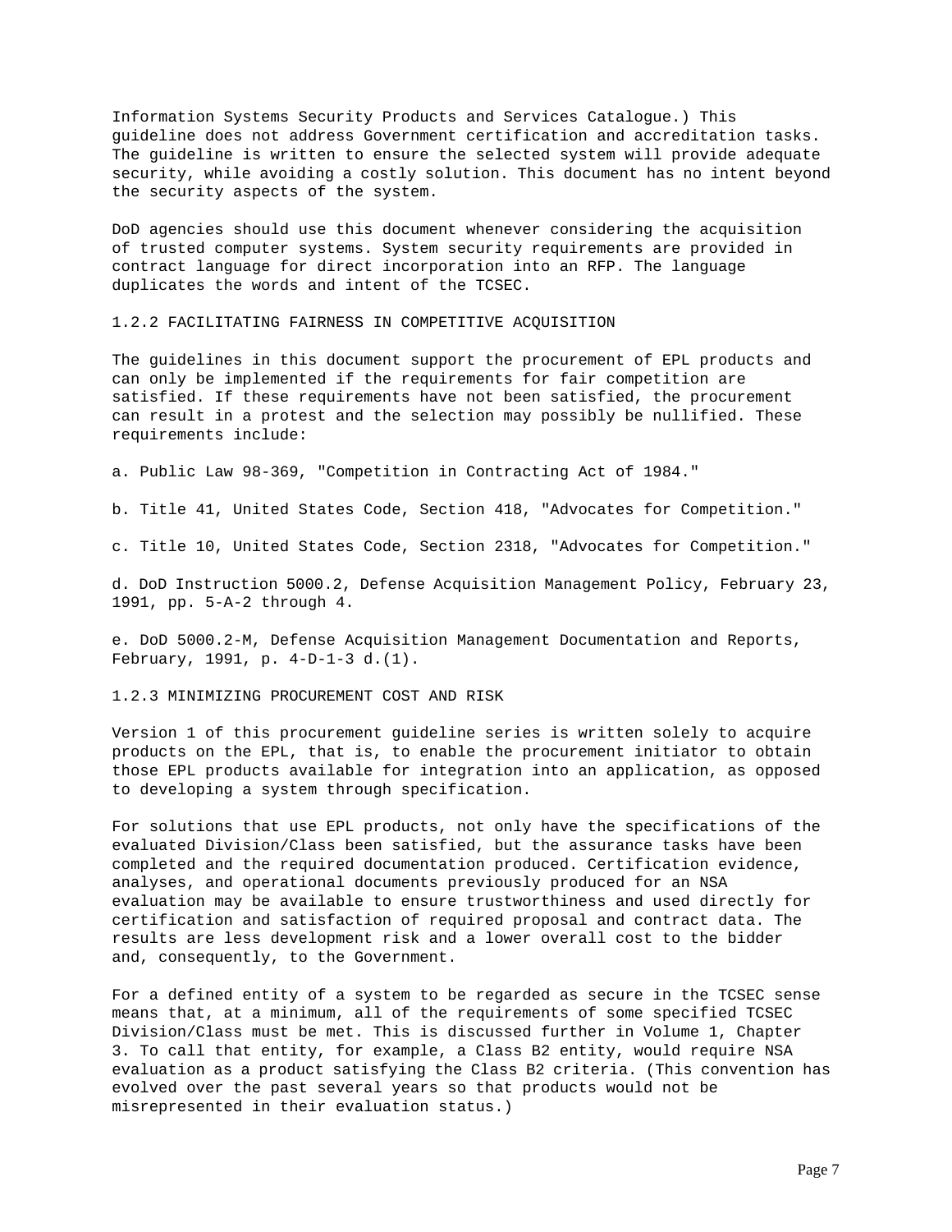Information Systems Security Products and Services Catalogue.) This guideline does not address Government certification and accreditation tasks. The guideline is written to ensure the selected system will provide adequate security, while avoiding a costly solution. This document has no intent beyond the security aspects of the system.

DoD agencies should use this document whenever considering the acquisition of trusted computer systems. System security requirements are provided in contract language for direct incorporation into an RFP. The language duplicates the words and intent of the TCSEC.

### 1.2.2 FACILITATING FAIRNESS IN COMPETITIVE ACQUISITION

The guidelines in this document support the procurement of EPL products and can only be implemented if the requirements for fair competition are satisfied. If these requirements have not been satisfied, the procurement can result in a protest and the selection may possibly be nullified. These requirements include:

a. Public Law 98-369, "Competition in Contracting Act of 1984."

b. Title 41, United States Code, Section 418, "Advocates for Competition."

c. Title 10, United States Code, Section 2318, "Advocates for Competition."

d. DoD Instruction 5000.2, Defense Acquisition Management Policy, February 23, 1991, pp. 5-A-2 through 4.

e. DoD 5000.2-M, Defense Acquisition Management Documentation and Reports, February, 1991, p. 4-D-1-3 d.(1).

### 1.2.3 MINIMIZING PROCUREMENT COST AND RISK

Version 1 of this procurement guideline series is written solely to acquire products on the EPL, that is, to enable the procurement initiator to obtain those EPL products available for integration into an application, as opposed to developing a system through specification.

For solutions that use EPL products, not only have the specifications of the evaluated Division/Class been satisfied, but the assurance tasks have been completed and the required documentation produced. Certification evidence, analyses, and operational documents previously produced for an NSA evaluation may be available to ensure trustworthiness and used directly for certification and satisfaction of required proposal and contract data. The results are less development risk and a lower overall cost to the bidder and, consequently, to the Government.

For a defined entity of a system to be regarded as secure in the TCSEC sense means that, at a minimum, all of the requirements of some specified TCSEC Division/Class must be met. This is discussed further in Volume 1, Chapter 3. To call that entity, for example, a Class B2 entity, would require NSA evaluation as a product satisfying the Class B2 criteria. (This convention has evolved over the past several years so that products would not be misrepresented in their evaluation status.)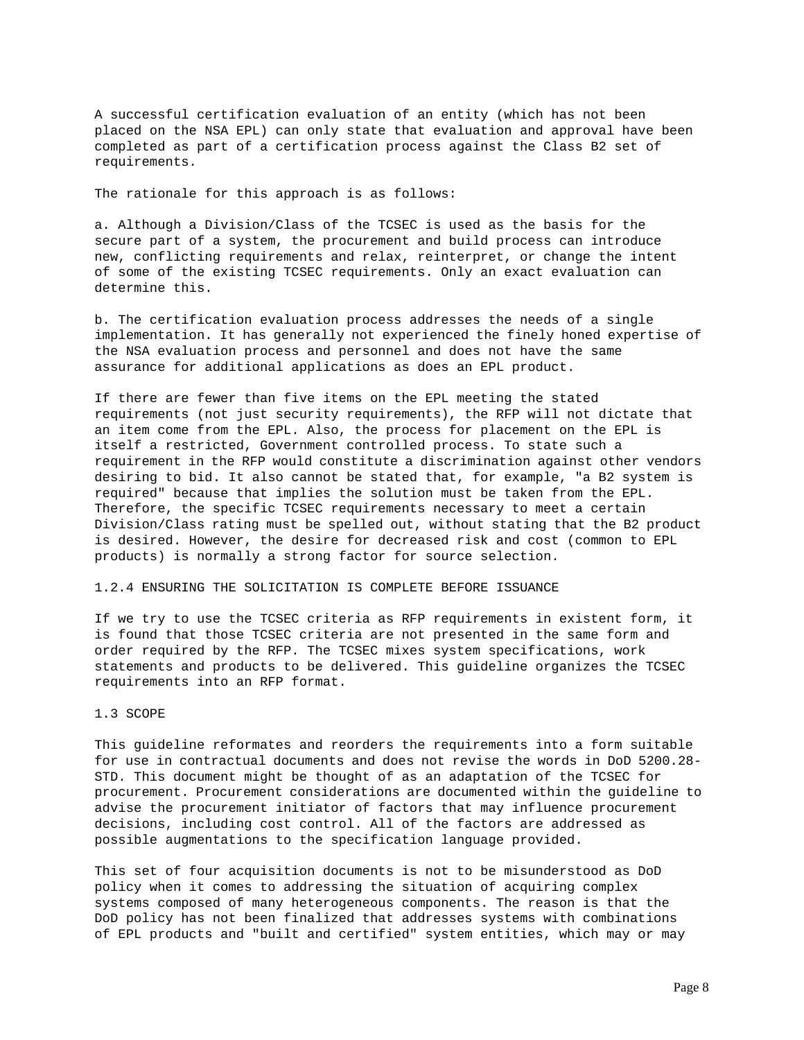A successful certification evaluation of an entity (which has not been placed on the NSA EPL) can only state that evaluation and approval have been completed as part of a certification process against the Class B2 set of requirements.

The rationale for this approach is as follows:

a. Although a Division/Class of the TCSEC is used as the basis for the secure part of a system, the procurement and build process can introduce new, conflicting requirements and relax, reinterpret, or change the intent of some of the existing TCSEC requirements. Only an exact evaluation can determine this.

b. The certification evaluation process addresses the needs of a single implementation. It has generally not experienced the finely honed expertise of the NSA evaluation process and personnel and does not have the same assurance for additional applications as does an EPL product.

If there are fewer than five items on the EPL meeting the stated requirements (not just security requirements), the RFP will not dictate that an item come from the EPL. Also, the process for placement on the EPL is itself a restricted, Government controlled process. To state such a requirement in the RFP would constitute a discrimination against other vendors desiring to bid. It also cannot be stated that, for example, "a B2 system is required" because that implies the solution must be taken from the EPL. Therefore, the specific TCSEC requirements necessary to meet a certain Division/Class rating must be spelled out, without stating that the B2 product is desired. However, the desire for decreased risk and cost (common to EPL products) is normally a strong factor for source selection.

### 1.2.4 ENSURING THE SOLICITATION IS COMPLETE BEFORE ISSUANCE

If we try to use the TCSEC criteria as RFP requirements in existent form, it is found that those TCSEC criteria are not presented in the same form and order required by the RFP. The TCSEC mixes system specifications, work statements and products to be delivered. This guideline organizes the TCSEC requirements into an RFP format.

## 1.3 SCOPE

This guideline reformates and reorders the requirements into a form suitable for use in contractual documents and does not revise the words in DoD 5200.28-STD. This document might be thought of as an adaptation of the TCSEC for procurement. Procurement considerations are documented within the guideline to advise the procurement initiator of factors that may influence procurement decisions, including cost control. All of the factors are addressed as possible augmentations to the specification language provided.

This set of four acquisition documents is not to be misunderstood as DoD policy when it comes to addressing the situation of acquiring complex systems composed of many heterogeneous components. The reason is that the DoD policy has not been finalized that addresses systems with combinations of EPL products and "built and certified" system entities, which may or may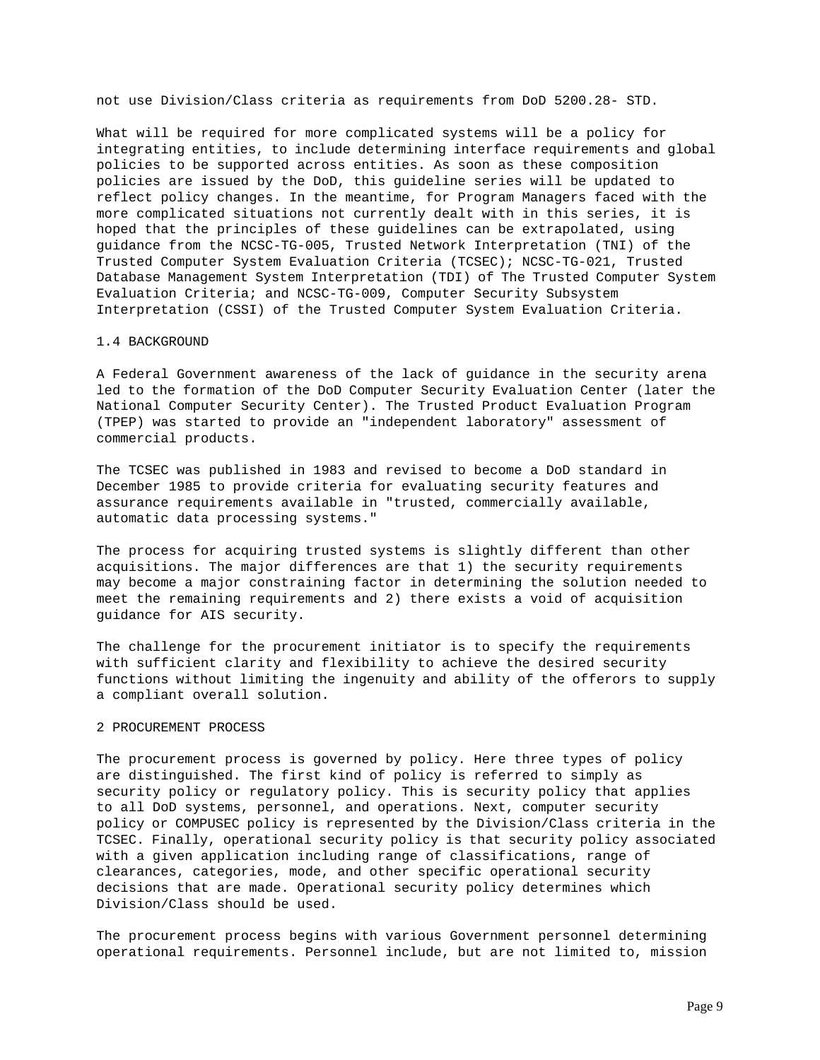not use Division/Class criteria as requirements from DoD 5200.28- STD.

What will be required for more complicated systems will be a policy for integrating entities, to include determining interface requirements and global policies to be supported across entities. As soon as these composition policies are issued by the DoD, this guideline series will be updated to reflect policy changes. In the meantime, for Program Managers faced with the more complicated situations not currently dealt with in this series, it is hoped that the principles of these guidelines can be extrapolated, using guidance from the NCSC-TG-005, Trusted Network Interpretation (TNI) of the Trusted Computer System Evaluation Criteria (TCSEC); NCSC-TG-021, Trusted Database Management System Interpretation (TDI) of The Trusted Computer System Evaluation Criteria; and NCSC-TG-009, Computer Security Subsystem Interpretation (CSSI) of the Trusted Computer System Evaluation Criteria.

## 1.4 BACKGROUND

A Federal Government awareness of the lack of guidance in the security arena led to the formation of the DoD Computer Security Evaluation Center (later the National Computer Security Center). The Trusted Product Evaluation Program (TPEP) was started to provide an "independent laboratory" assessment of commercial products.

The TCSEC was published in 1983 and revised to become a DoD standard in December 1985 to provide criteria for evaluating security features and assurance requirements available in "trusted, commercially available, automatic data processing systems."

The process for acquiring trusted systems is slightly different than other acquisitions. The major differences are that 1) the security requirements may become a major constraining factor in determining the solution needed to meet the remaining requirements and 2) there exists a void of acquisition guidance for AIS security.

The challenge for the procurement initiator is to specify the requirements with sufficient clarity and flexibility to achieve the desired security functions without limiting the ingenuity and ability of the offerors to supply a compliant overall solution.

# 2 PROCUREMENT PROCESS

The procurement process is governed by policy. Here three types of policy are distinguished. The first kind of policy is referred to simply as security policy or regulatory policy. This is security policy that applies to all DoD systems, personnel, and operations. Next, computer security policy or COMPUSEC policy is represented by the Division/Class criteria in the TCSEC. Finally, operational security policy is that security policy associated with a given application including range of classifications, range of clearances, categories, mode, and other specific operational security decisions that are made. Operational security policy determines which Division/Class should be used.

The procurement process begins with various Government personnel determining operational requirements. Personnel include, but are not limited to, mission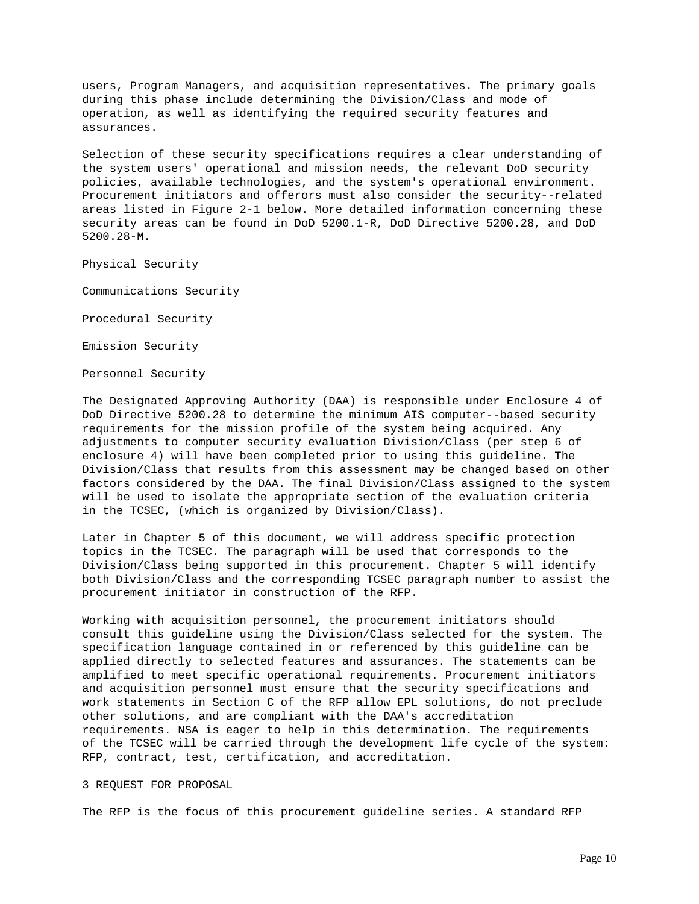users, Program Managers, and acquisition representatives. The primary goals during this phase include determining the Division/Class and mode of operation, as well as identifying the required security features and assurances.

Selection of these security specifications requires a clear understanding of the system users' operational and mission needs, the relevant DoD security policies, available technologies, and the system's operational environment. Procurement initiators and offerors must also consider the security--related areas listed in Figure 2-1 below. More detailed information concerning these security areas can be found in DoD 5200.1-R, DoD Directive 5200.28, and DoD 5200.28-M.

Physical Security

Communications Security

Procedural Security

Emission Security

Personnel Security

The Designated Approving Authority (DAA) is responsible under Enclosure 4 of DoD Directive 5200.28 to determine the minimum AIS computer--based security requirements for the mission profile of the system being acquired. Any adjustments to computer security evaluation Division/Class (per step 6 of enclosure 4) will have been completed prior to using this guideline. The Division/Class that results from this assessment may be changed based on other factors considered by the DAA. The final Division/Class assigned to the system will be used to isolate the appropriate section of the evaluation criteria in the TCSEC, (which is organized by Division/Class).

Later in Chapter 5 of this document, we will address specific protection topics in the TCSEC. The paragraph will be used that corresponds to the Division/Class being supported in this procurement. Chapter 5 will identify both Division/Class and the corresponding TCSEC paragraph number to assist the procurement initiator in construction of the RFP.

Working with acquisition personnel, the procurement initiators should consult this guideline using the Division/Class selected for the system. The specification language contained in or referenced by this guideline can be applied directly to selected features and assurances. The statements can be amplified to meet specific operational requirements. Procurement initiators and acquisition personnel must ensure that the security specifications and work statements in Section C of the RFP allow EPL solutions, do not preclude other solutions, and are compliant with the DAA's accreditation requirements. NSA is eager to help in this determination. The requirements of the TCSEC will be carried through the development life cycle of the system: RFP, contract, test, certification, and accreditation.

## 3 REQUEST FOR PROPOSAL

The RFP is the focus of this procurement guideline series. A standard RFP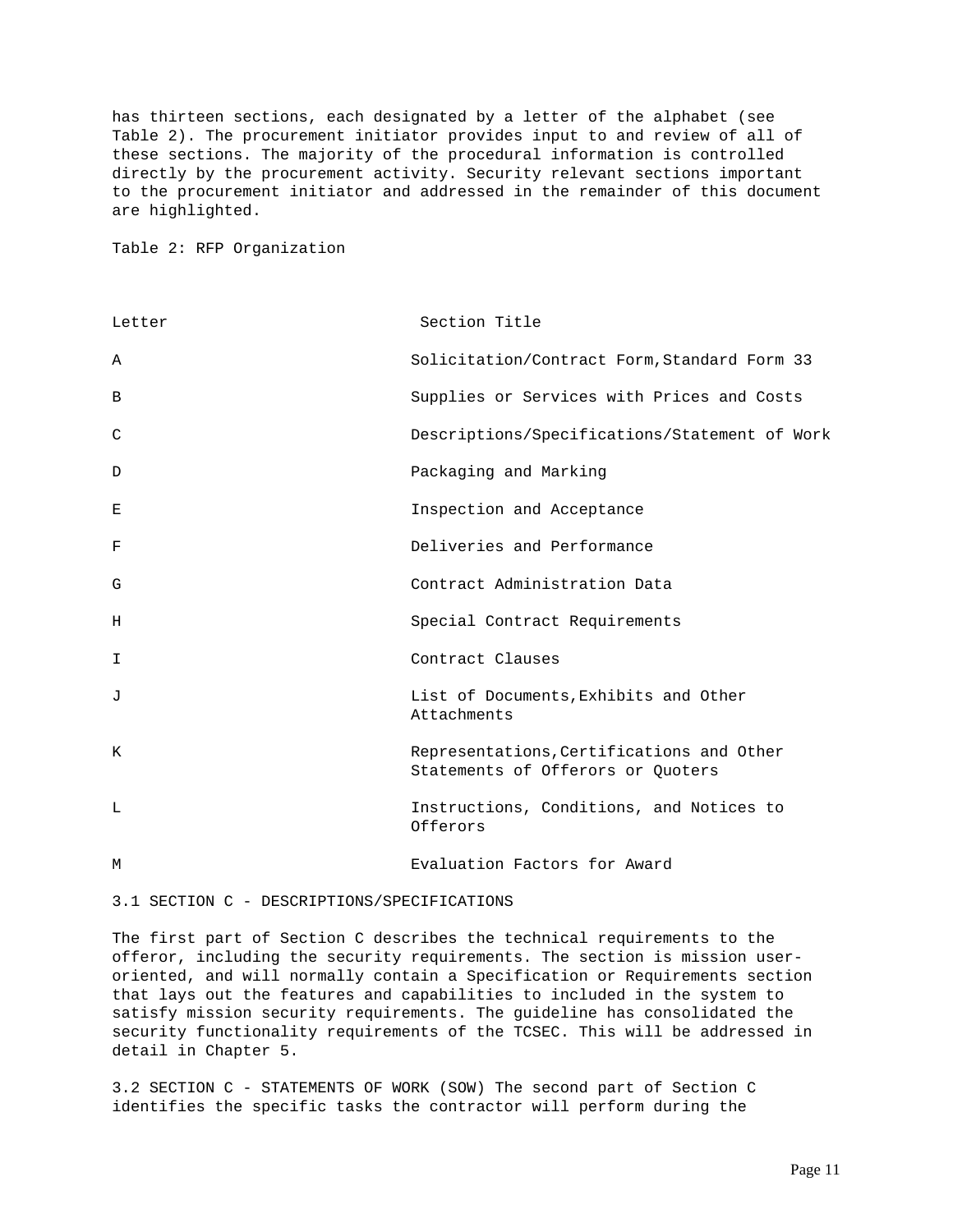has thirteen sections, each designated by a letter of the alphabet (see Table 2). The procurement initiator provides input to and review of all of these sections. The majority of the procedural information is controlled directly by the procurement activity. Security relevant sections important to the procurement initiator and addressed in the remainder of this document are highlighted.

Table 2: RFP Organization

| Letter | Section Title |
|---|---|
| A | Solicitation/Contract Form,Standard Form 33 |
| B | Supplies or Services with Prices and Costs |
| C | Descriptions/Specifications/Statement of Work |
| D | Packaging and Marking |
| E | Inspection and Acceptance |
| F | Deliveries and Performance |
| G | Contract Administration Data |
| H | Special Contract Requirements |
| I | Contract Clauses |
| J | List of Documents,Exhibits and Other Attachments |
| K | Representations,Certifications and Other Statements of Offerors or Quoters |
| L | Instructions, Conditions, and Notices to Offerors |
| M | Evaluation Factors for Award |

## 3.1 SECTION C - DESCRIPTIONS/SPECIFICATIONS

The first part of Section C describes the technical requirements to the offeror, including the security requirements. The section is mission user-oriented, and will normally contain a Specification or Requirements section that lays out the features and capabilities to included in the system to satisfy mission security requirements. The guideline has consolidated the security functionality requirements of the TCSEC. This will be addressed in detail in Chapter 5.

## 3.2 SECTION C - STATEMENTS OF WORK (SOW)

The second part of Section C identifies the specific tasks the contractor will perform during the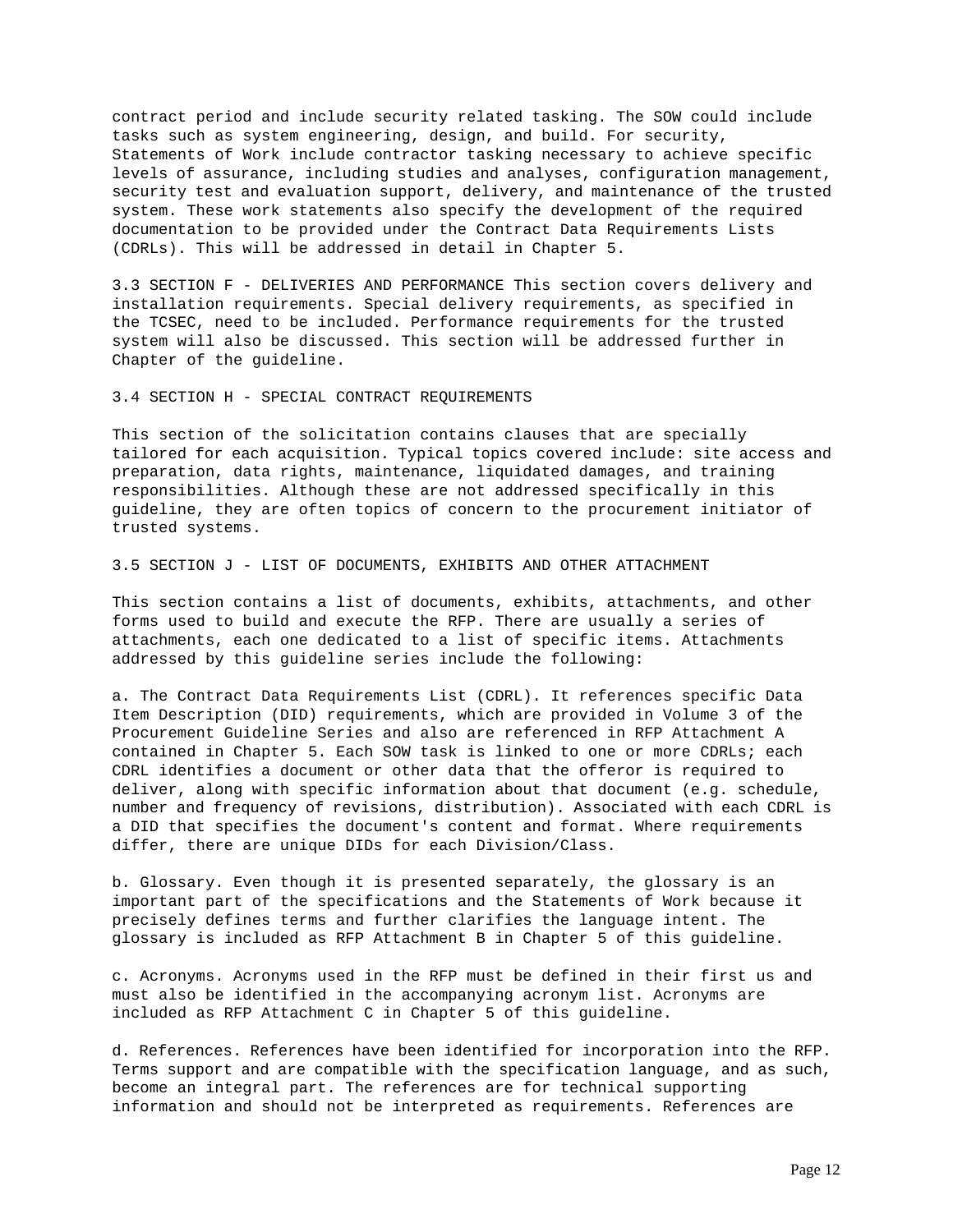contract period and include security related tasking. The SOW could include tasks such as system engineering, design, and build. For security, Statements of Work include contractor tasking necessary to achieve specific levels of assurance, including studies and analyses, configuration management, security test and evaluation support, delivery, and maintenance of the trusted system. These work statements also specify the development of the required documentation to be provided under the Contract Data Requirements Lists (CDRLs). This will be addressed in detail in Chapter 5.

## 3.3 SECTION F - DELIVERIES AND PERFORMANCE

This section covers delivery and installation requirements. Special delivery requirements, as specified in the TCSEC, need to be included. Performance requirements for the trusted system will also be discussed. This section will be addressed further in Chapter of the guideline.

## 3.4 SECTION H - SPECIAL CONTRACT REQUIREMENTS

This section of the solicitation contains clauses that are specially tailored for each acquisition. Typical topics covered include: site access and preparation, data rights, maintenance, liquidated damages, and training responsibilities. Although these are not addressed specifically in this guideline, they are often topics of concern to the procurement initiator of trusted systems.

## 3.5 SECTION J - LIST OF DOCUMENTS, EXHIBITS AND OTHER ATTACHMENT

This section contains a list of documents, exhibits, attachments, and other forms used to build and execute the RFP. There are usually a series of attachments, each one dedicated to a list of specific items. Attachments addressed by this guideline series include the following:

a. The Contract Data Requirements List (CDRL). It references specific Data Item Description (DID) requirements, which are provided in Volume 3 of the Procurement Guideline Series and also are referenced in RFP Attachment A contained in Chapter 5. Each SOW task is linked to one or more CDRLs; each CDRL identifies a document or other data that the offeror is required to deliver, along with specific information about that document (e.g. schedule, number and frequency of revisions, distribution). Associated with each CDRL is a DID that specifies the document's content and format. Where requirements differ, there are unique DIDs for each Division/Class.

b. Glossary. Even though it is presented separately, the glossary is an important part of the specifications and the Statements of Work because it precisely defines terms and further clarifies the language intent. The glossary is included as RFP Attachment B in Chapter 5 of this guideline.

c. Acronyms. Acronyms used in the RFP must be defined in their first us and must also be identified in the accompanying acronym list. Acronyms are included as RFP Attachment C in Chapter 5 of this guideline.

d. References. References have been identified for incorporation into the RFP. Terms support and are compatible with the specification language, and as such, become an integral part. The references are for technical supporting information and should not be interpreted as requirements. References are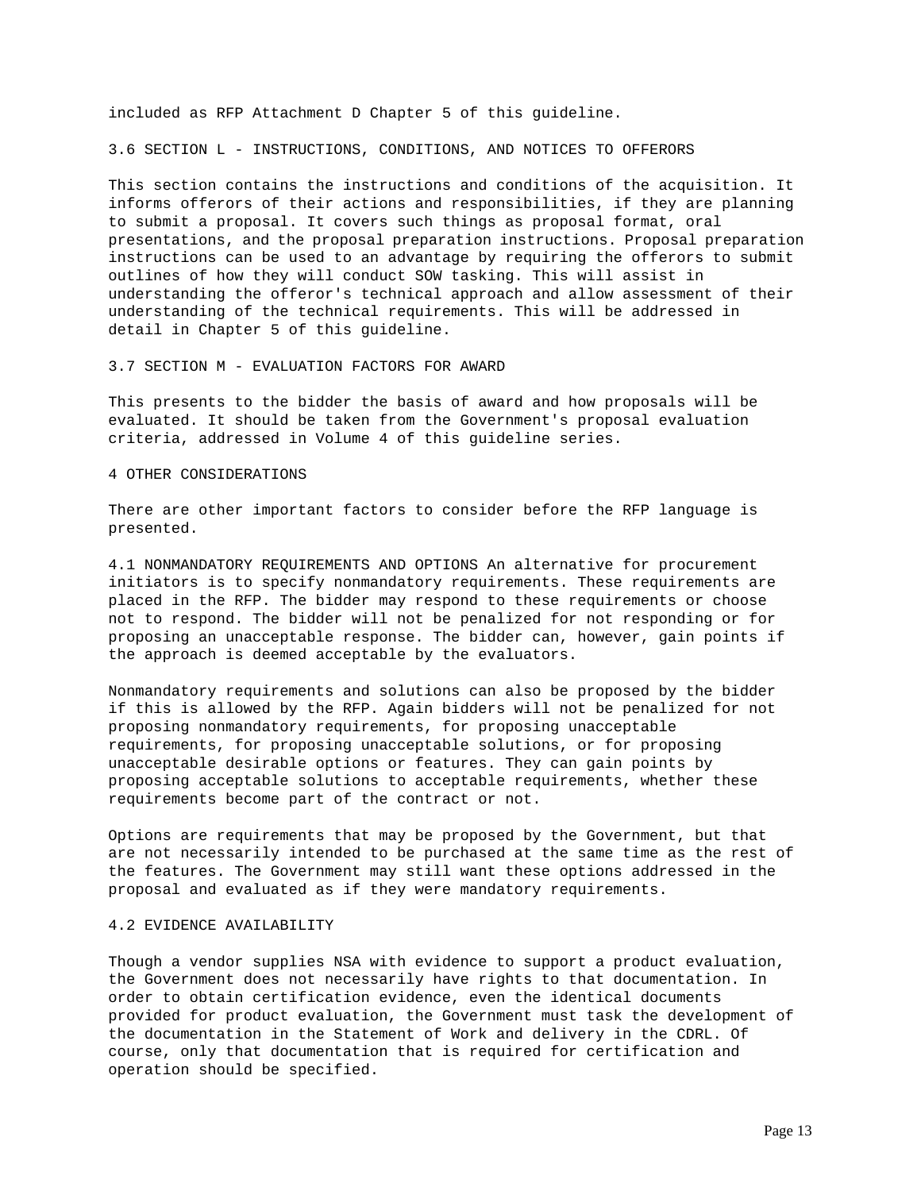included as RFP Attachment D Chapter 5 of this guideline.

### 3.6 SECTION L - INSTRUCTIONS, CONDITIONS, AND NOTICES TO OFFERORS

This section contains the instructions and conditions of the acquisition. It informs offerors of their actions and responsibilities, if they are planning to submit a proposal. It covers such things as proposal format, oral presentations, and the proposal preparation instructions. Proposal preparation instructions can be used to an advantage by requiring the offerors to submit outlines of how they will conduct SOW tasking. This will assist in understanding the offeror's technical approach and allow assessment of their understanding of the technical requirements. This will be addressed in detail in Chapter 5 of this guideline.

### 3.7 SECTION M - EVALUATION FACTORS FOR AWARD

This presents to the bidder the basis of award and how proposals will be evaluated. It should be taken from the Government's proposal evaluation criteria, addressed in Volume 4 of this guideline series.

## 4 OTHER CONSIDERATIONS

There are other important factors to consider before the RFP language is presented.

### 4.1 NONMANDATORY REQUIREMENTS AND OPTIONS

An alternative for procurement initiators is to specify nonmandatory requirements. These requirements are placed in the RFP. The bidder may respond to these requirements or choose not to respond. The bidder will not be penalized for not responding or for proposing an unacceptable response. The bidder can, however, gain points if the approach is deemed acceptable by the evaluators.

Nonmandatory requirements and solutions can also be proposed by the bidder if this is allowed by the RFP. Again bidders will not be penalized for not proposing nonmandatory requirements, for proposing unacceptable requirements, for proposing unacceptable solutions, or for proposing unacceptable desirable options or features. They can gain points by proposing acceptable solutions to acceptable requirements, whether these requirements become part of the contract or not.

Options are requirements that may be proposed by the Government, but that are not necessarily intended to be purchased at the same time as the rest of the features. The Government may still want these options addressed in the proposal and evaluated as if they were mandatory requirements.

### 4.2 EVIDENCE AVAILABILITY

Though a vendor supplies NSA with evidence to support a product evaluation, the Government does not necessarily have rights to that documentation. In order to obtain certification evidence, even the identical documents provided for product evaluation, the Government must task the development of the documentation in the Statement of Work and delivery in the CDRL. Of course, only that documentation that is required for certification and operation should be specified.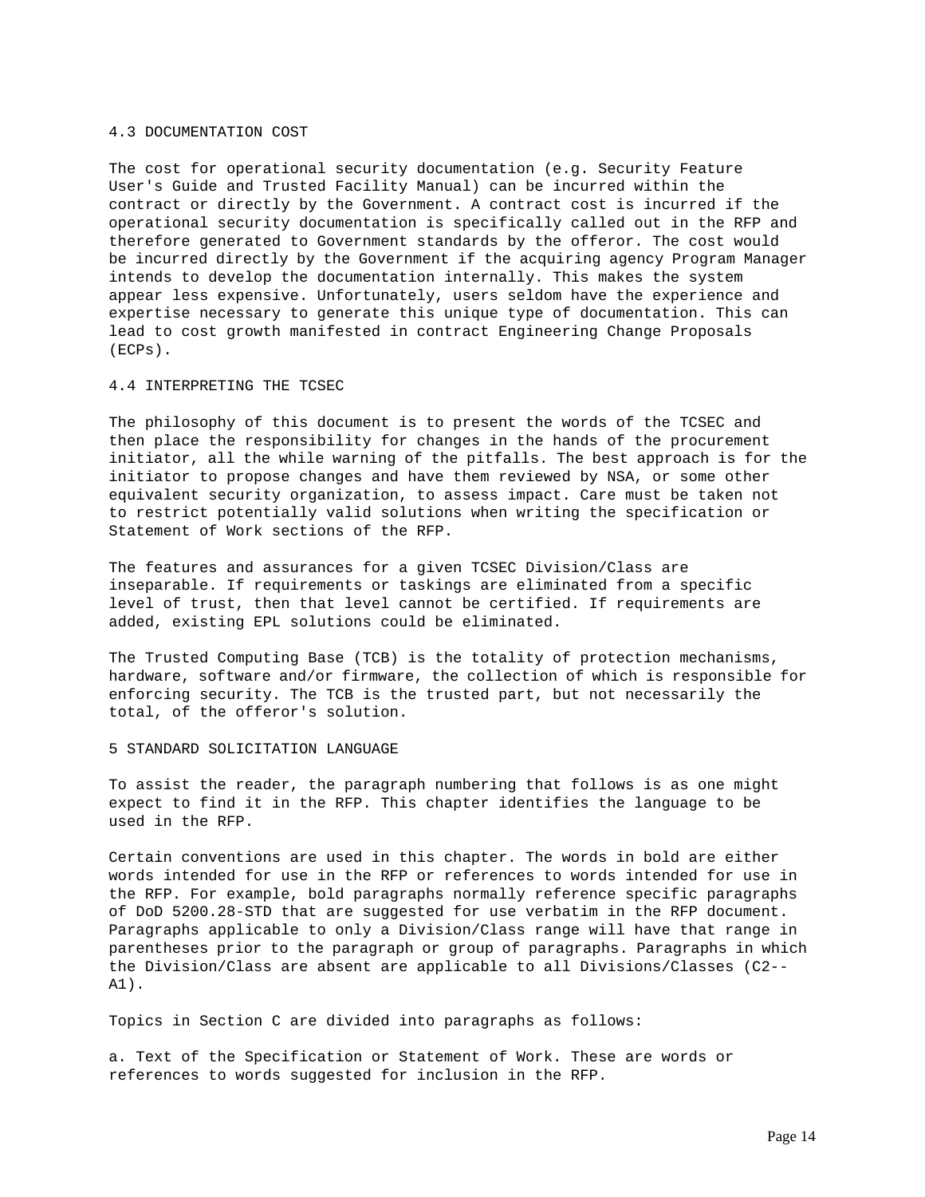### 4.3 DOCUMENTATION COST

The cost for operational security documentation (e.g. Security Feature User's Guide and Trusted Facility Manual) can be incurred within the contract or directly by the Government. A contract cost is incurred if the operational security documentation is specifically called out in the RFP and therefore generated to Government standards by the offeror. The cost would be incurred directly by the Government if the acquiring agency Program Manager intends to develop the documentation internally. This makes the system appear less expensive. Unfortunately, users seldom have the experience and expertise necessary to generate this unique type of documentation. This can lead to cost growth manifested in contract Engineering Change Proposals (ECPs).

### 4.4 INTERPRETING THE TCSEC

The philosophy of this document is to present the words of the TCSEC and then place the responsibility for changes in the hands of the procurement initiator, all the while warning of the pitfalls. The best approach is for the initiator to propose changes and have them reviewed by NSA, or some other equivalent security organization, to assess impact. Care must be taken not to restrict potentially valid solutions when writing the specification or Statement of Work sections of the RFP.

The features and assurances for a given TCSEC Division/Class are inseparable. If requirements or taskings are eliminated from a specific level of trust, then that level cannot be certified. If requirements are added, existing EPL solutions could be eliminated.

The Trusted Computing Base (TCB) is the totality of protection mechanisms, hardware, software and/or firmware, the collection of which is responsible for enforcing security. The TCB is the trusted part, but not necessarily the total, of the offeror's solution.

## 5 STANDARD SOLICITATION LANGUAGE

To assist the reader, the paragraph numbering that follows is as one might expect to find it in the RFP. This chapter identifies the language to be used in the RFP.

Certain conventions are used in this chapter. The words in bold are either words intended for use in the RFP or references to words intended for use in the RFP. For example, bold paragraphs normally reference specific paragraphs of DoD 5200.28-STD that are suggested for use verbatim in the RFP document. Paragraphs applicable to only a Division/Class range will have that range in parentheses prior to the paragraph or group of paragraphs. Paragraphs in which the Division/Class are absent are applicable to all Divisions/Classes (C2--A1).

Topics in Section C are divided into paragraphs as follows:

a. Text of the Specification or Statement of Work. These are words or references to words suggested for inclusion in the RFP.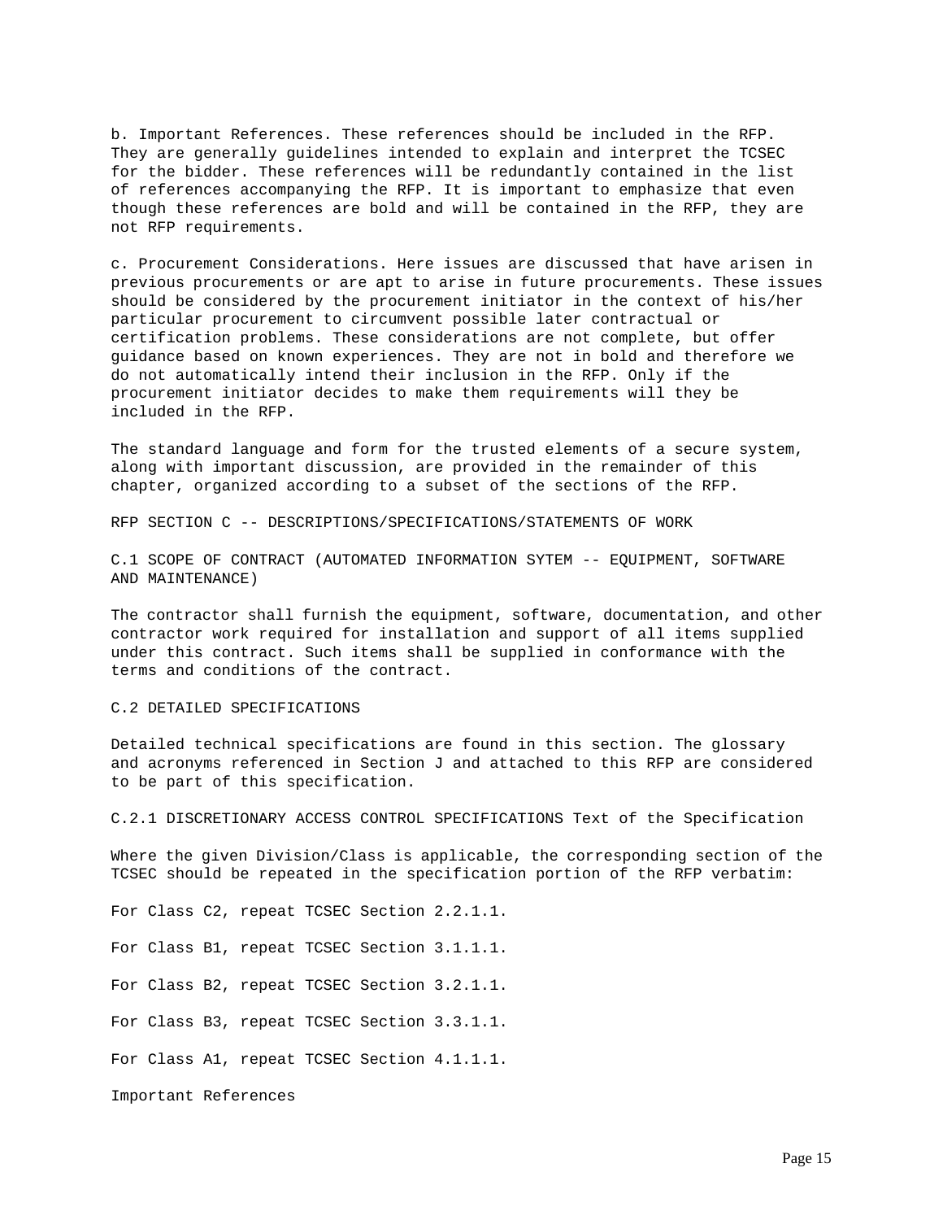b. Important References. These references should be included in the RFP. They are generally guidelines intended to explain and interpret the TCSEC for the bidder. These references will be redundantly contained in the list of references accompanying the RFP. It is important to emphasize that even though these references are bold and will be contained in the RFP, they are not RFP requirements.

c. Procurement Considerations. Here issues are discussed that have arisen in previous procurements or are apt to arise in future procurements. These issues should be considered by the procurement initiator in the context of his/her particular procurement to circumvent possible later contractual or certification problems. These considerations are not complete, but offer guidance based on known experiences. They are not in bold and therefore we do not automatically intend their inclusion in the RFP. Only if the procurement initiator decides to make them requirements will they be included in the RFP.

The standard language and form for the trusted elements of a secure system, along with important discussion, are provided in the remainder of this chapter, organized according to a subset of the sections of the RFP.

## RFP SECTION C -- DESCRIPTIONS/SPECIFICATIONS/STATEMENTS OF WORK

### C.1 SCOPE OF CONTRACT (AUTOMATED INFORMATION SYTEM -- EQUIPMENT, SOFTWARE AND MAINTENANCE)

The contractor shall furnish the equipment, software, documentation, and other contractor work required for installation and support of all items supplied under this contract. Such items shall be supplied in conformance with the terms and conditions of the contract.

### C.2 DETAILED SPECIFICATIONS

Detailed technical specifications are found in this section. The glossary and acronyms referenced in Section J and attached to this RFP are considered to be part of this specification.

#### C.2.1 DISCRETIONARY ACCESS CONTROL SPECIFICATIONS Text of the Specification

Where the given Division/Class is applicable, the corresponding section of the TCSEC should be repeated in the specification portion of the RFP verbatim:

For Class C2, repeat TCSEC Section 2.2.1.1.

For Class B1, repeat TCSEC Section 3.1.1.1.

For Class B2, repeat TCSEC Section 3.2.1.1.

For Class B3, repeat TCSEC Section 3.3.1.1.

For Class A1, repeat TCSEC Section 4.1.1.1.

Important References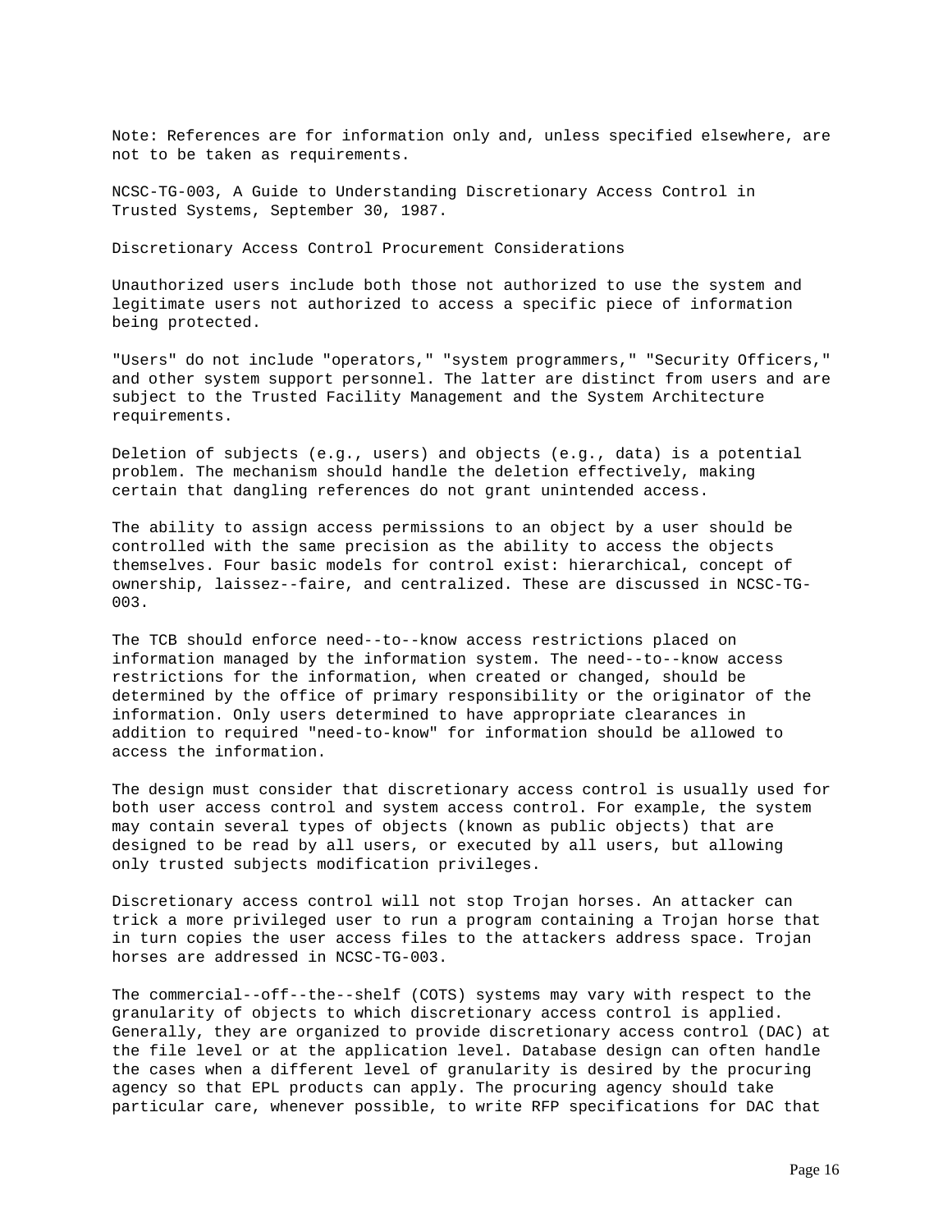Note: References are for information only and, unless specified elsewhere, are not to be taken as requirements.

NCSC-TG-003, A Guide to Understanding Discretionary Access Control in Trusted Systems, September 30, 1987.

Discretionary Access Control Procurement Considerations

Unauthorized users include both those not authorized to use the system and legitimate users not authorized to access a specific piece of information being protected.

"Users" do not include "operators," "system programmers," "Security Officers," and other system support personnel. The latter are distinct from users and are subject to the Trusted Facility Management and the System Architecture requirements.

Deletion of subjects (e.g., users) and objects (e.g., data) is a potential problem. The mechanism should handle the deletion effectively, making certain that dangling references do not grant unintended access.

The ability to assign access permissions to an object by a user should be controlled with the same precision as the ability to access the objects themselves. Four basic models for control exist: hierarchical, concept of ownership, laissez--faire, and centralized. These are discussed in NCSC-TG-003.

The TCB should enforce need--to--know access restrictions placed on information managed by the information system. The need--to--know access restrictions for the information, when created or changed, should be determined by the office of primary responsibility or the originator of the information. Only users determined to have appropriate clearances in addition to required "need-to-know" for information should be allowed to access the information.

The design must consider that discretionary access control is usually used for both user access control and system access control. For example, the system may contain several types of objects (known as public objects) that are designed to be read by all users, or executed by all users, but allowing only trusted subjects modification privileges.

Discretionary access control will not stop Trojan horses. An attacker can trick a more privileged user to run a program containing a Trojan horse that in turn copies the user access files to the attackers address space. Trojan horses are addressed in NCSC-TG-003.

The commercial--off--the--shelf (COTS) systems may vary with respect to the granularity of objects to which discretionary access control is applied. Generally, they are organized to provide discretionary access control (DAC) at the file level or at the application level. Database design can often handle the cases when a different level of granularity is desired by the procuring agency so that EPL products can apply. The procuring agency should take particular care, whenever possible, to write RFP specifications for DAC that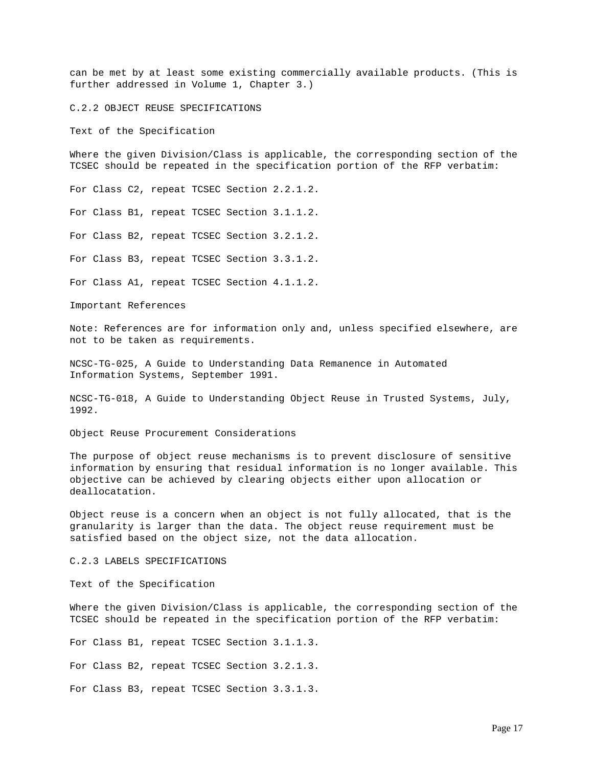can be met by at least some existing commercially available products. (This is further addressed in Volume 1, Chapter 3.)

## C.2.2 OBJECT REUSE SPECIFICATIONS

### Text of the Specification

Where the given Division/Class is applicable, the corresponding section of the TCSEC should be repeated in the specification portion of the RFP verbatim:

For Class C2, repeat TCSEC Section 2.2.1.2.

For Class B1, repeat TCSEC Section 3.1.1.2.

For Class B2, repeat TCSEC Section 3.2.1.2.

For Class B3, repeat TCSEC Section 3.3.1.2.

For Class A1, repeat TCSEC Section 4.1.1.2.

### Important References

Note: References are for information only and, unless specified elsewhere, are not to be taken as requirements.

NCSC-TG-025, A Guide to Understanding Data Remanence in Automated Information Systems, September 1991.

NCSC-TG-018, A Guide to Understanding Object Reuse in Trusted Systems, July, 1992.

### Object Reuse Procurement Considerations

The purpose of object reuse mechanisms is to prevent disclosure of sensitive information by ensuring that residual information is no longer available. This objective can be achieved by clearing objects either upon allocation or deallocatation.

Object reuse is a concern when an object is not fully allocated, that is the granularity is larger than the data. The object reuse requirement must be satisfied based on the object size, not the data allocation.

## C.2.3 LABELS SPECIFICATIONS

### Text of the Specification

Where the given Division/Class is applicable, the corresponding section of the TCSEC should be repeated in the specification portion of the RFP verbatim:

For Class B1, repeat TCSEC Section 3.1.1.3.

For Class B2, repeat TCSEC Section 3.2.1.3.

For Class B3, repeat TCSEC Section 3.3.1.3.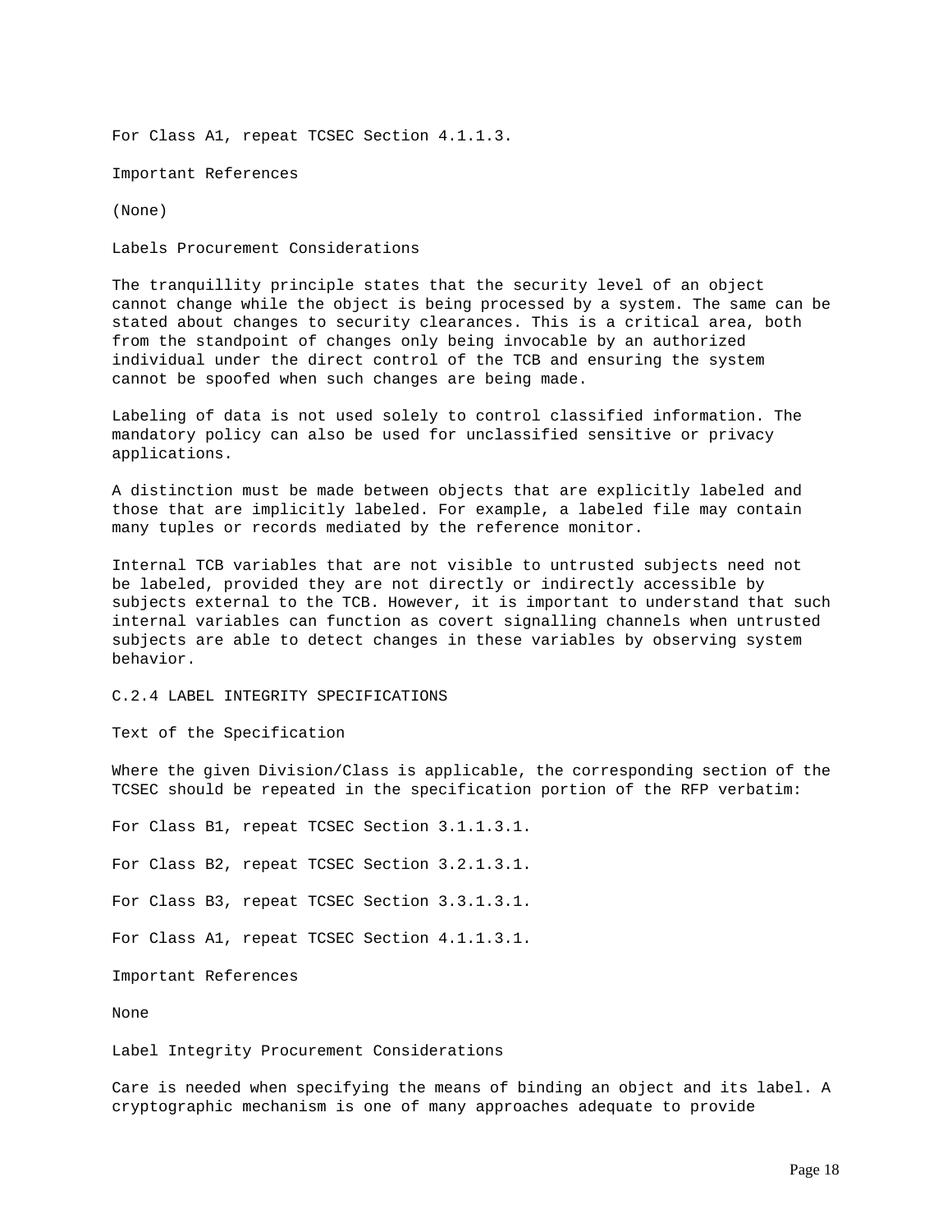For Class A1, repeat TCSEC Section 4.1.1.3.

Important References

(None)

Labels Procurement Considerations

The tranquillity principle states that the security level of an object cannot change while the object is being processed by a system. The same can be stated about changes to security clearances. This is a critical area, both from the standpoint of changes only being invocable by an authorized individual under the direct control of the TCB and ensuring the system cannot be spoofed when such changes are being made.

Labeling of data is not used solely to control classified information. The mandatory policy can also be used for unclassified sensitive or privacy applications.

A distinction must be made between objects that are explicitly labeled and those that are implicitly labeled. For example, a labeled file may contain many tuples or records mediated by the reference monitor.

Internal TCB variables that are not visible to untrusted subjects need not be labeled, provided they are not directly or indirectly accessible by subjects external to the TCB. However, it is important to understand that such internal variables can function as covert signalling channels when untrusted subjects are able to detect changes in these variables by observing system behavior.

## C.2.4 LABEL INTEGRITY SPECIFICATIONS

Text of the Specification

Where the given Division/Class is applicable, the corresponding section of the TCSEC should be repeated in the specification portion of the RFP verbatim:

For Class B1, repeat TCSEC Section 3.1.1.3.1.

For Class B2, repeat TCSEC Section 3.2.1.3.1.

For Class B3, repeat TCSEC Section 3.3.1.3.1.

For Class A1, repeat TCSEC Section 4.1.1.3.1.

Important References

None

Label Integrity Procurement Considerations

Care is needed when specifying the means of binding an object and its label. A cryptographic mechanism is one of many approaches adequate to provide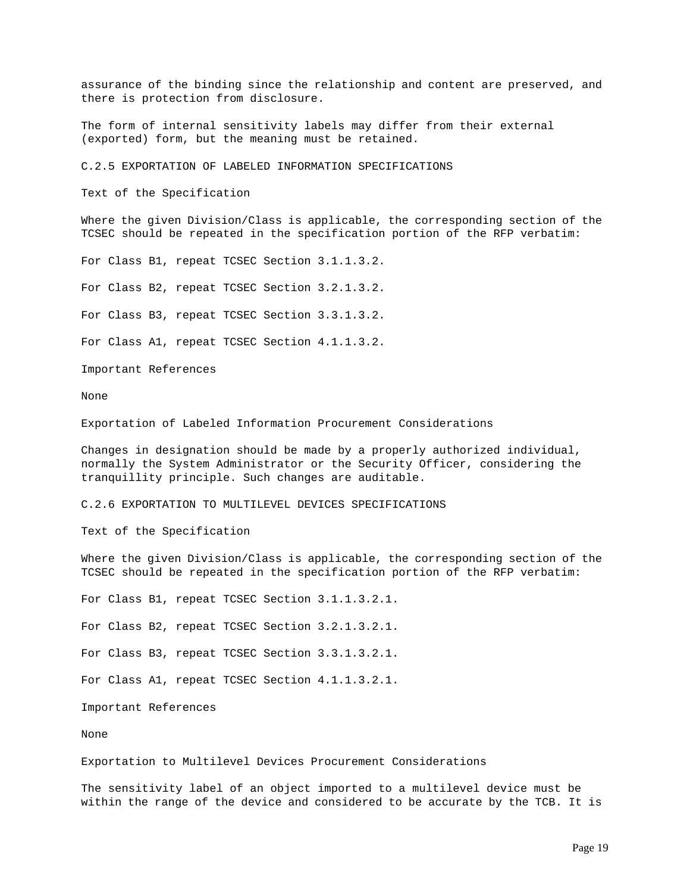assurance of the binding since the relationship and content are preserved, and there is protection from disclosure.

The form of internal sensitivity labels may differ from their external (exported) form, but the meaning must be retained.

## C.2.5 EXPORTATION OF LABELED INFORMATION SPECIFICATIONS

### Text of the Specification

Where the given Division/Class is applicable, the corresponding section of the TCSEC should be repeated in the specification portion of the RFP verbatim:

For Class B1, repeat TCSEC Section 3.1.1.3.2.

For Class B2, repeat TCSEC Section 3.2.1.3.2.

For Class B3, repeat TCSEC Section 3.3.1.3.2.

For Class A1, repeat TCSEC Section 4.1.1.3.2.

### Important References

None

### Exportation of Labeled Information Procurement Considerations

Changes in designation should be made by a properly authorized individual, normally the System Administrator or the Security Officer, considering the tranquillity principle. Such changes are auditable.

## C.2.6 EXPORTATION TO MULTILEVEL DEVICES SPECIFICATIONS

### Text of the Specification

Where the given Division/Class is applicable, the corresponding section of the TCSEC should be repeated in the specification portion of the RFP verbatim:

For Class B1, repeat TCSEC Section 3.1.1.3.2.1.

For Class B2, repeat TCSEC Section 3.2.1.3.2.1.

For Class B3, repeat TCSEC Section 3.3.1.3.2.1.

For Class A1, repeat TCSEC Section 4.1.1.3.2.1.

### Important References

None

### Exportation to Multilevel Devices Procurement Considerations

The sensitivity label of an object imported to a multilevel device must be within the range of the device and considered to be accurate by the TCB. It is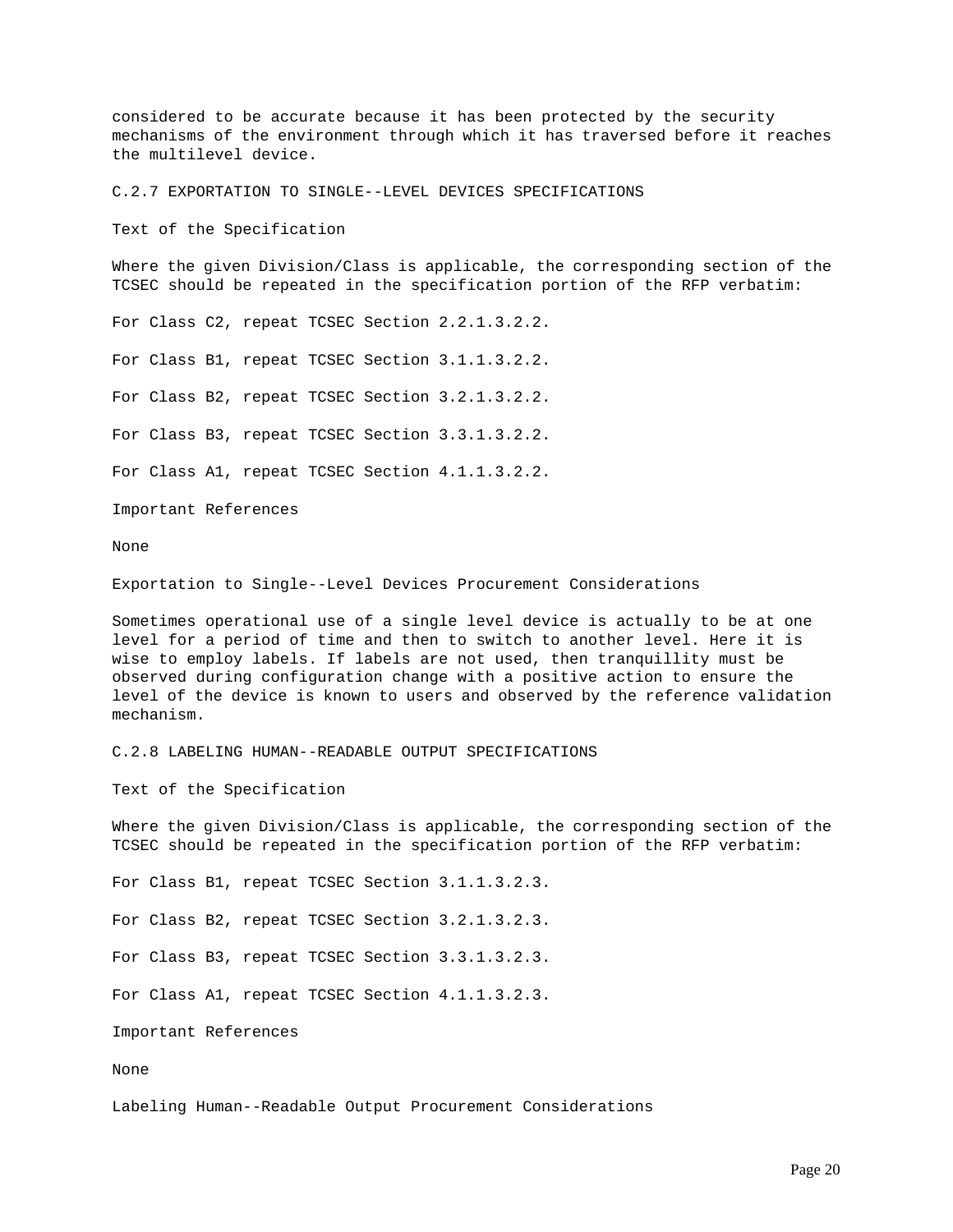considered to be accurate because it has been protected by the security mechanisms of the environment through which it has traversed before it reaches the multilevel device.

## C.2.7 EXPORTATION TO SINGLE--LEVEL DEVICES SPECIFICATIONS

### Text of the Specification

Where the given Division/Class is applicable, the corresponding section of the TCSEC should be repeated in the specification portion of the RFP verbatim:

For Class C2, repeat TCSEC Section 2.2.1.3.2.2.

For Class B1, repeat TCSEC Section 3.1.1.3.2.2.

For Class B2, repeat TCSEC Section 3.2.1.3.2.2.

For Class B3, repeat TCSEC Section 3.3.1.3.2.2.

For Class A1, repeat TCSEC Section 4.1.1.3.2.2.

### Important References

None

### Exportation to Single--Level Devices Procurement Considerations

Sometimes operational use of a single level device is actually to be at one level for a period of time and then to switch to another level. Here it is wise to employ labels. If labels are not used, then tranquillity must be observed during configuration change with a positive action to ensure the level of the device is known to users and observed by the reference validation mechanism.

## C.2.8 LABELING HUMAN--READABLE OUTPUT SPECIFICATIONS

### Text of the Specification

Where the given Division/Class is applicable, the corresponding section of the TCSEC should be repeated in the specification portion of the RFP verbatim:

For Class B1, repeat TCSEC Section 3.1.1.3.2.3.

For Class B2, repeat TCSEC Section 3.2.1.3.2.3.

For Class B3, repeat TCSEC Section 3.3.1.3.2.3.

For Class A1, repeat TCSEC Section 4.1.1.3.2.3.

### Important References

None

### Labeling Human--Readable Output Procurement Considerations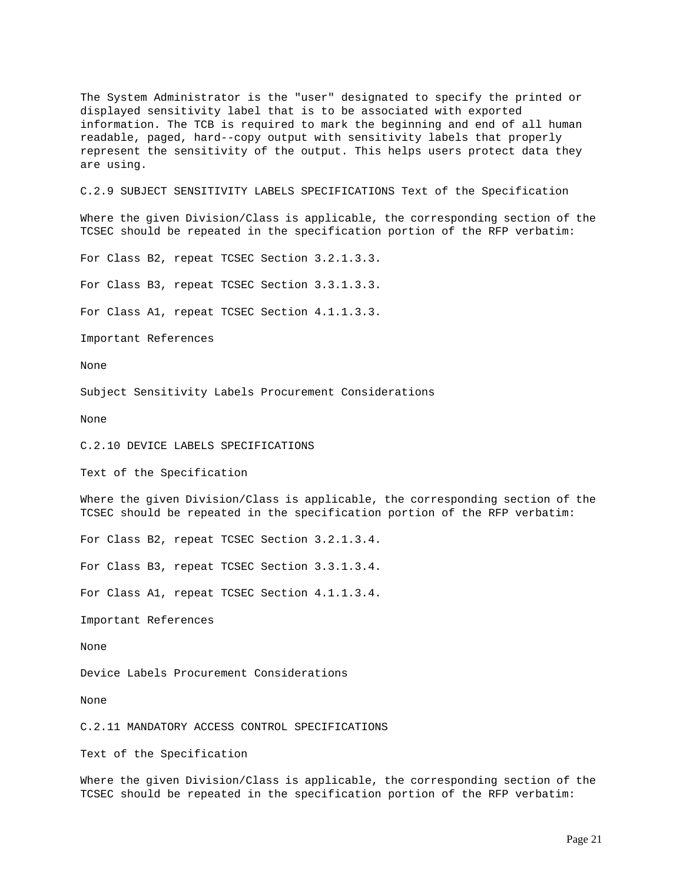The System Administrator is the "user" designated to specify the printed or displayed sensitivity label that is to be associated with exported information. The TCB is required to mark the beginning and end of all human readable, paged, hard--copy output with sensitivity labels that properly represent the sensitivity of the output. This helps users protect data they are using.

## C.2.9 SUBJECT SENSITIVITY LABELS SPECIFICATIONS

Text of the Specification

Where the given Division/Class is applicable, the corresponding section of the TCSEC should be repeated in the specification portion of the RFP verbatim:

For Class B2, repeat TCSEC Section 3.2.1.3.3.

For Class B3, repeat TCSEC Section 3.3.1.3.3.

For Class A1, repeat TCSEC Section 4.1.1.3.3.

Important References

None

Subject Sensitivity Labels Procurement Considerations

None

## C.2.10 DEVICE LABELS SPECIFICATIONS

Text of the Specification

Where the given Division/Class is applicable, the corresponding section of the TCSEC should be repeated in the specification portion of the RFP verbatim:

For Class B2, repeat TCSEC Section 3.2.1.3.4.

For Class B3, repeat TCSEC Section 3.3.1.3.4.

For Class A1, repeat TCSEC Section 4.1.1.3.4.

Important References

None

Device Labels Procurement Considerations

None

## C.2.11 MANDATORY ACCESS CONTROL SPECIFICATIONS

Text of the Specification

Where the given Division/Class is applicable, the corresponding section of the TCSEC should be repeated in the specification portion of the RFP verbatim: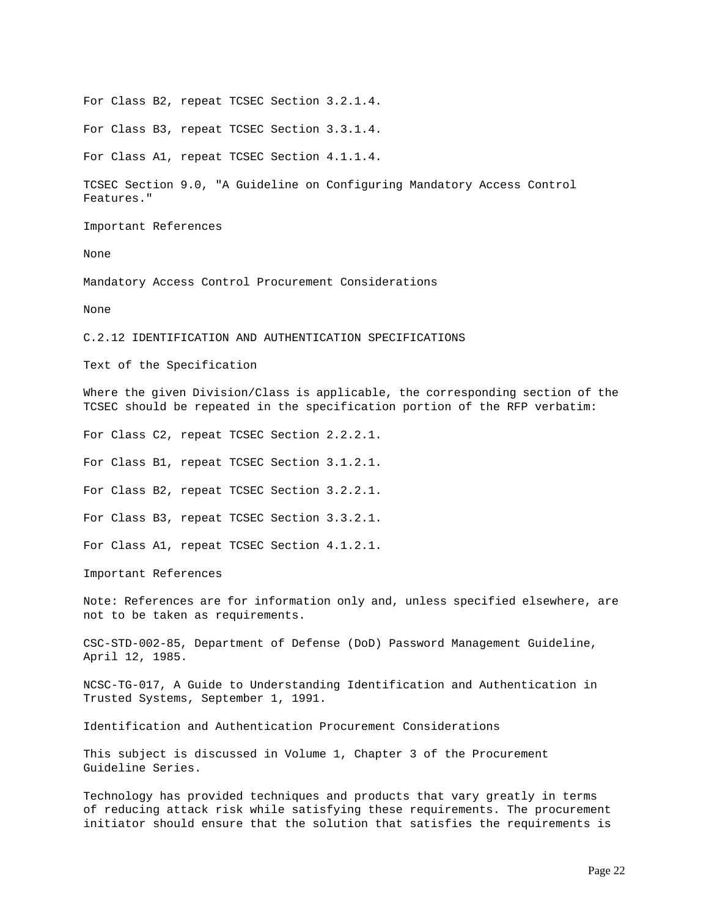For Class B2, repeat TCSEC Section 3.2.1.4.

For Class B3, repeat TCSEC Section 3.3.1.4.

For Class A1, repeat TCSEC Section 4.1.1.4.

TCSEC Section 9.0, "A Guideline on Configuring Mandatory Access Control Features."

Important References

None

Mandatory Access Control Procurement Considerations

None

## C.2.12 IDENTIFICATION AND AUTHENTICATION SPECIFICATIONS

Text of the Specification

Where the given Division/Class is applicable, the corresponding section of the TCSEC should be repeated in the specification portion of the RFP verbatim:

For Class C2, repeat TCSEC Section 2.2.2.1.

For Class B1, repeat TCSEC Section 3.1.2.1.

For Class B2, repeat TCSEC Section 3.2.2.1.

For Class B3, repeat TCSEC Section 3.3.2.1.

For Class A1, repeat TCSEC Section 4.1.2.1.

Important References

Note: References are for information only and, unless specified elsewhere, are not to be taken as requirements.

CSC-STD-002-85, Department of Defense (DoD) Password Management Guideline, April 12, 1985.

NCSC-TG-017, A Guide to Understanding Identification and Authentication in Trusted Systems, September 1, 1991.

Identification and Authentication Procurement Considerations

This subject is discussed in Volume 1, Chapter 3 of the Procurement Guideline Series.

Technology has provided techniques and products that vary greatly in terms of reducing attack risk while satisfying these requirements. The procurement initiator should ensure that the solution that satisfies the requirements is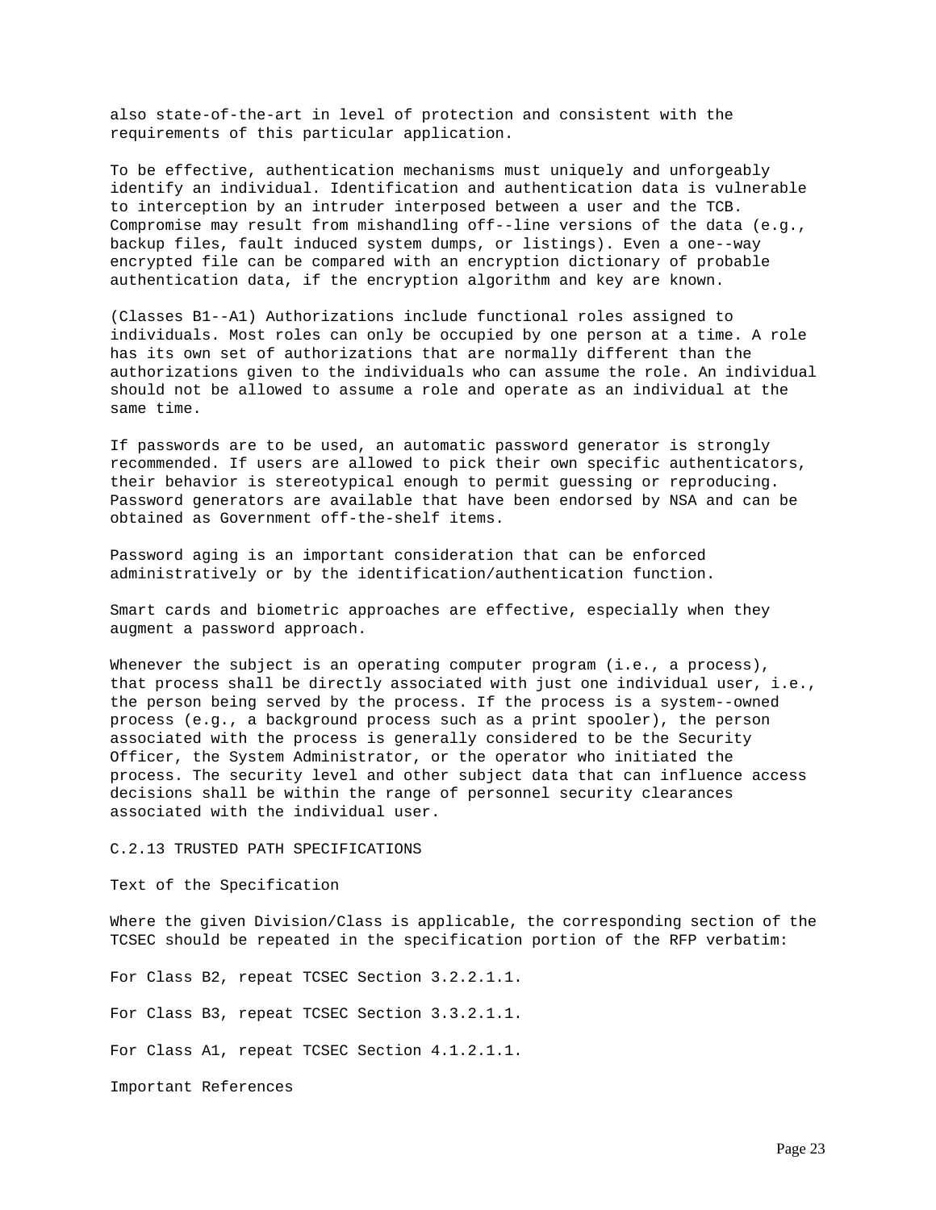also state-of-the-art in level of protection and consistent with the requirements of this particular application.

To be effective, authentication mechanisms must uniquely and unforgeably identify an individual. Identification and authentication data is vulnerable to interception by an intruder interposed between a user and the TCB. Compromise may result from mishandling off--line versions of the data (e.g., backup files, fault induced system dumps, or listings). Even a one--way encrypted file can be compared with an encryption dictionary of probable authentication data, if the encryption algorithm and key are known.

(Classes B1--A1) Authorizations include functional roles assigned to individuals. Most roles can only be occupied by one person at a time. A role has its own set of authorizations that are normally different than the authorizations given to the individuals who can assume the role. An individual should not be allowed to assume a role and operate as an individual at the same time.

If passwords are to be used, an automatic password generator is strongly recommended. If users are allowed to pick their own specific authenticators, their behavior is stereotypical enough to permit guessing or reproducing. Password generators are available that have been endorsed by NSA and can be obtained as Government off-the-shelf items.

Password aging is an important consideration that can be enforced administratively or by the identification/authentication function.

Smart cards and biometric approaches are effective, especially when they augment a password approach.

Whenever the subject is an operating computer program (i.e., a process), that process shall be directly associated with just one individual user, i.e., the person being served by the process. If the process is a system--owned process (e.g., a background process such as a print spooler), the person associated with the process is generally considered to be the Security Officer, the System Administrator, or the operator who initiated the process. The security level and other subject data that can influence access decisions shall be within the range of personnel security clearances associated with the individual user.

## C.2.13 TRUSTED PATH SPECIFICATIONS

Text of the Specification

Where the given Division/Class is applicable, the corresponding section of the TCSEC should be repeated in the specification portion of the RFP verbatim:

For Class B2, repeat TCSEC Section 3.2.2.1.1.

For Class B3, repeat TCSEC Section 3.3.2.1.1.

For Class A1, repeat TCSEC Section 4.1.2.1.1.

Important References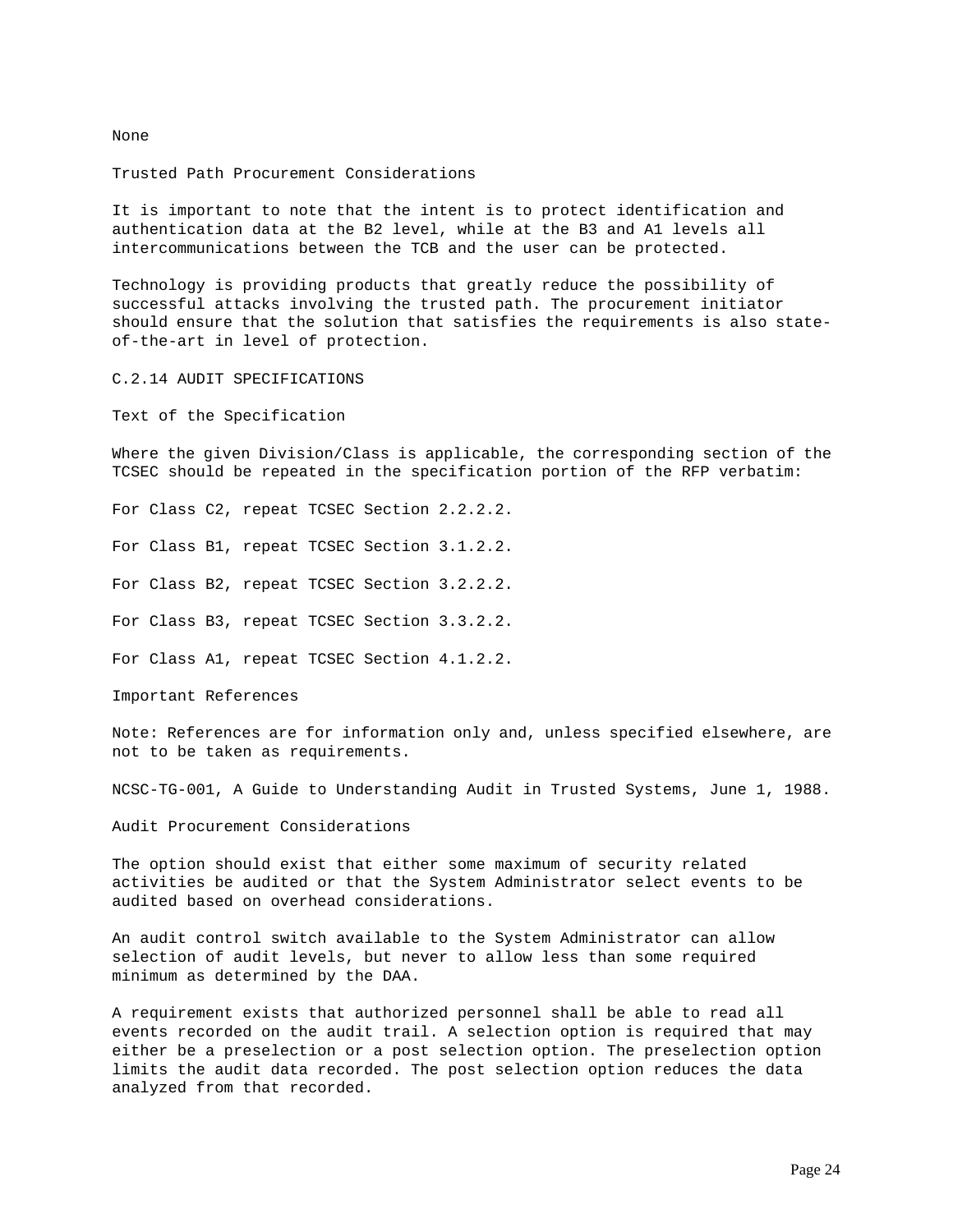None

### Trusted Path Procurement Considerations

It is important to note that the intent is to protect identification and authentication data at the B2 level, while at the B3 and A1 levels all intercommunications between the TCB and the user can be protected.

Technology is providing products that greatly reduce the possibility of successful attacks involving the trusted path. The procurement initiator should ensure that the solution that satisfies the requirements is also state-of-the-art in level of protection.

## C.2.14 AUDIT SPECIFICATIONS

### Text of the Specification

Where the given Division/Class is applicable, the corresponding section of the TCSEC should be repeated in the specification portion of the RFP verbatim:

For Class C2, repeat TCSEC Section 2.2.2.2.

For Class B1, repeat TCSEC Section 3.1.2.2.

For Class B2, repeat TCSEC Section 3.2.2.2.

For Class B3, repeat TCSEC Section 3.3.2.2.

For Class A1, repeat TCSEC Section 4.1.2.2.

### Important References

Note: References are for information only and, unless specified elsewhere, are not to be taken as requirements.

NCSC-TG-001, A Guide to Understanding Audit in Trusted Systems, June 1, 1988.

### Audit Procurement Considerations

The option should exist that either some maximum of security related activities be audited or that the System Administrator select events to be audited based on overhead considerations.

An audit control switch available to the System Administrator can allow selection of audit levels, but never to allow less than some required minimum as determined by the DAA.

A requirement exists that authorized personnel shall be able to read all events recorded on the audit trail. A selection option is required that may either be a preselection or a post selection option. The preselection option limits the audit data recorded. The post selection option reduces the data analyzed from that recorded.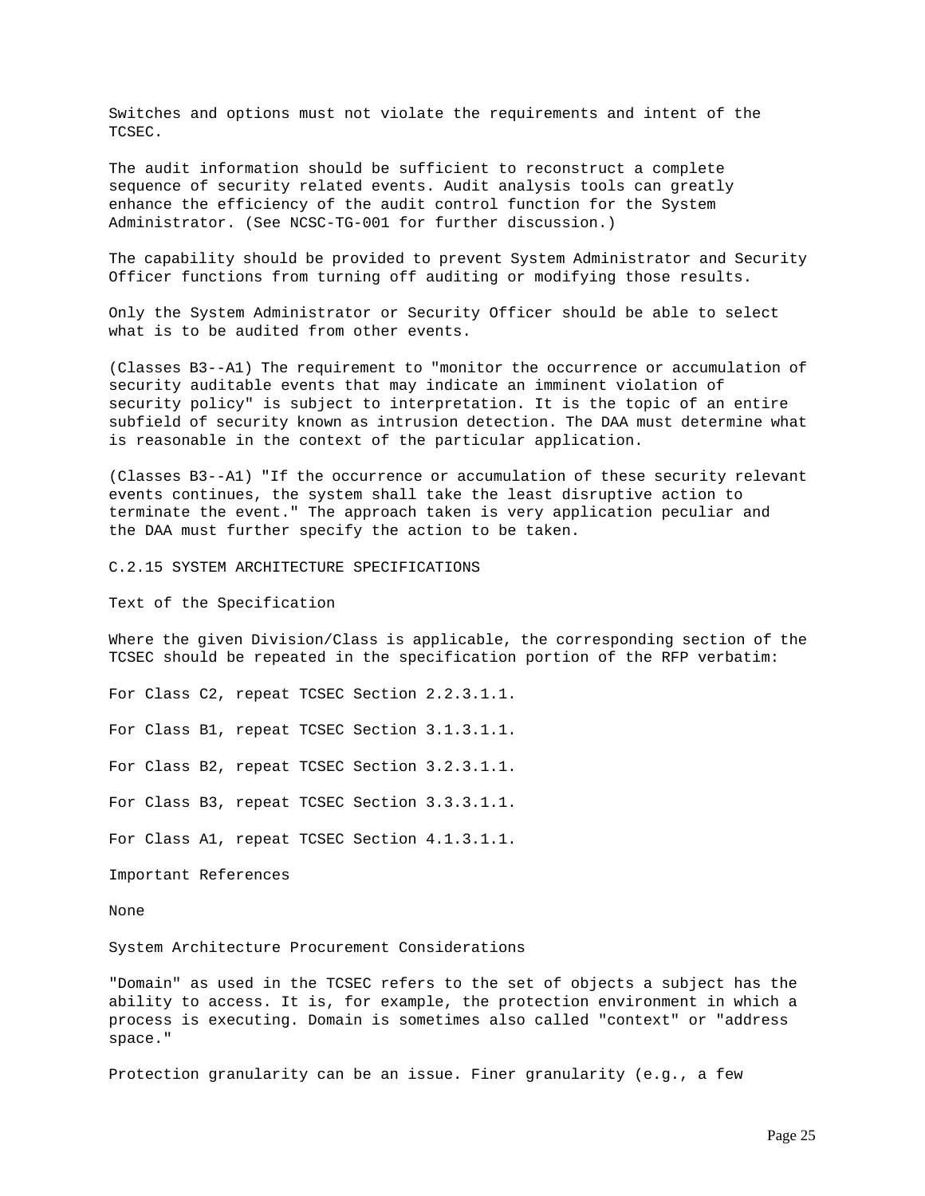Switches and options must not violate the requirements and intent of the TCSEC.

The audit information should be sufficient to reconstruct a complete sequence of security related events. Audit analysis tools can greatly enhance the efficiency of the audit control function for the System Administrator. (See NCSC-TG-001 for further discussion.)

The capability should be provided to prevent System Administrator and Security Officer functions from turning off auditing or modifying those results.

Only the System Administrator or Security Officer should be able to select what is to be audited from other events.

(Classes B3--A1) The requirement to "monitor the occurrence or accumulation of security auditable events that may indicate an imminent violation of security policy" is subject to interpretation. It is the topic of an entire subfield of security known as intrusion detection. The DAA must determine what is reasonable in the context of the particular application.

(Classes B3--A1) "If the occurrence or accumulation of these security relevant events continues, the system shall take the least disruptive action to terminate the event." The approach taken is very application peculiar and the DAA must further specify the action to be taken.

## C.2.15 SYSTEM ARCHITECTURE SPECIFICATIONS

### Text of the Specification

Where the given Division/Class is applicable, the corresponding section of the TCSEC should be repeated in the specification portion of the RFP verbatim:

For Class C2, repeat TCSEC Section 2.2.3.1.1.

For Class B1, repeat TCSEC Section 3.1.3.1.1.

For Class B2, repeat TCSEC Section 3.2.3.1.1.

For Class B3, repeat TCSEC Section 3.3.3.1.1.

For Class A1, repeat TCSEC Section 4.1.3.1.1.

### Important References

None

### System Architecture Procurement Considerations

"Domain" as used in the TCSEC refers to the set of objects a subject has the ability to access. It is, for example, the protection environment in which a process is executing. Domain is sometimes also called "context" or "address space."

Protection granularity can be an issue. Finer granularity (e.g., a few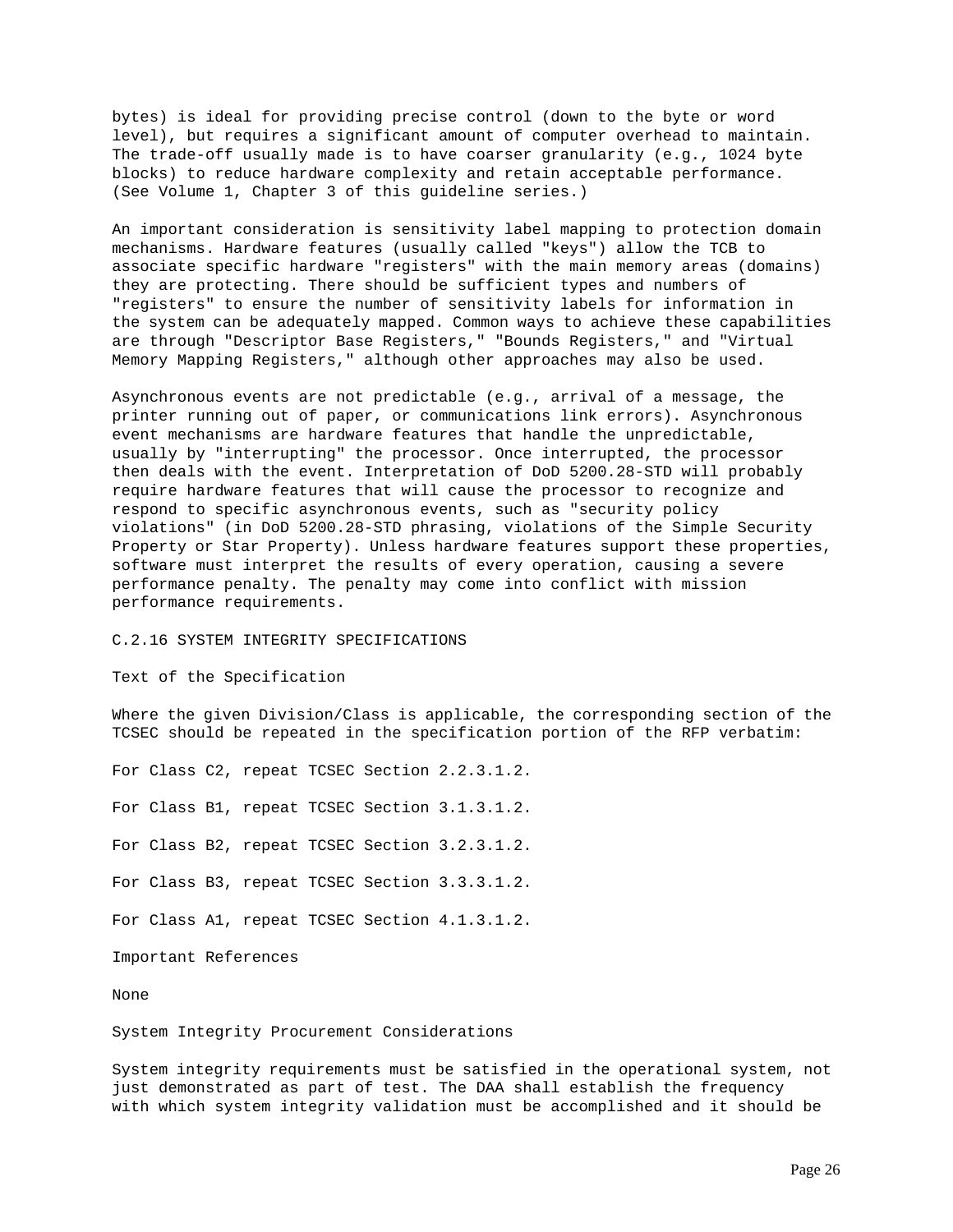bytes) is ideal for providing precise control (down to the byte or word level), but requires a significant amount of computer overhead to maintain. The trade-off usually made is to have coarser granularity (e.g., 1024 byte blocks) to reduce hardware complexity and retain acceptable performance. (See Volume 1, Chapter 3 of this guideline series.)

An important consideration is sensitivity label mapping to protection domain mechanisms. Hardware features (usually called "keys") allow the TCB to associate specific hardware "registers" with the main memory areas (domains) they are protecting. There should be sufficient types and numbers of "registers" to ensure the number of sensitivity labels for information in the system can be adequately mapped. Common ways to achieve these capabilities are through "Descriptor Base Registers," "Bounds Registers," and "Virtual Memory Mapping Registers," although other approaches may also be used.

Asynchronous events are not predictable (e.g., arrival of a message, the printer running out of paper, or communications link errors). Asynchronous event mechanisms are hardware features that handle the unpredictable, usually by "interrupting" the processor. Once interrupted, the processor then deals with the event. Interpretation of DoD 5200.28-STD will probably require hardware features that will cause the processor to recognize and respond to specific asynchronous events, such as "security policy violations" (in DoD 5200.28-STD phrasing, violations of the Simple Security Property or Star Property). Unless hardware features support these properties, software must interpret the results of every operation, causing a severe performance penalty. The penalty may come into conflict with mission performance requirements.

## C.2.16 SYSTEM INTEGRITY SPECIFICATIONS

### Text of the Specification

Where the given Division/Class is applicable, the corresponding section of the TCSEC should be repeated in the specification portion of the RFP verbatim:

For Class C2, repeat TCSEC Section 2.2.3.1.2.

For Class B1, repeat TCSEC Section 3.1.3.1.2.

For Class B2, repeat TCSEC Section 3.2.3.1.2.

For Class B3, repeat TCSEC Section 3.3.3.1.2.

For Class A1, repeat TCSEC Section 4.1.3.1.2.

### Important References

None

### System Integrity Procurement Considerations

System integrity requirements must be satisfied in the operational system, not just demonstrated as part of test. The DAA shall establish the frequency with which system integrity validation must be accomplished and it should be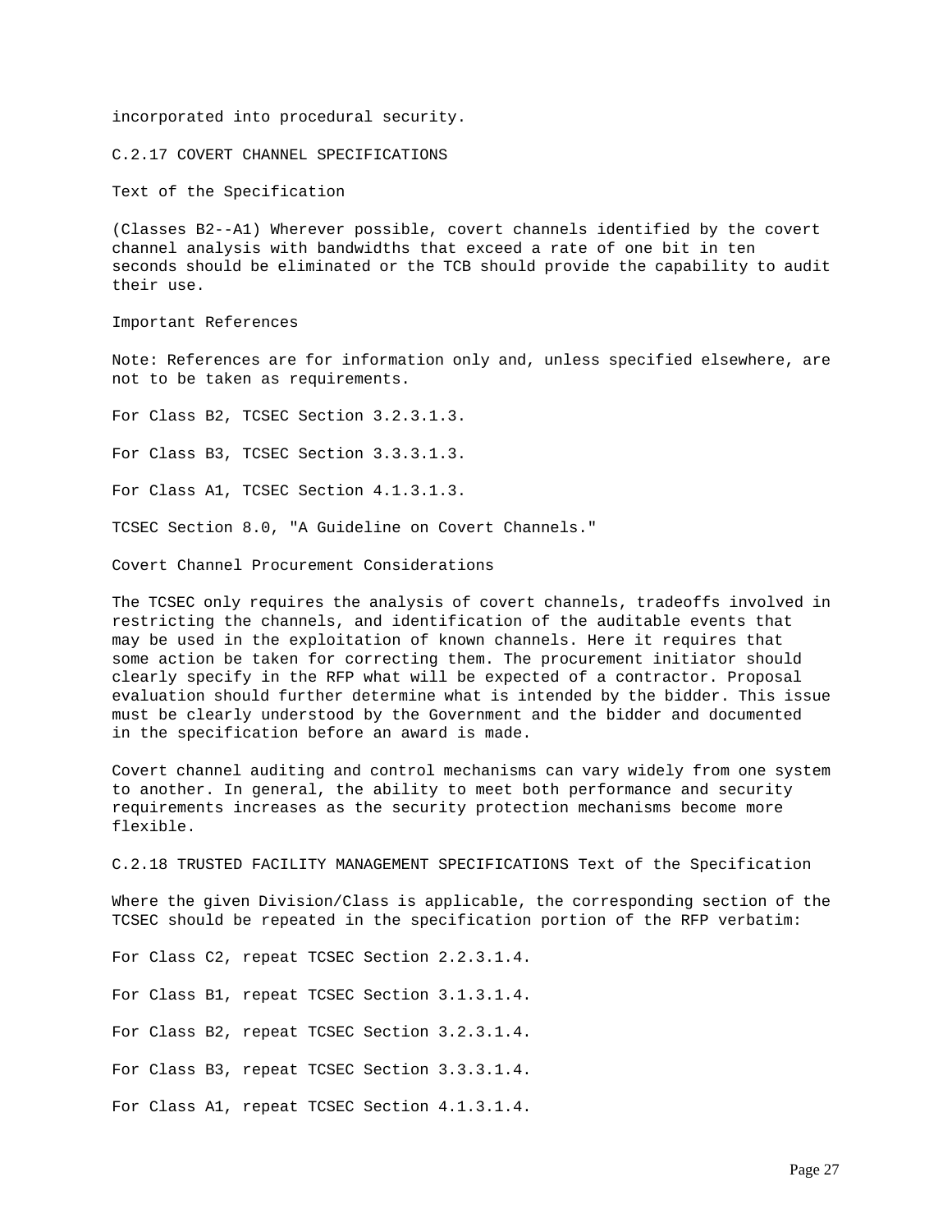incorporated into procedural security.

## C.2.17 COVERT CHANNEL SPECIFICATIONS

### Text of the Specification

(Classes B2--A1) Wherever possible, covert channels identified by the covert channel analysis with bandwidths that exceed a rate of one bit in ten seconds should be eliminated or the TCB should provide the capability to audit their use.

### Important References

Note: References are for information only and, unless specified elsewhere, are not to be taken as requirements.

For Class B2, TCSEC Section 3.2.3.1.3.

For Class B3, TCSEC Section 3.3.3.1.3.

For Class A1, TCSEC Section 4.1.3.1.3.

TCSEC Section 8.0, "A Guideline on Covert Channels."

### Covert Channel Procurement Considerations

The TCSEC only requires the analysis of covert channels, tradeoffs involved in restricting the channels, and identification of the auditable events that may be used in the exploitation of known channels. Here it requires that some action be taken for correcting them. The procurement initiator should clearly specify in the RFP what will be expected of a contractor. Proposal evaluation should further determine what is intended by the bidder. This issue must be clearly understood by the Government and the bidder and documented in the specification before an award is made.

Covert channel auditing and control mechanisms can vary widely from one system to another. In general, the ability to meet both performance and security requirements increases as the security protection mechanisms become more flexible.

## C.2.18 TRUSTED FACILITY MANAGEMENT SPECIFICATIONS Text of the Specification

Where the given Division/Class is applicable, the corresponding section of the TCSEC should be repeated in the specification portion of the RFP verbatim:

For Class C2, repeat TCSEC Section 2.2.3.1.4.

For Class B1, repeat TCSEC Section 3.1.3.1.4.

For Class B2, repeat TCSEC Section 3.2.3.1.4.

For Class B3, repeat TCSEC Section 3.3.3.1.4.

For Class A1, repeat TCSEC Section 4.1.3.1.4.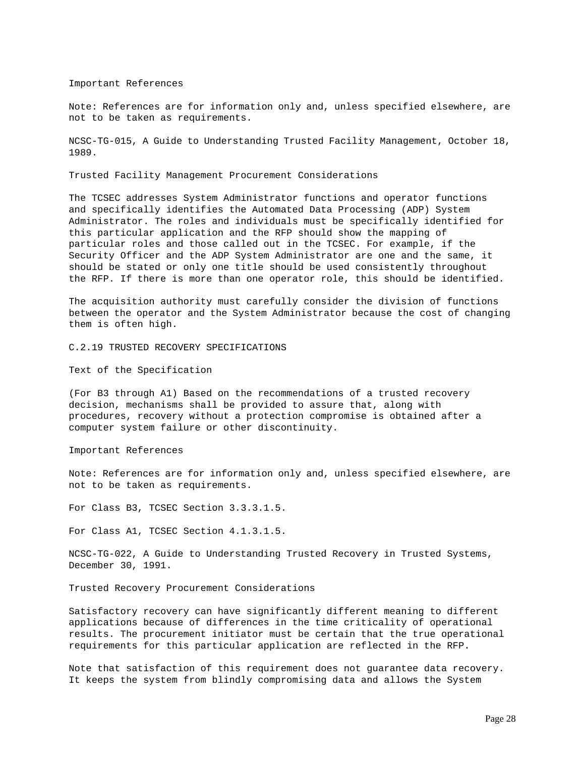Important References

Note: References are for information only and, unless specified elsewhere, are not to be taken as requirements.

NCSC-TG-015, A Guide to Understanding Trusted Facility Management, October 18, 1989.

Trusted Facility Management Procurement Considerations

The TCSEC addresses System Administrator functions and operator functions and specifically identifies the Automated Data Processing (ADP) System Administrator. The roles and individuals must be specifically identified for this particular application and the RFP should show the mapping of particular roles and those called out in the TCSEC. For example, if the Security Officer and the ADP System Administrator are one and the same, it should be stated or only one title should be used consistently throughout the RFP. If there is more than one operator role, this should be identified.

The acquisition authority must carefully consider the division of functions between the operator and the System Administrator because the cost of changing them is often high.

## C.2.19 TRUSTED RECOVERY SPECIFICATIONS

Text of the Specification

(For B3 through A1) Based on the recommendations of a trusted recovery decision, mechanisms shall be provided to assure that, along with procedures, recovery without a protection compromise is obtained after a computer system failure or other discontinuity.

Important References

Note: References are for information only and, unless specified elsewhere, are not to be taken as requirements.

For Class B3, TCSEC Section 3.3.3.1.5.

For Class A1, TCSEC Section 4.1.3.1.5.

NCSC-TG-022, A Guide to Understanding Trusted Recovery in Trusted Systems, December 30, 1991.

Trusted Recovery Procurement Considerations

Satisfactory recovery can have significantly different meaning to different applications because of differences in the time criticality of operational results. The procurement initiator must be certain that the true operational requirements for this particular application are reflected in the RFP.

Note that satisfaction of this requirement does not guarantee data recovery. It keeps the system from blindly compromising data and allows the System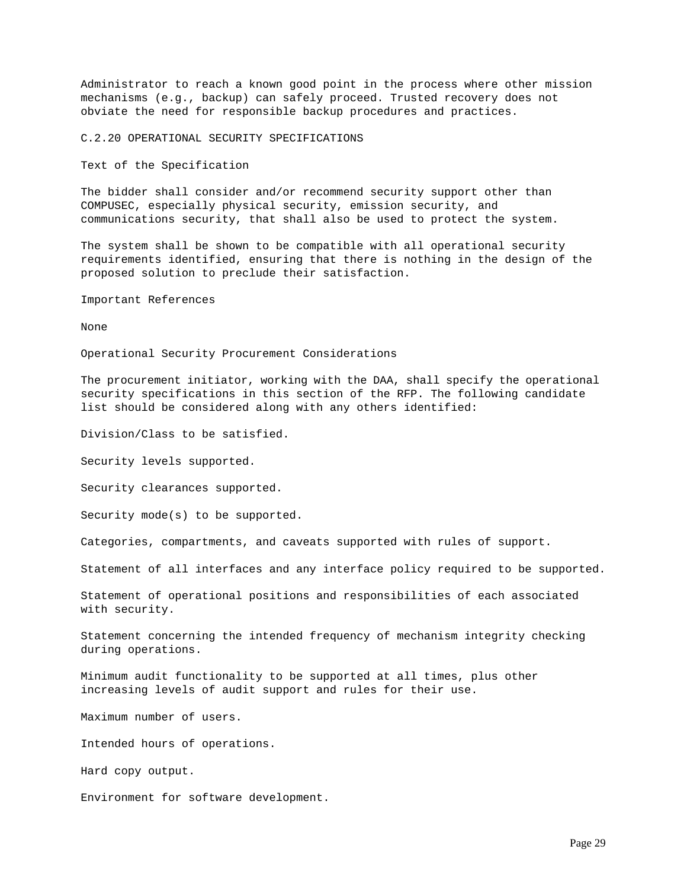Administrator to reach a known good point in the process where other mission mechanisms (e.g., backup) can safely proceed. Trusted recovery does not obviate the need for responsible backup procedures and practices.

## C.2.20 OPERATIONAL SECURITY SPECIFICATIONS

### Text of the Specification

The bidder shall consider and/or recommend security support other than COMPUSEC, especially physical security, emission security, and communications security, that shall also be used to protect the system.

The system shall be shown to be compatible with all operational security requirements identified, ensuring that there is nothing in the design of the proposed solution to preclude their satisfaction.

### Important References

None

### Operational Security Procurement Considerations

The procurement initiator, working with the DAA, shall specify the operational security specifications in this section of the RFP. The following candidate list should be considered along with any others identified:

Division/Class to be satisfied.

Security levels supported.

Security clearances supported.

Security mode(s) to be supported.

Categories, compartments, and caveats supported with rules of support.

Statement of all interfaces and any interface policy required to be supported.

Statement of operational positions and responsibilities of each associated with security.

Statement concerning the intended frequency of mechanism integrity checking during operations.

Minimum audit functionality to be supported at all times, plus other increasing levels of audit support and rules for their use.

Maximum number of users.

Intended hours of operations.

Hard copy output.

Environment for software development.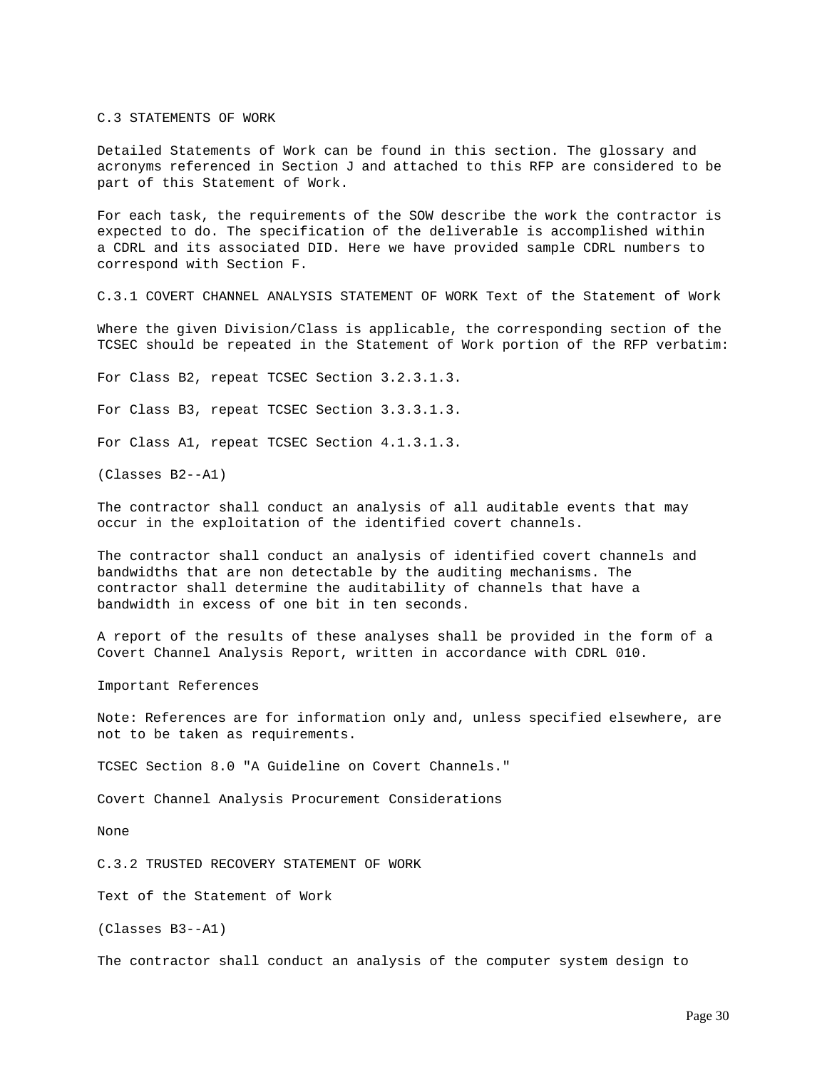## C.3 STATEMENTS OF WORK

Detailed Statements of Work can be found in this section. The glossary and acronyms referenced in Section J and attached to this RFP are considered to be part of this Statement of Work.

For each task, the requirements of the SOW describe the work the contractor is expected to do. The specification of the deliverable is accomplished within a CDRL and its associated DID. Here we have provided sample CDRL numbers to correspond with Section F.

### C.3.1 COVERT CHANNEL ANALYSIS STATEMENT OF WORK Text of the Statement of Work

Where the given Division/Class is applicable, the corresponding section of the TCSEC should be repeated in the Statement of Work portion of the RFP verbatim:

For Class B2, repeat TCSEC Section 3.2.3.1.3.

For Class B3, repeat TCSEC Section 3.3.3.1.3.

For Class A1, repeat TCSEC Section 4.1.3.1.3.

(Classes B2--A1)

The contractor shall conduct an analysis of all auditable events that may occur in the exploitation of the identified covert channels.

The contractor shall conduct an analysis of identified covert channels and bandwidths that are non detectable by the auditing mechanisms. The contractor shall determine the auditability of channels that have a bandwidth in excess of one bit in ten seconds.

A report of the results of these analyses shall be provided in the form of a Covert Channel Analysis Report, written in accordance with CDRL 010.

Important References

Note: References are for information only and, unless specified elsewhere, are not to be taken as requirements.

TCSEC Section 8.0 "A Guideline on Covert Channels."

Covert Channel Analysis Procurement Considerations

None

### C.3.2 TRUSTED RECOVERY STATEMENT OF WORK

Text of the Statement of Work

(Classes B3--A1)

The contractor shall conduct an analysis of the computer system design to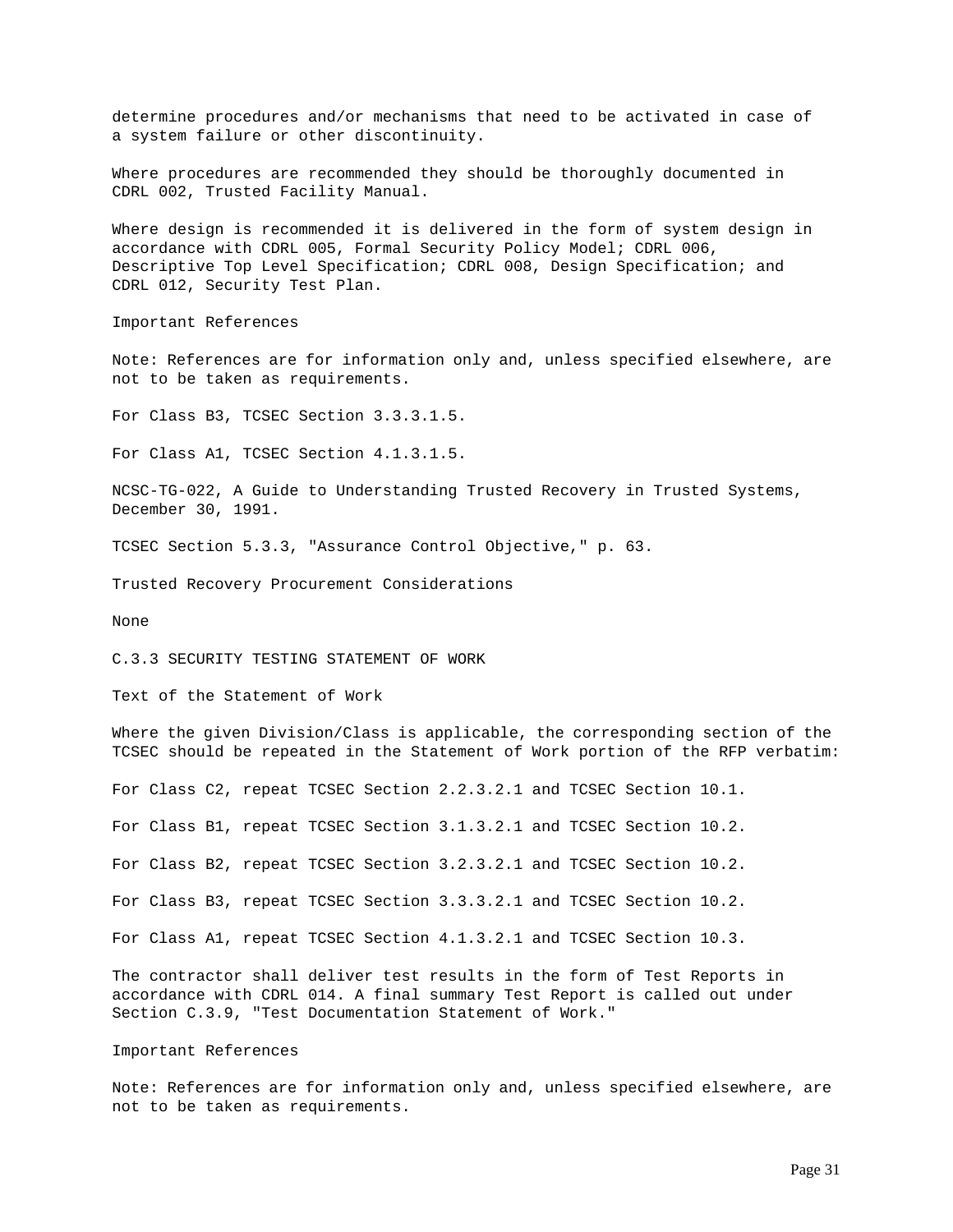determine procedures and/or mechanisms that need to be activated in case of a system failure or other discontinuity.

Where procedures are recommended they should be thoroughly documented in CDRL 002, Trusted Facility Manual.

Where design is recommended it is delivered in the form of system design in accordance with CDRL 005, Formal Security Policy Model; CDRL 006, Descriptive Top Level Specification; CDRL 008, Design Specification; and CDRL 012, Security Test Plan.

Important References

Note: References are for information only and, unless specified elsewhere, are not to be taken as requirements.

For Class B3, TCSEC Section 3.3.3.1.5.

For Class A1, TCSEC Section 4.1.3.1.5.

NCSC-TG-022, A Guide to Understanding Trusted Recovery in Trusted Systems, December 30, 1991.

TCSEC Section 5.3.3, "Assurance Control Objective," p. 63.

Trusted Recovery Procurement Considerations

None

## C.3.3 SECURITY TESTING STATEMENT OF WORK

Text of the Statement of Work

Where the given Division/Class is applicable, the corresponding section of the TCSEC should be repeated in the Statement of Work portion of the RFP verbatim:

For Class C2, repeat TCSEC Section 2.2.3.2.1 and TCSEC Section 10.1.

For Class B1, repeat TCSEC Section 3.1.3.2.1 and TCSEC Section 10.2.

For Class B2, repeat TCSEC Section 3.2.3.2.1 and TCSEC Section 10.2.

For Class B3, repeat TCSEC Section 3.3.3.2.1 and TCSEC Section 10.2.

For Class A1, repeat TCSEC Section 4.1.3.2.1 and TCSEC Section 10.3.

The contractor shall deliver test results in the form of Test Reports in accordance with CDRL 014. A final summary Test Report is called out under Section C.3.9, "Test Documentation Statement of Work."

Important References

Note: References are for information only and, unless specified elsewhere, are not to be taken as requirements.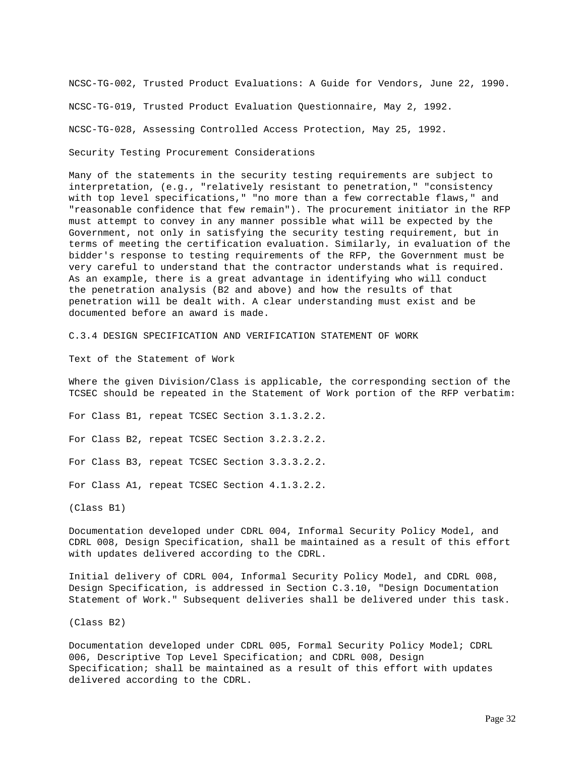NCSC-TG-002, Trusted Product Evaluations: A Guide for Vendors, June 22, 1990.

NCSC-TG-019, Trusted Product Evaluation Questionnaire, May 2, 1992.

NCSC-TG-028, Assessing Controlled Access Protection, May 25, 1992.

### Security Testing Procurement Considerations

Many of the statements in the security testing requirements are subject to interpretation, (e.g., "relatively resistant to penetration," "consistency with top level specifications," "no more than a few correctable flaws," and "reasonable confidence that few remain"). The procurement initiator in the RFP must attempt to convey in any manner possible what will be expected by the Government, not only in satisfying the security testing requirement, but in terms of meeting the certification evaluation. Similarly, in evaluation of the bidder's response to testing requirements of the RFP, the Government must be very careful to understand that the contractor understands what is required. As an example, there is a great advantage in identifying who will conduct the penetration analysis (B2 and above) and how the results of that penetration will be dealt with. A clear understanding must exist and be documented before an award is made.

## C.3.4 DESIGN SPECIFICATION AND VERIFICATION STATEMENT OF WORK

### Text of the Statement of Work

Where the given Division/Class is applicable, the corresponding section of the TCSEC should be repeated in the Statement of Work portion of the RFP verbatim:

For Class B1, repeat TCSEC Section 3.1.3.2.2.

For Class B2, repeat TCSEC Section 3.2.3.2.2.

For Class B3, repeat TCSEC Section 3.3.3.2.2.

For Class A1, repeat TCSEC Section 4.1.3.2.2.

(Class B1)

Documentation developed under CDRL 004, Informal Security Policy Model, and CDRL 008, Design Specification, shall be maintained as a result of this effort with updates delivered according to the CDRL.

Initial delivery of CDRL 004, Informal Security Policy Model, and CDRL 008, Design Specification, is addressed in Section C.3.10, "Design Documentation Statement of Work." Subsequent deliveries shall be delivered under this task.

(Class B2)

Documentation developed under CDRL 005, Formal Security Policy Model; CDRL 006, Descriptive Top Level Specification; and CDRL 008, Design Specification; shall be maintained as a result of this effort with updates delivered according to the CDRL.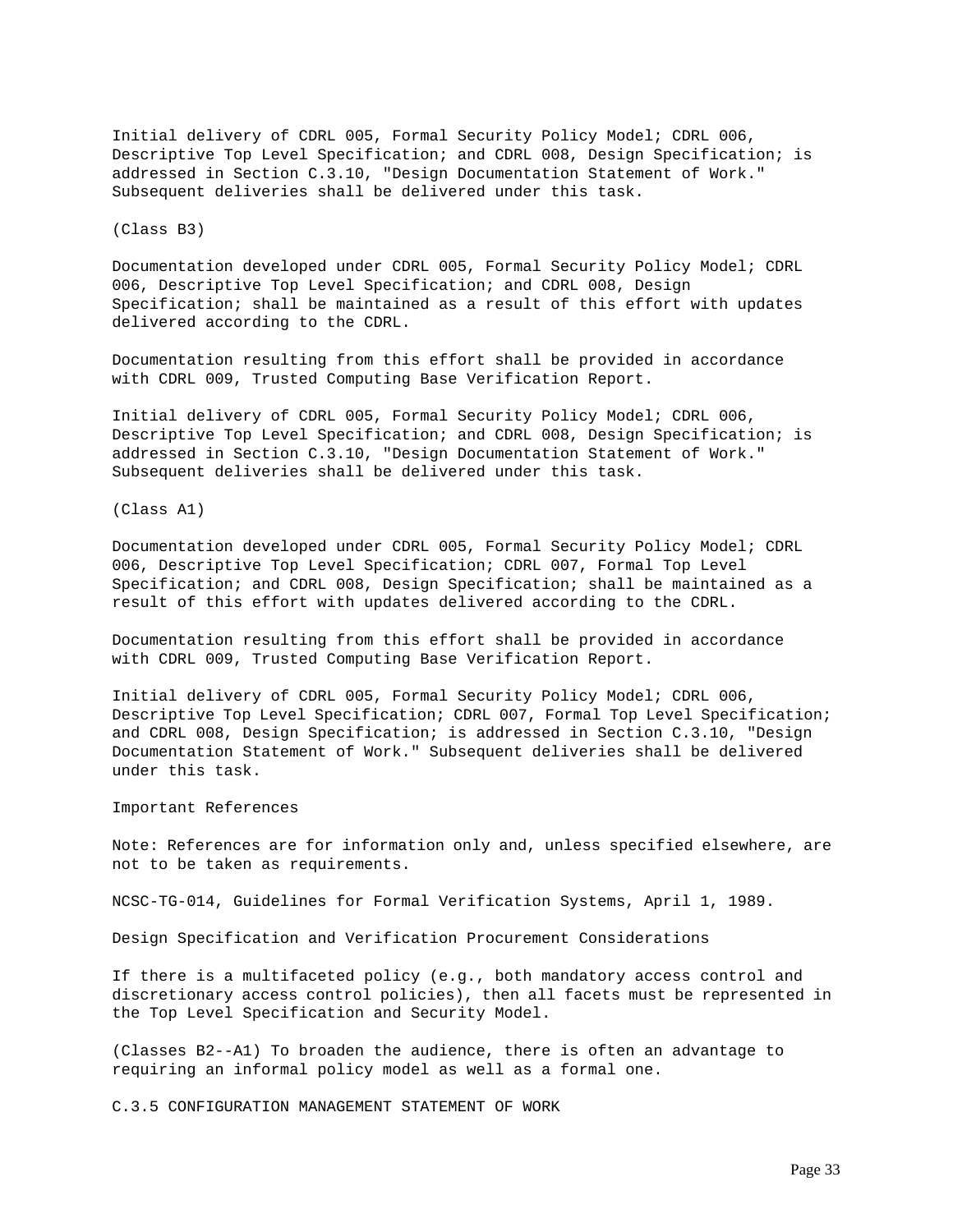Initial delivery of CDRL 005, Formal Security Policy Model; CDRL 006, Descriptive Top Level Specification; and CDRL 008, Design Specification; is addressed in Section C.3.10, "Design Documentation Statement of Work." Subsequent deliveries shall be delivered under this task.

(Class B3)

Documentation developed under CDRL 005, Formal Security Policy Model; CDRL 006, Descriptive Top Level Specification; and CDRL 008, Design Specification; shall be maintained as a result of this effort with updates delivered according to the CDRL.

Documentation resulting from this effort shall be provided in accordance with CDRL 009, Trusted Computing Base Verification Report.

Initial delivery of CDRL 005, Formal Security Policy Model; CDRL 006, Descriptive Top Level Specification; and CDRL 008, Design Specification; is addressed in Section C.3.10, "Design Documentation Statement of Work." Subsequent deliveries shall be delivered under this task.

(Class A1)

Documentation developed under CDRL 005, Formal Security Policy Model; CDRL 006, Descriptive Top Level Specification; CDRL 007, Formal Top Level Specification; and CDRL 008, Design Specification; shall be maintained as a result of this effort with updates delivered according to the CDRL.

Documentation resulting from this effort shall be provided in accordance with CDRL 009, Trusted Computing Base Verification Report.

Initial delivery of CDRL 005, Formal Security Policy Model; CDRL 006, Descriptive Top Level Specification; CDRL 007, Formal Top Level Specification; and CDRL 008, Design Specification; is addressed in Section C.3.10, "Design Documentation Statement of Work." Subsequent deliveries shall be delivered under this task.

Important References

Note: References are for information only and, unless specified elsewhere, are not to be taken as requirements.

NCSC-TG-014, Guidelines for Formal Verification Systems, April 1, 1989.

Design Specification and Verification Procurement Considerations

If there is a multifaceted policy (e.g., both mandatory access control and discretionary access control policies), then all facets must be represented in the Top Level Specification and Security Model.

(Classes B2--A1) To broaden the audience, there is often an advantage to requiring an informal policy model as well as a formal one.

## C.3.5 CONFIGURATION MANAGEMENT STATEMENT OF WORK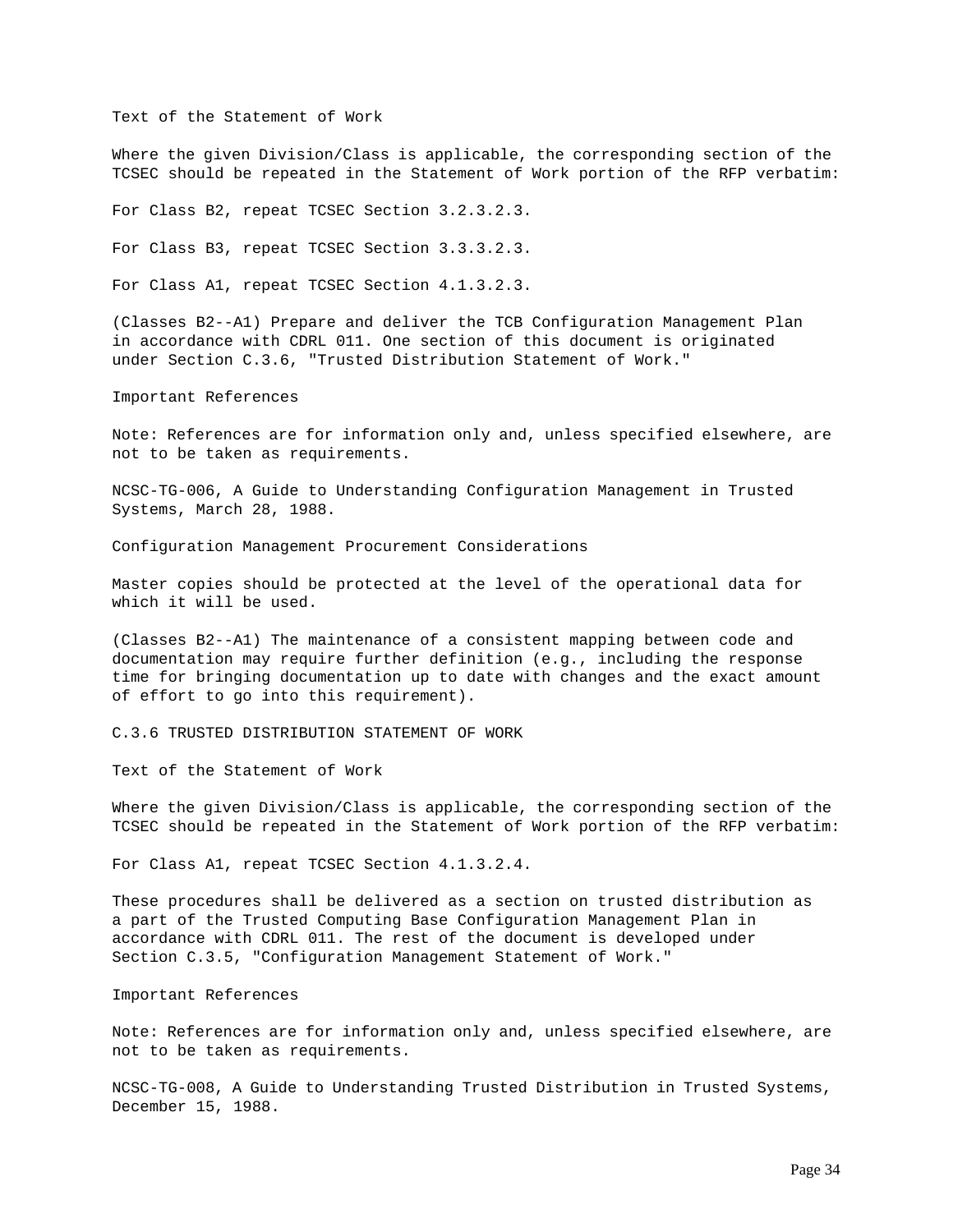Text of the Statement of Work

Where the given Division/Class is applicable, the corresponding section of the TCSEC should be repeated in the Statement of Work portion of the RFP verbatim:

For Class B2, repeat TCSEC Section 3.2.3.2.3.

For Class B3, repeat TCSEC Section 3.3.3.2.3.

For Class A1, repeat TCSEC Section 4.1.3.2.3.

(Classes B2--A1) Prepare and deliver the TCB Configuration Management Plan in accordance with CDRL 011. One section of this document is originated under Section C.3.6, "Trusted Distribution Statement of Work."

Important References

Note: References are for information only and, unless specified elsewhere, are not to be taken as requirements.

NCSC-TG-006, A Guide to Understanding Configuration Management in Trusted Systems, March 28, 1988.

Configuration Management Procurement Considerations

Master copies should be protected at the level of the operational data for which it will be used.

(Classes B2--A1) The maintenance of a consistent mapping between code and documentation may require further definition (e.g., including the response time for bringing documentation up to date with changes and the exact amount of effort to go into this requirement).

## C.3.6 TRUSTED DISTRIBUTION STATEMENT OF WORK

Text of the Statement of Work

Where the given Division/Class is applicable, the corresponding section of the TCSEC should be repeated in the Statement of Work portion of the RFP verbatim:

For Class A1, repeat TCSEC Section 4.1.3.2.4.

These procedures shall be delivered as a section on trusted distribution as a part of the Trusted Computing Base Configuration Management Plan in accordance with CDRL 011. The rest of the document is developed under Section C.3.5, "Configuration Management Statement of Work."

Important References

Note: References are for information only and, unless specified elsewhere, are not to be taken as requirements.

NCSC-TG-008, A Guide to Understanding Trusted Distribution in Trusted Systems, December 15, 1988.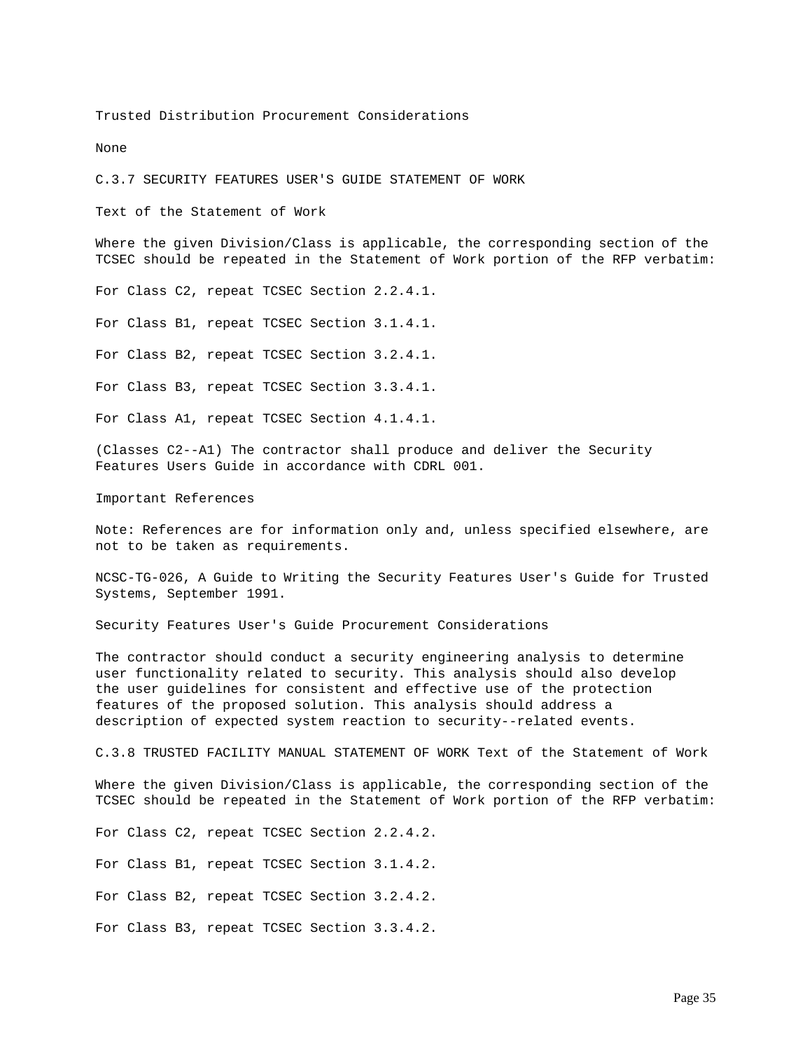Trusted Distribution Procurement Considerations

None

## C.3.7 SECURITY FEATURES USER'S GUIDE STATEMENT OF WORK

Text of the Statement of Work

Where the given Division/Class is applicable, the corresponding section of the TCSEC should be repeated in the Statement of Work portion of the RFP verbatim:

For Class C2, repeat TCSEC Section 2.2.4.1.

For Class B1, repeat TCSEC Section 3.1.4.1.

For Class B2, repeat TCSEC Section 3.2.4.1.

For Class B3, repeat TCSEC Section 3.3.4.1.

For Class A1, repeat TCSEC Section 4.1.4.1.

(Classes C2--A1) The contractor shall produce and deliver the Security Features Users Guide in accordance with CDRL 001.

Important References

Note: References are for information only and, unless specified elsewhere, are not to be taken as requirements.

NCSC-TG-026, A Guide to Writing the Security Features User's Guide for Trusted Systems, September 1991.

Security Features User's Guide Procurement Considerations

The contractor should conduct a security engineering analysis to determine user functionality related to security. This analysis should also develop the user guidelines for consistent and effective use of the protection features of the proposed solution. This analysis should address a description of expected system reaction to security--related events.

## C.3.8 TRUSTED FACILITY MANUAL STATEMENT OF WORK Text of the Statement of Work

Where the given Division/Class is applicable, the corresponding section of the TCSEC should be repeated in the Statement of Work portion of the RFP verbatim:

For Class C2, repeat TCSEC Section 2.2.4.2.

For Class B1, repeat TCSEC Section 3.1.4.2.

For Class B2, repeat TCSEC Section 3.2.4.2.

For Class B3, repeat TCSEC Section 3.3.4.2.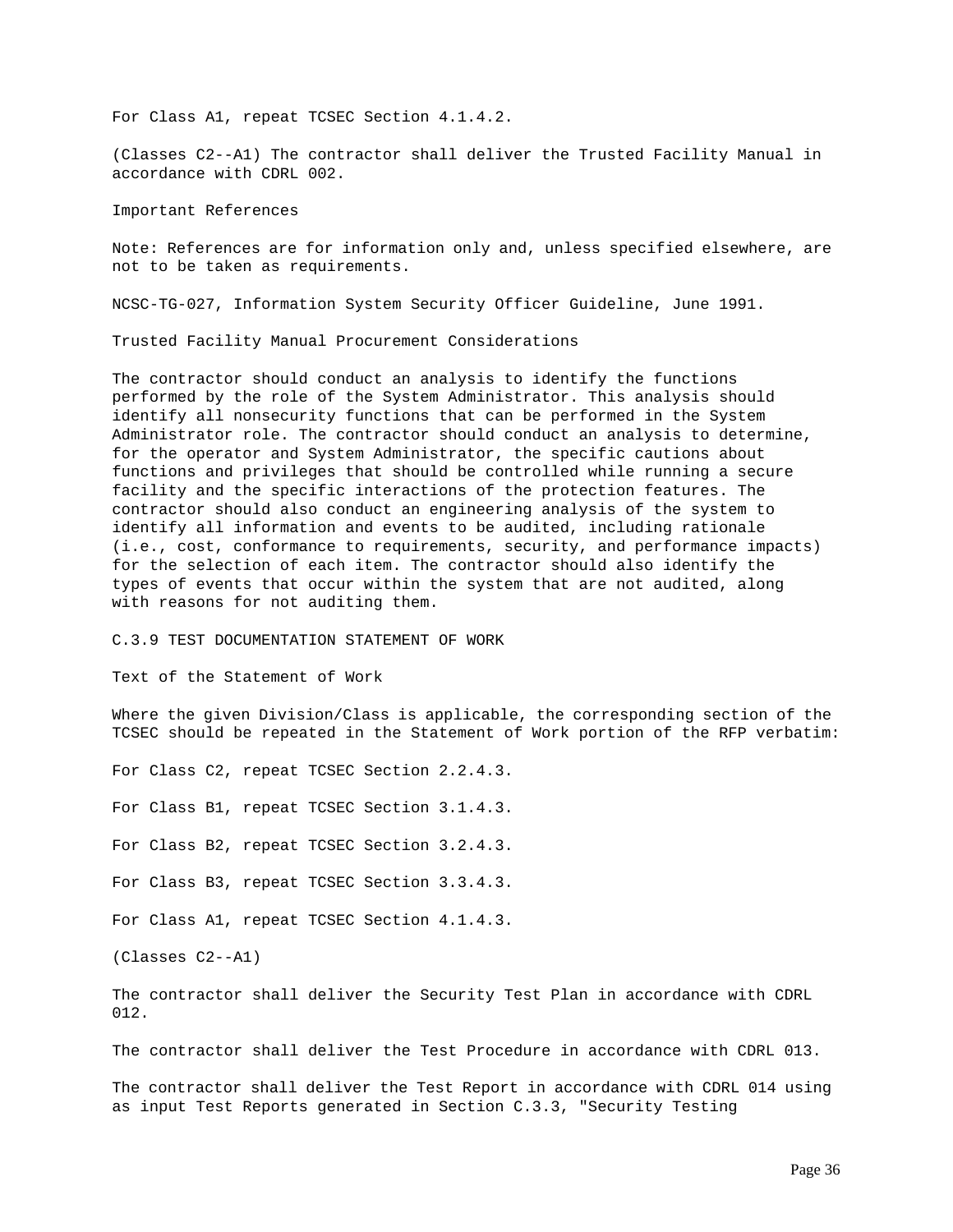For Class A1, repeat TCSEC Section 4.1.4.2.

(Classes C2--A1) The contractor shall deliver the Trusted Facility Manual in accordance with CDRL 002.

Important References

Note: References are for information only and, unless specified elsewhere, are not to be taken as requirements.

NCSC-TG-027, Information System Security Officer Guideline, June 1991.

Trusted Facility Manual Procurement Considerations

The contractor should conduct an analysis to identify the functions performed by the role of the System Administrator. This analysis should identify all nonsecurity functions that can be performed in the System Administrator role. The contractor should conduct an analysis to determine, for the operator and System Administrator, the specific cautions about functions and privileges that should be controlled while running a secure facility and the specific interactions of the protection features. The contractor should also conduct an engineering analysis of the system to identify all information and events to be audited, including rationale (i.e., cost, conformance to requirements, security, and performance impacts) for the selection of each item. The contractor should also identify the types of events that occur within the system that are not audited, along with reasons for not auditing them.

## C.3.9 TEST DOCUMENTATION STATEMENT OF WORK

Text of the Statement of Work

Where the given Division/Class is applicable, the corresponding section of the TCSEC should be repeated in the Statement of Work portion of the RFP verbatim:

For Class C2, repeat TCSEC Section 2.2.4.3.

For Class B1, repeat TCSEC Section 3.1.4.3.

For Class B2, repeat TCSEC Section 3.2.4.3.

For Class B3, repeat TCSEC Section 3.3.4.3.

For Class A1, repeat TCSEC Section 4.1.4.3.

(Classes C2--A1)

The contractor shall deliver the Security Test Plan in accordance with CDRL 012.

The contractor shall deliver the Test Procedure in accordance with CDRL 013.

The contractor shall deliver the Test Report in accordance with CDRL 014 using as input Test Reports generated in Section C.3.3, "Security Testing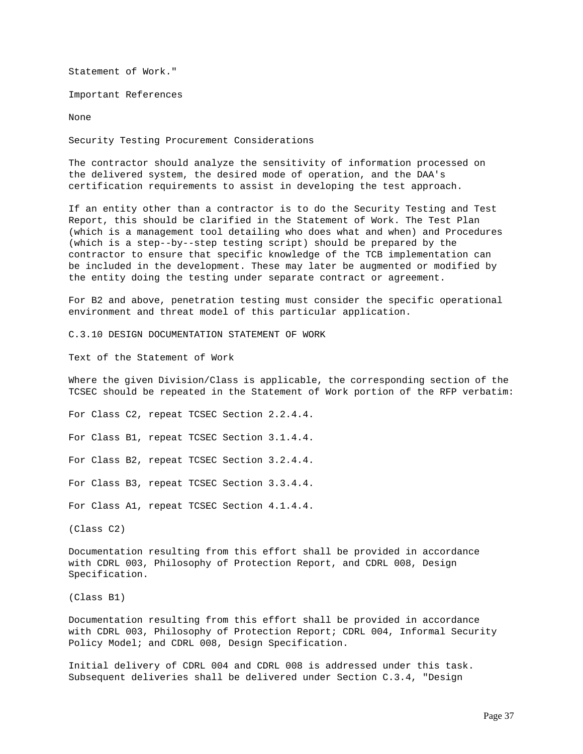Statement of Work."

Important References

None

Security Testing Procurement Considerations

The contractor should analyze the sensitivity of information processed on the delivered system, the desired mode of operation, and the DAA's certification requirements to assist in developing the test approach.

If an entity other than a contractor is to do the Security Testing and Test Report, this should be clarified in the Statement of Work. The Test Plan (which is a management tool detailing who does what and when) and Procedures (which is a step--by--step testing script) should be prepared by the contractor to ensure that specific knowledge of the TCB implementation can be included in the development. These may later be augmented or modified by the entity doing the testing under separate contract or agreement.

For B2 and above, penetration testing must consider the specific operational environment and threat model of this particular application.

C.3.10 DESIGN DOCUMENTATION STATEMENT OF WORK

Text of the Statement of Work

Where the given Division/Class is applicable, the corresponding section of the TCSEC should be repeated in the Statement of Work portion of the RFP verbatim:

For Class C2, repeat TCSEC Section 2.2.4.4.

For Class B1, repeat TCSEC Section 3.1.4.4.

For Class B2, repeat TCSEC Section 3.2.4.4.

For Class B3, repeat TCSEC Section 3.3.4.4.

For Class A1, repeat TCSEC Section 4.1.4.4.

(Class C2)

Documentation resulting from this effort shall be provided in accordance with CDRL 003, Philosophy of Protection Report, and CDRL 008, Design Specification.

(Class B1)

Documentation resulting from this effort shall be provided in accordance with CDRL 003, Philosophy of Protection Report; CDRL 004, Informal Security Policy Model; and CDRL 008, Design Specification.

Initial delivery of CDRL 004 and CDRL 008 is addressed under this task. Subsequent deliveries shall be delivered under Section C.3.4, "Design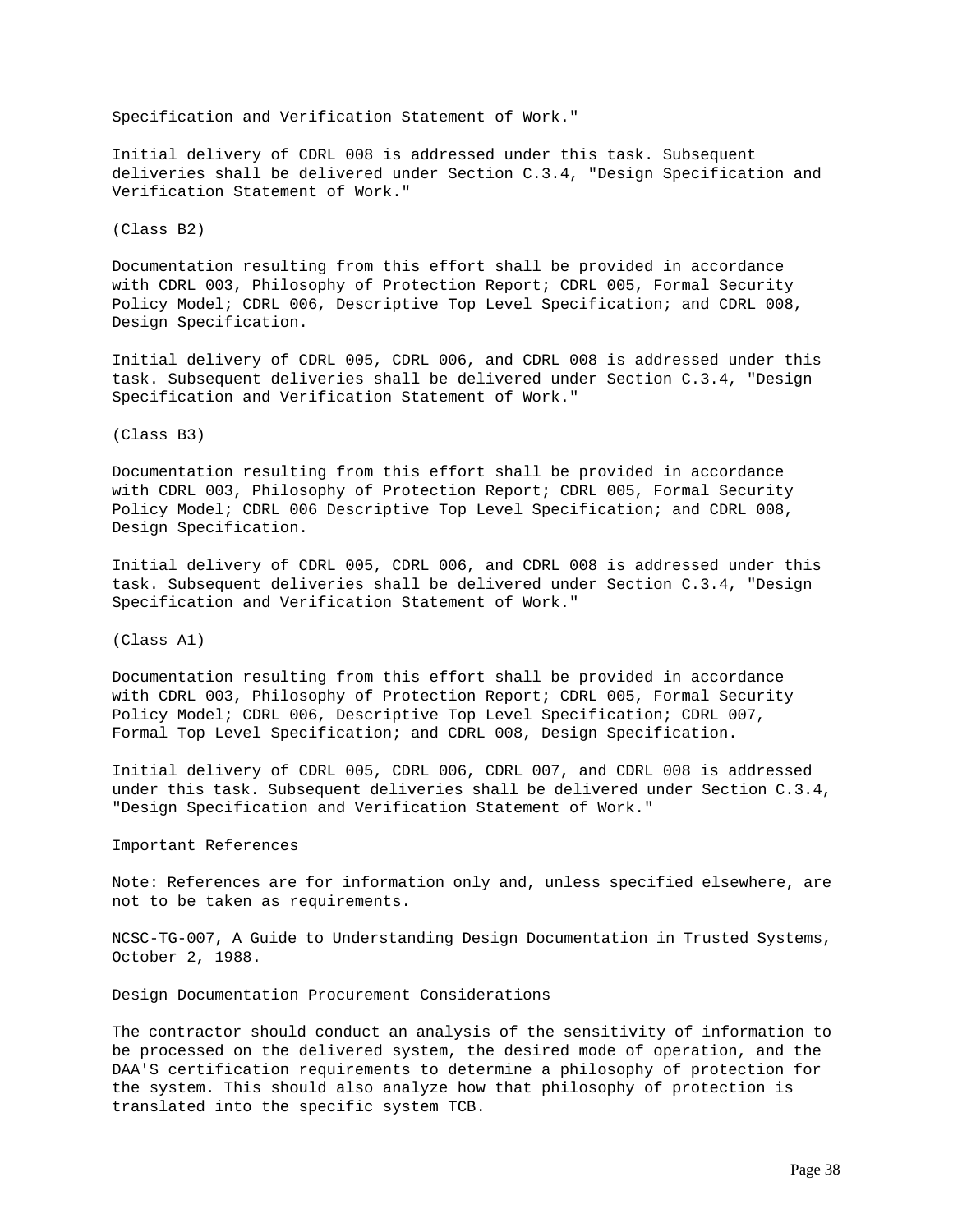Specification and Verification Statement of Work."

Initial delivery of CDRL 008 is addressed under this task. Subsequent deliveries shall be delivered under Section C.3.4, "Design Specification and Verification Statement of Work."

(Class B2)

Documentation resulting from this effort shall be provided in accordance with CDRL 003, Philosophy of Protection Report; CDRL 005, Formal Security Policy Model; CDRL 006, Descriptive Top Level Specification; and CDRL 008, Design Specification.

Initial delivery of CDRL 005, CDRL 006, and CDRL 008 is addressed under this task. Subsequent deliveries shall be delivered under Section C.3.4, "Design Specification and Verification Statement of Work."

(Class B3)

Documentation resulting from this effort shall be provided in accordance with CDRL 003, Philosophy of Protection Report; CDRL 005, Formal Security Policy Model; CDRL 006 Descriptive Top Level Specification; and CDRL 008, Design Specification.

Initial delivery of CDRL 005, CDRL 006, and CDRL 008 is addressed under this task. Subsequent deliveries shall be delivered under Section C.3.4, "Design Specification and Verification Statement of Work."

(Class A1)

Documentation resulting from this effort shall be provided in accordance with CDRL 003, Philosophy of Protection Report; CDRL 005, Formal Security Policy Model; CDRL 006, Descriptive Top Level Specification; CDRL 007, Formal Top Level Specification; and CDRL 008, Design Specification.

Initial delivery of CDRL 005, CDRL 006, CDRL 007, and CDRL 008 is addressed under this task. Subsequent deliveries shall be delivered under Section C.3.4, "Design Specification and Verification Statement of Work."

Important References

Note: References are for information only and, unless specified elsewhere, are not to be taken as requirements.

NCSC-TG-007, A Guide to Understanding Design Documentation in Trusted Systems, October 2, 1988.

Design Documentation Procurement Considerations

The contractor should conduct an analysis of the sensitivity of information to be processed on the delivered system, the desired mode of operation, and the DAA'S certification requirements to determine a philosophy of protection for the system. This should also analyze how that philosophy of protection is translated into the specific system TCB.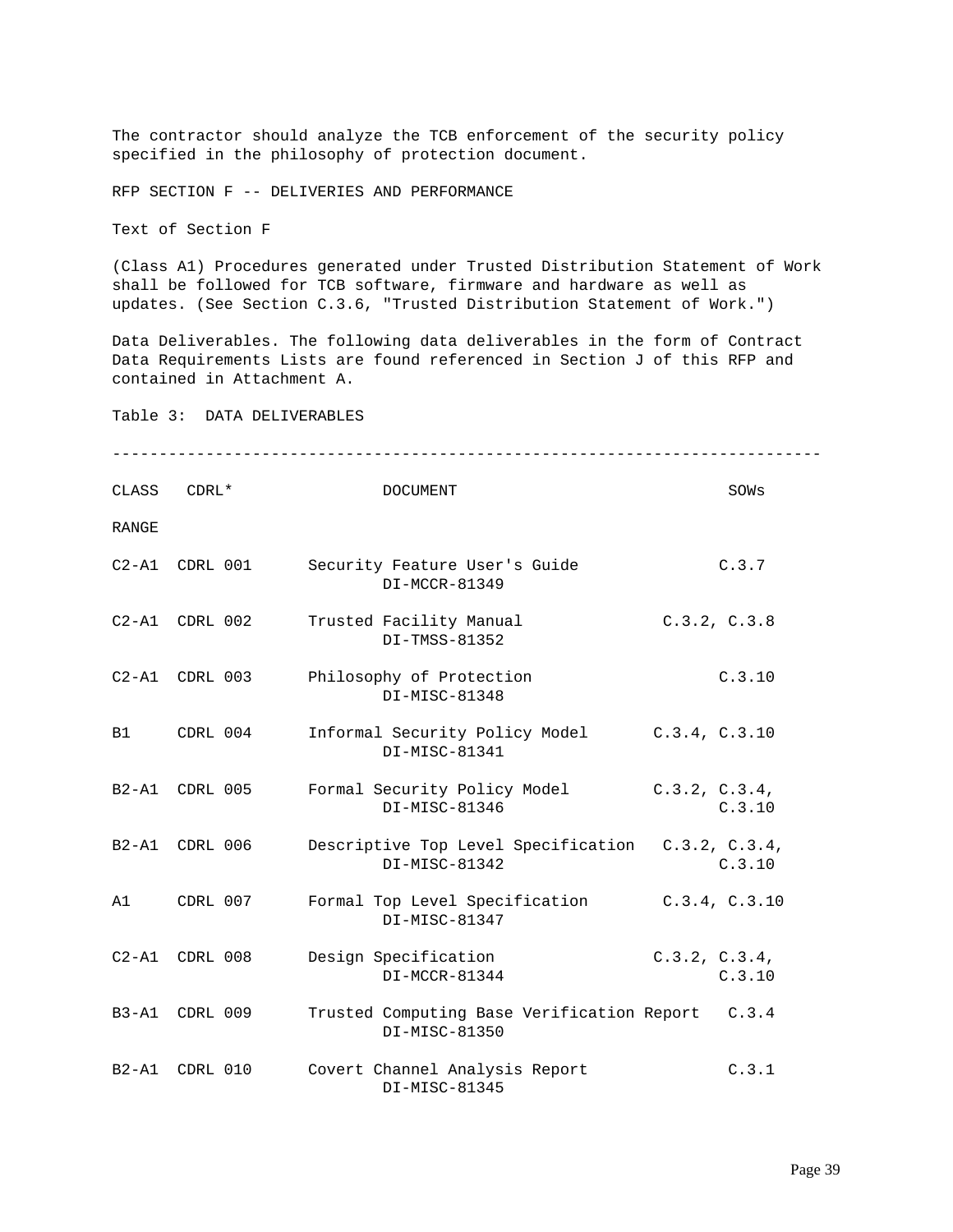The contractor should analyze the TCB enforcement of the security policy specified in the philosophy of protection document.

## RFP SECTION F -- DELIVERIES AND PERFORMANCE

Text of Section F

(Class A1) Procedures generated under Trusted Distribution Statement of Work shall be followed for TCB software, firmware and hardware as well as updates. (See Section C.3.6, "Trusted Distribution Statement of Work.")

Data Deliverables. The following data deliverables in the form of Contract Data Requirements Lists are found referenced in Section J of this RFP and contained in Attachment A.

Table 3: DATA DELIVERABLES

| CLASS RANGE | CDRL* | DOCUMENT | SOWs |
|---|---|---|---|
| C2-A1 | CDRL 001 | Security Feature User's Guide DI-MCCR-81349 | C.3.7 |
| C2-A1 | CDRL 002 | Trusted Facility Manual DI-TMSS-81352 | C.3.2, C.3.8 |
| C2-A1 | CDRL 003 | Philosophy of Protection DI-MISC-81348 | C.3.10 |
| B1 | CDRL 004 | Informal Security Policy Model DI-MISC-81341 | C.3.4, C.3.10 |
| B2-A1 | CDRL 005 | Formal Security Policy Model DI-MISC-81346 | C.3.2, C.3.4, C.3.10 |
| B2-A1 | CDRL 006 | Descriptive Top Level Specification DI-MISC-81342 | C.3.2, C.3.4, C.3.10 |
| A1 | CDRL 007 | Formal Top Level Specification DI-MISC-81347 | C.3.4, C.3.10 |
| C2-A1 | CDRL 008 | Design Specification DI-MCCR-81344 | C.3.2, C.3.4, C.3.10 |
| B3-A1 | CDRL 009 | Trusted Computing Base Verification Report DI-MISC-81350 | C.3.4 |
| B2-A1 | CDRL 010 | Covert Channel Analysis Report DI-MISC-81345 | C.3.1 |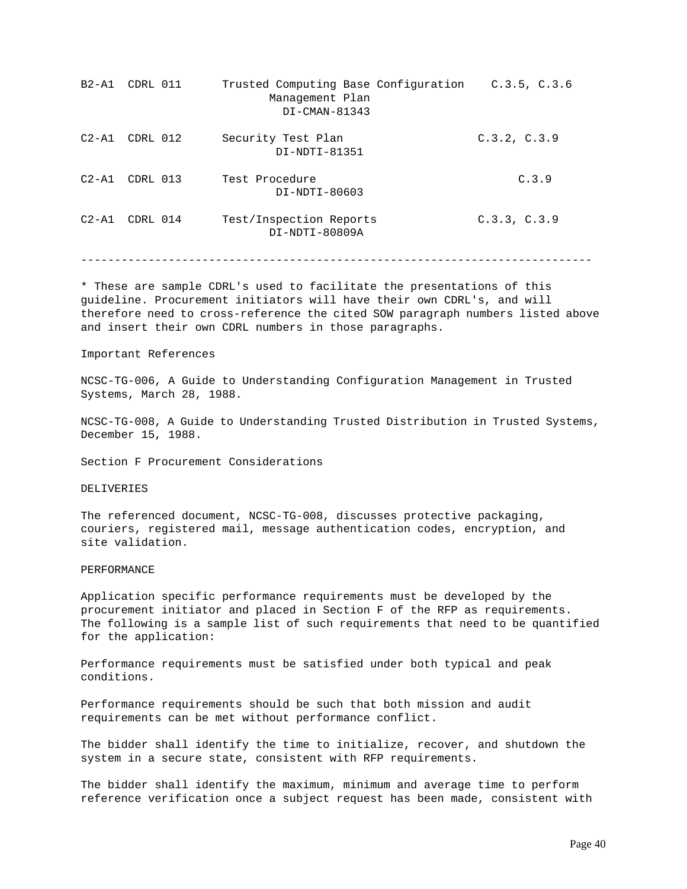| | | | |
|---|---|---|---|
| B2-A1 | CDRL 011 | Trusted Computing Base Configuration Management Plan DI-CMAN-81343 | C.3.5, C.3.6 |
| C2-A1 | CDRL 012 | Security Test Plan DI-NDTI-81351 | C.3.2, C.3.9 |
| C2-A1 | CDRL 013 | Test Procedure DI-NDTI-80603 | C.3.9 |
| C2-A1 | CDRL 014 | Test/Inspection Reports DI-NDTI-80809A | C.3.3, C.3.9 |

---

* These are sample CDRL's used to facilitate the presentations of this guideline. Procurement initiators will have their own CDRL's, and will therefore need to cross-reference the cited SOW paragraph numbers listed above and insert their own CDRL numbers in those paragraphs.

Important References

NCSC-TG-006, A Guide to Understanding Configuration Management in Trusted Systems, March 28, 1988.

NCSC-TG-008, A Guide to Understanding Trusted Distribution in Trusted Systems, December 15, 1988.

## Section F Procurement Considerations

DELIVERIES

The referenced document, NCSC-TG-008, discusses protective packaging, couriers, registered mail, message authentication codes, encryption, and site validation.

PERFORMANCE

Application specific performance requirements must be developed by the procurement initiator and placed in Section F of the RFP as requirements. The following is a sample list of such requirements that need to be quantified for the application:

Performance requirements must be satisfied under both typical and peak conditions.

Performance requirements should be such that both mission and audit requirements can be met without performance conflict.

The bidder shall identify the time to initialize, recover, and shutdown the system in a secure state, consistent with RFP requirements.

The bidder shall identify the maximum, minimum and average time to perform reference verification once a subject request has been made, consistent with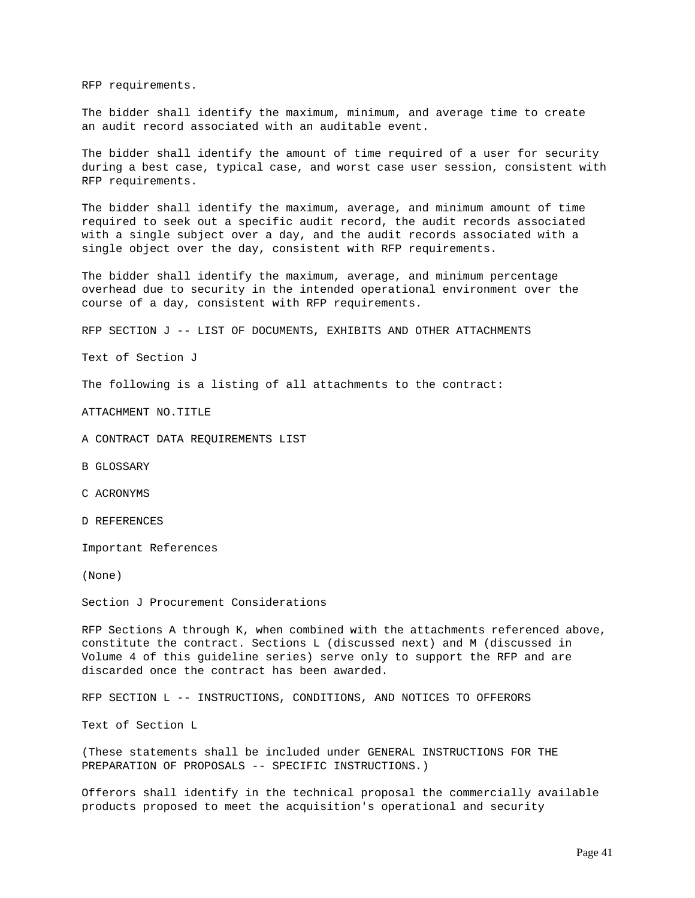RFP requirements.

The bidder shall identify the maximum, minimum, and average time to create an audit record associated with an auditable event.

The bidder shall identify the amount of time required of a user for security during a best case, typical case, and worst case user session, consistent with RFP requirements.

The bidder shall identify the maximum, average, and minimum amount of time required to seek out a specific audit record, the audit records associated with a single subject over a day, and the audit records associated with a single object over the day, consistent with RFP requirements.

The bidder shall identify the maximum, average, and minimum percentage overhead due to security in the intended operational environment over the course of a day, consistent with RFP requirements.

## RFP SECTION J -- LIST OF DOCUMENTS, EXHIBITS AND OTHER ATTACHMENTS

### Text of Section J

The following is a listing of all attachments to the contract:

ATTACHMENT NO.TITLE

A CONTRACT DATA REQUIREMENTS LIST

B GLOSSARY

C ACRONYMS

D REFERENCES

### Important References

(None)

### Section J Procurement Considerations

RFP Sections A through K, when combined with the attachments referenced above, constitute the contract. Sections L (discussed next) and M (discussed in Volume 4 of this guideline series) serve only to support the RFP and are discarded once the contract has been awarded.

## RFP SECTION L -- INSTRUCTIONS, CONDITIONS, AND NOTICES TO OFFERORS

### Text of Section L

(These statements shall be included under GENERAL INSTRUCTIONS FOR THE PREPARATION OF PROPOSALS -- SPECIFIC INSTRUCTIONS.)

Offerors shall identify in the technical proposal the commercially available products proposed to meet the acquisition's operational and security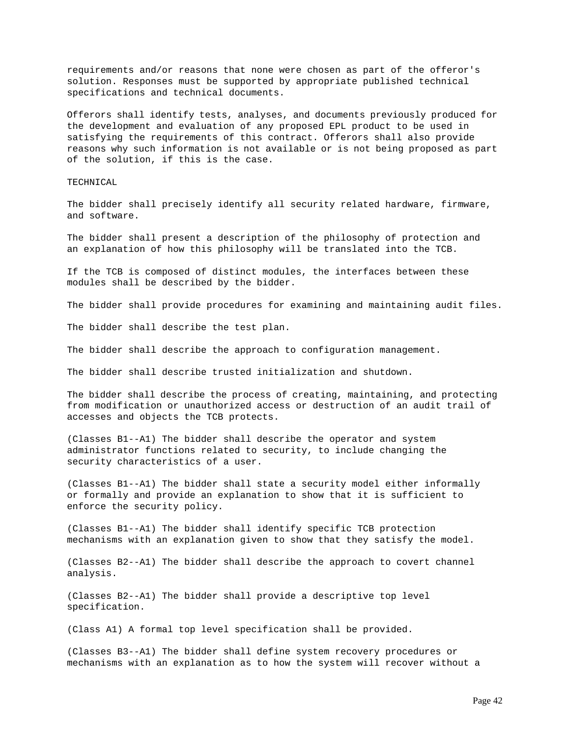requirements and/or reasons that none were chosen as part of the offeror's solution. Responses must be supported by appropriate published technical specifications and technical documents.

Offerors shall identify tests, analyses, and documents previously produced for the development and evaluation of any proposed EPL product to be used in satisfying the requirements of this contract. Offerors shall also provide reasons why such information is not available or is not being proposed as part of the solution, if this is the case.

TECHNICAL

The bidder shall precisely identify all security related hardware, firmware, and software.

The bidder shall present a description of the philosophy of protection and an explanation of how this philosophy will be translated into the TCB.

If the TCB is composed of distinct modules, the interfaces between these modules shall be described by the bidder.

The bidder shall provide procedures for examining and maintaining audit files.

The bidder shall describe the test plan.

The bidder shall describe the approach to configuration management.

The bidder shall describe trusted initialization and shutdown.

The bidder shall describe the process of creating, maintaining, and protecting from modification or unauthorized access or destruction of an audit trail of accesses and objects the TCB protects.

(Classes B1--A1) The bidder shall describe the operator and system administrator functions related to security, to include changing the security characteristics of a user.

(Classes B1--A1) The bidder shall state a security model either informally or formally and provide an explanation to show that it is sufficient to enforce the security policy.

(Classes B1--A1) The bidder shall identify specific TCB protection mechanisms with an explanation given to show that they satisfy the model.

(Classes B2--A1) The bidder shall describe the approach to covert channel analysis.

(Classes B2--A1) The bidder shall provide a descriptive top level specification.

(Class A1) A formal top level specification shall be provided.

(Classes B3--A1) The bidder shall define system recovery procedures or mechanisms with an explanation as to how the system will recover without a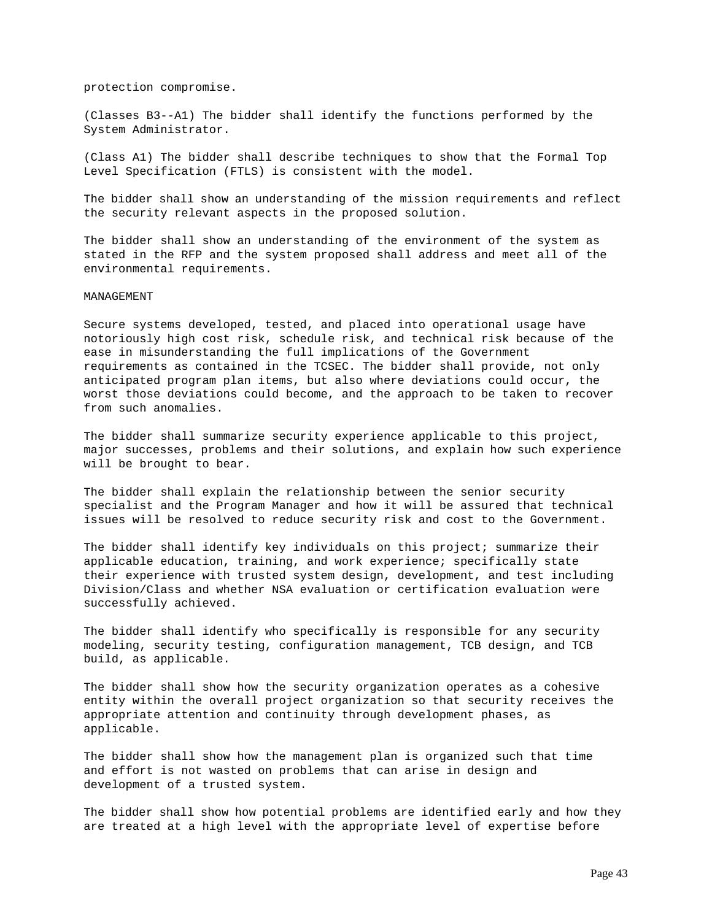protection compromise.

(Classes B3--A1) The bidder shall identify the functions performed by the System Administrator.

(Class A1) The bidder shall describe techniques to show that the Formal Top Level Specification (FTLS) is consistent with the model.

The bidder shall show an understanding of the mission requirements and reflect the security relevant aspects in the proposed solution.

The bidder shall show an understanding of the environment of the system as stated in the RFP and the system proposed shall address and meet all of the environmental requirements.

## MANAGEMENT

Secure systems developed, tested, and placed into operational usage have notoriously high cost risk, schedule risk, and technical risk because of the ease in misunderstanding the full implications of the Government requirements as contained in the TCSEC. The bidder shall provide, not only anticipated program plan items, but also where deviations could occur, the worst those deviations could become, and the approach to be taken to recover from such anomalies.

The bidder shall summarize security experience applicable to this project, major successes, problems and their solutions, and explain how such experience will be brought to bear.

The bidder shall explain the relationship between the senior security specialist and the Program Manager and how it will be assured that technical issues will be resolved to reduce security risk and cost to the Government.

The bidder shall identify key individuals on this project; summarize their applicable education, training, and work experience; specifically state their experience with trusted system design, development, and test including Division/Class and whether NSA evaluation or certification evaluation were successfully achieved.

The bidder shall identify who specifically is responsible for any security modeling, security testing, configuration management, TCB design, and TCB build, as applicable.

The bidder shall show how the security organization operates as a cohesive entity within the overall project organization so that security receives the appropriate attention and continuity through development phases, as applicable.

The bidder shall show how the management plan is organized such that time and effort is not wasted on problems that can arise in design and development of a trusted system.

The bidder shall show how potential problems are identified early and how they are treated at a high level with the appropriate level of expertise before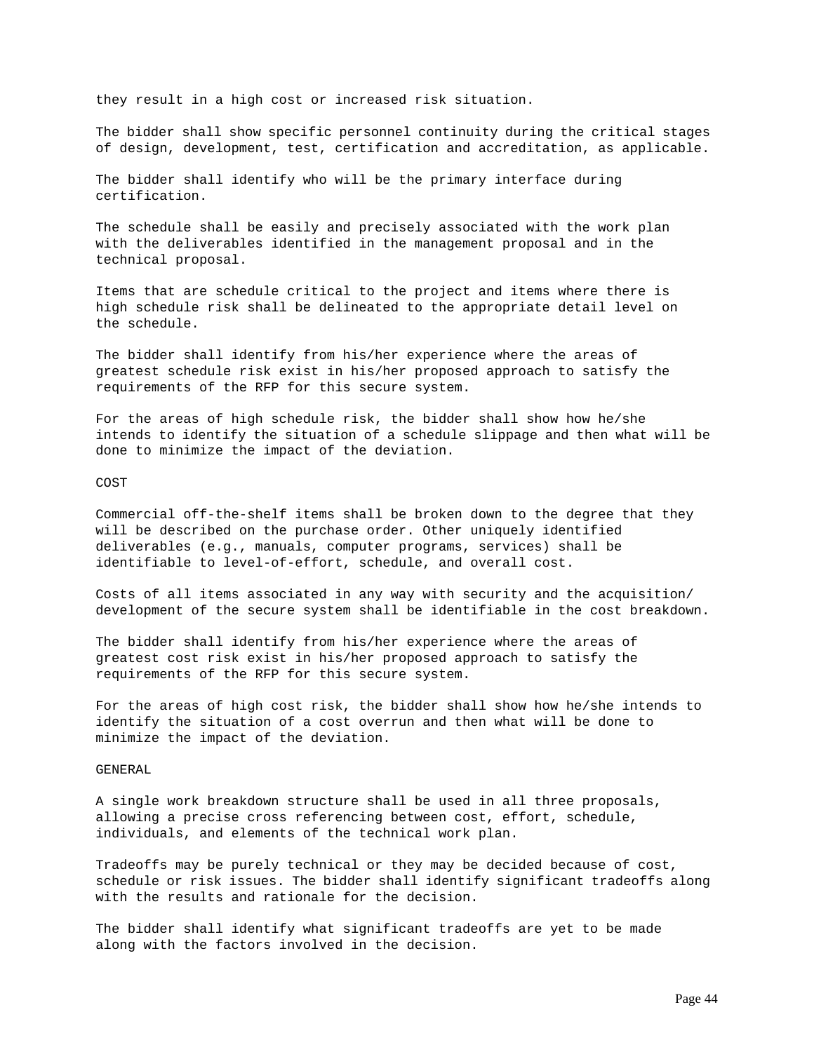they result in a high cost or increased risk situation.

The bidder shall show specific personnel continuity during the critical stages of design, development, test, certification and accreditation, as applicable.

The bidder shall identify who will be the primary interface during certification.

The schedule shall be easily and precisely associated with the work plan with the deliverables identified in the management proposal and in the technical proposal.

Items that are schedule critical to the project and items where there is high schedule risk shall be delineated to the appropriate detail level on the schedule.

The bidder shall identify from his/her experience where the areas of greatest schedule risk exist in his/her proposed approach to satisfy the requirements of the RFP for this secure system.

For the areas of high schedule risk, the bidder shall show how he/she intends to identify the situation of a schedule slippage and then what will be done to minimize the impact of the deviation.

COST

Commercial off-the-shelf items shall be broken down to the degree that they will be described on the purchase order. Other uniquely identified deliverables (e.g., manuals, computer programs, services) shall be identifiable to level-of-effort, schedule, and overall cost.

Costs of all items associated in any way with security and the acquisition/ development of the secure system shall be identifiable in the cost breakdown.

The bidder shall identify from his/her experience where the areas of greatest cost risk exist in his/her proposed approach to satisfy the requirements of the RFP for this secure system.

For the areas of high cost risk, the bidder shall show how he/she intends to identify the situation of a cost overrun and then what will be done to minimize the impact of the deviation.

GENERAL

A single work breakdown structure shall be used in all three proposals, allowing a precise cross referencing between cost, effort, schedule, individuals, and elements of the technical work plan.

Tradeoffs may be purely technical or they may be decided because of cost, schedule or risk issues. The bidder shall identify significant tradeoffs along with the results and rationale for the decision.

The bidder shall identify what significant tradeoffs are yet to be made along with the factors involved in the decision.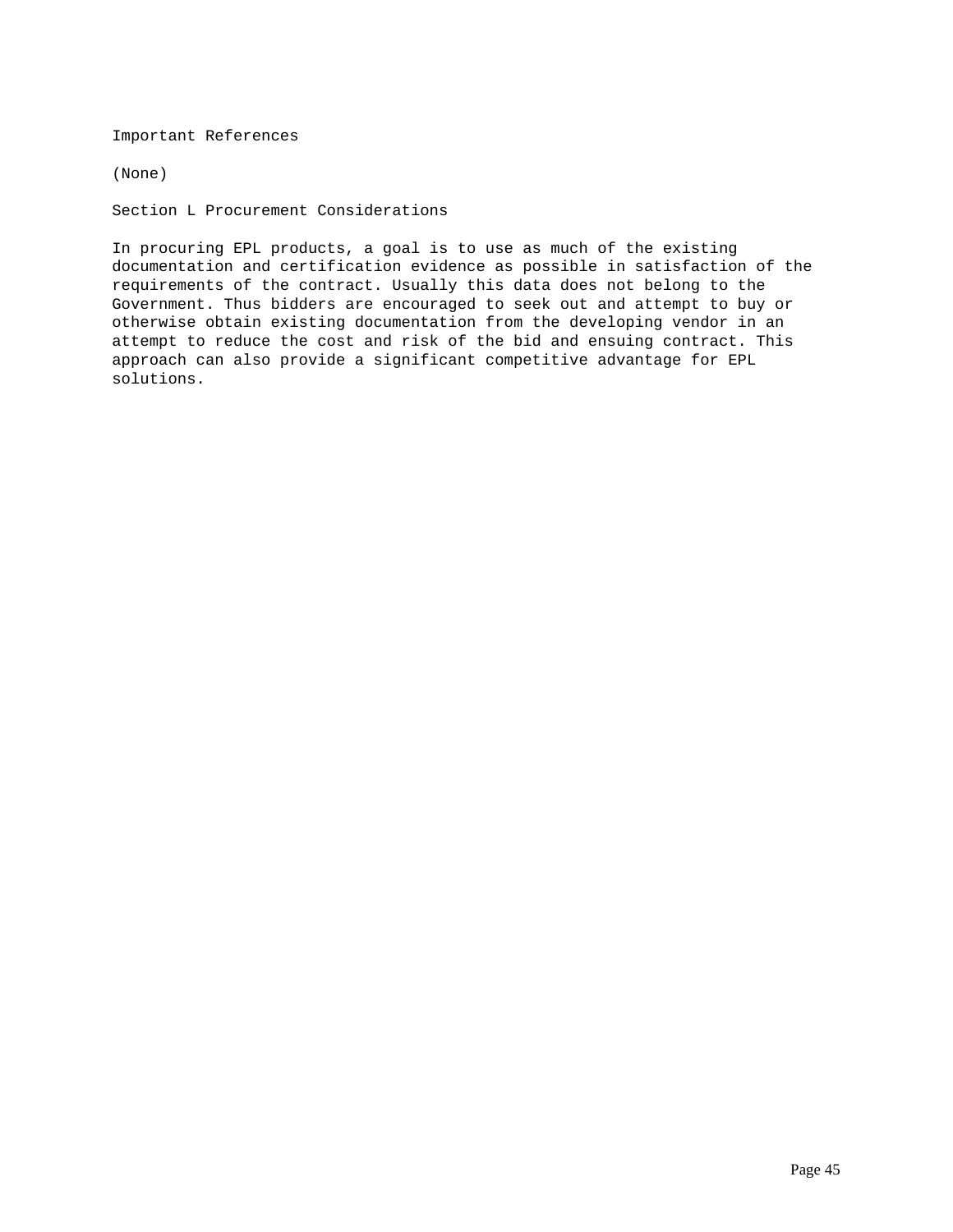### Important References

(None)

### Section L Procurement Considerations

In procuring EPL products, a goal is to use as much of the existing documentation and certification evidence as possible in satisfaction of the requirements of the contract. Usually this data does not belong to the Government. Thus bidders are encouraged to seek out and attempt to buy or otherwise obtain existing documentation from the developing vendor in an attempt to reduce the cost and risk of the bid and ensuing contract. This approach can also provide a significant competitive advantage for EPL solutions.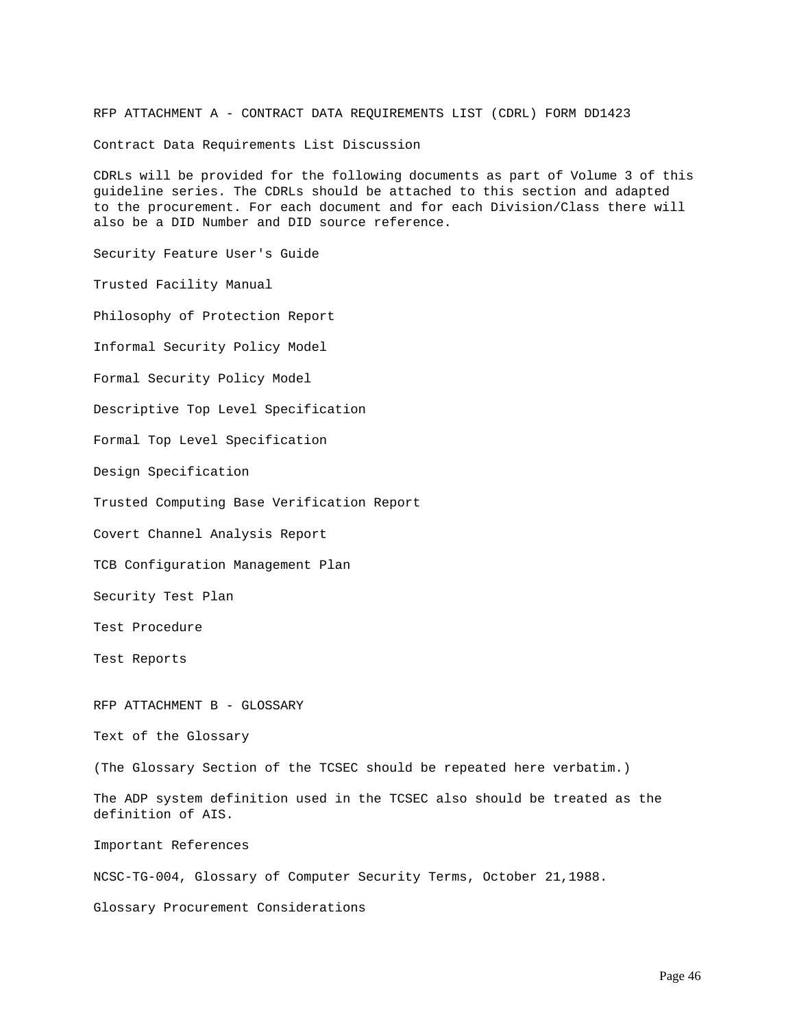## RFP ATTACHMENT A - CONTRACT DATA REQUIREMENTS LIST (CDRL) FORM DD1423

### Contract Data Requirements List Discussion

CDRLs will be provided for the following documents as part of Volume 3 of this guideline series. The CDRLs should be attached to this section and adapted to the procurement. For each document and for each Division/Class there will also be a DID Number and DID source reference.

Security Feature User's Guide

Trusted Facility Manual

Philosophy of Protection Report

Informal Security Policy Model

Formal Security Policy Model

Descriptive Top Level Specification

Formal Top Level Specification

Design Specification

Trusted Computing Base Verification Report

Covert Channel Analysis Report

TCB Configuration Management Plan

Security Test Plan

Test Procedure

Test Reports

## RFP ATTACHMENT B - GLOSSARY

### Text of the Glossary

(The Glossary Section of the TCSEC should be repeated here verbatim.)

The ADP system definition used in the TCSEC also should be treated as the definition of AIS.

### Important References

NCSC-TG-004, Glossary of Computer Security Terms, October 21,1988.

### Glossary Procurement Considerations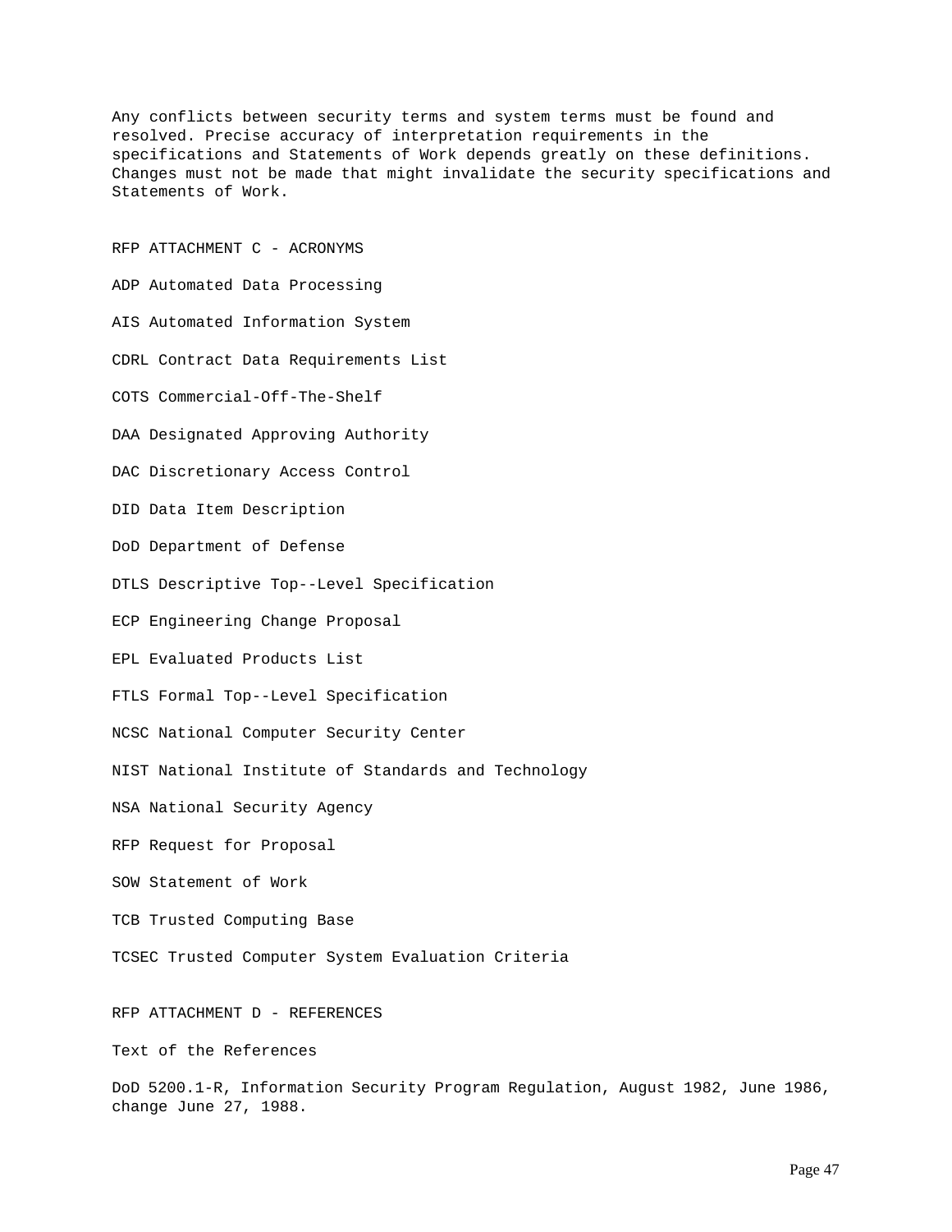Any conflicts between security terms and system terms must be found and resolved. Precise accuracy of interpretation requirements in the specifications and Statements of Work depends greatly on these definitions. Changes must not be made that might invalidate the security specifications and Statements of Work.

## RFP ATTACHMENT C - ACRONYMS

ADP Automated Data Processing

AIS Automated Information System

CDRL Contract Data Requirements List

COTS Commercial-Off-The-Shelf

DAA Designated Approving Authority

DAC Discretionary Access Control

DID Data Item Description

DoD Department of Defense

DTLS Descriptive Top--Level Specification

ECP Engineering Change Proposal

EPL Evaluated Products List

FTLS Formal Top--Level Specification

NCSC National Computer Security Center

NIST National Institute of Standards and Technology

NSA National Security Agency

RFP Request for Proposal

SOW Statement of Work

TCB Trusted Computing Base

TCSEC Trusted Computer System Evaluation Criteria

## RFP ATTACHMENT D - REFERENCES

Text of the References

DoD 5200.1-R, Information Security Program Regulation, August 1982, June 1986, change June 27, 1988.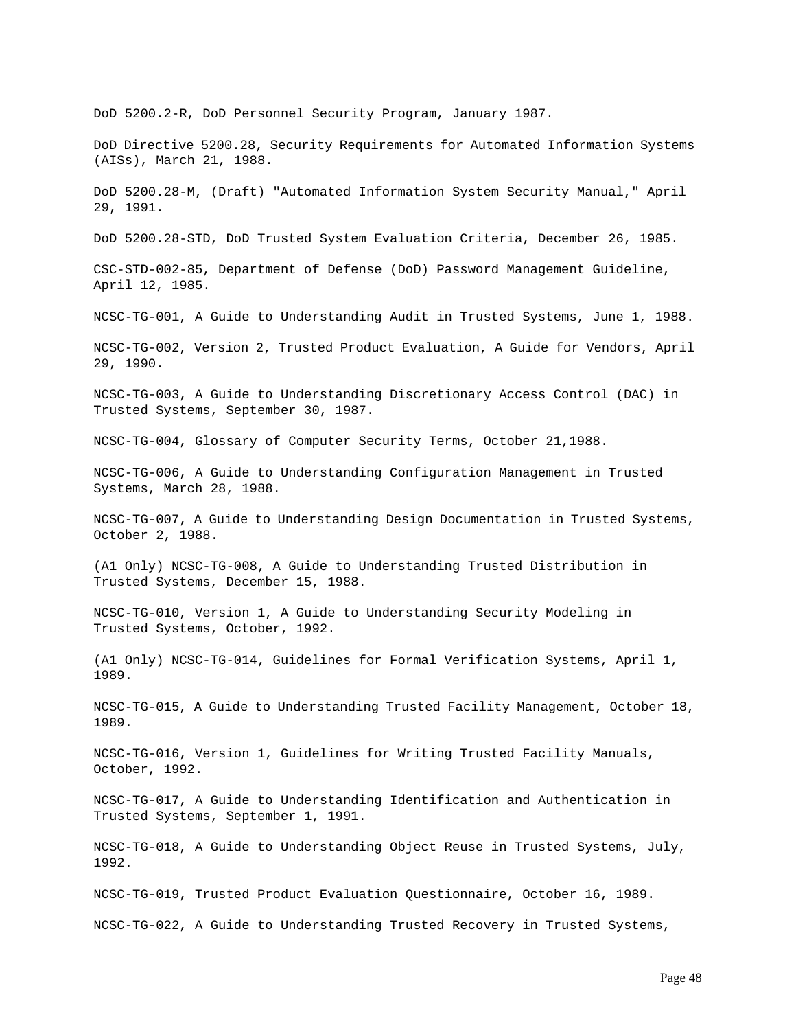DoD 5200.2-R, DoD Personnel Security Program, January 1987.

DoD Directive 5200.28, Security Requirements for Automated Information Systems (AISs), March 21, 1988.

DoD 5200.28-M, (Draft) "Automated Information System Security Manual," April 29, 1991.

DoD 5200.28-STD, DoD Trusted System Evaluation Criteria, December 26, 1985.

CSC-STD-002-85, Department of Defense (DoD) Password Management Guideline, April 12, 1985.

NCSC-TG-001, A Guide to Understanding Audit in Trusted Systems, June 1, 1988.

NCSC-TG-002, Version 2, Trusted Product Evaluation, A Guide for Vendors, April 29, 1990.

NCSC-TG-003, A Guide to Understanding Discretionary Access Control (DAC) in Trusted Systems, September 30, 1987.

NCSC-TG-004, Glossary of Computer Security Terms, October 21,1988.

NCSC-TG-006, A Guide to Understanding Configuration Management in Trusted Systems, March 28, 1988.

NCSC-TG-007, A Guide to Understanding Design Documentation in Trusted Systems, October 2, 1988.

(A1 Only) NCSC-TG-008, A Guide to Understanding Trusted Distribution in Trusted Systems, December 15, 1988.

NCSC-TG-010, Version 1, A Guide to Understanding Security Modeling in Trusted Systems, October, 1992.

(A1 Only) NCSC-TG-014, Guidelines for Formal Verification Systems, April 1, 1989.

NCSC-TG-015, A Guide to Understanding Trusted Facility Management, October 18, 1989.

NCSC-TG-016, Version 1, Guidelines for Writing Trusted Facility Manuals, October, 1992.

NCSC-TG-017, A Guide to Understanding Identification and Authentication in Trusted Systems, September 1, 1991.

NCSC-TG-018, A Guide to Understanding Object Reuse in Trusted Systems, July, 1992.

NCSC-TG-019, Trusted Product Evaluation Questionnaire, October 16, 1989.

NCSC-TG-022, A Guide to Understanding Trusted Recovery in Trusted Systems,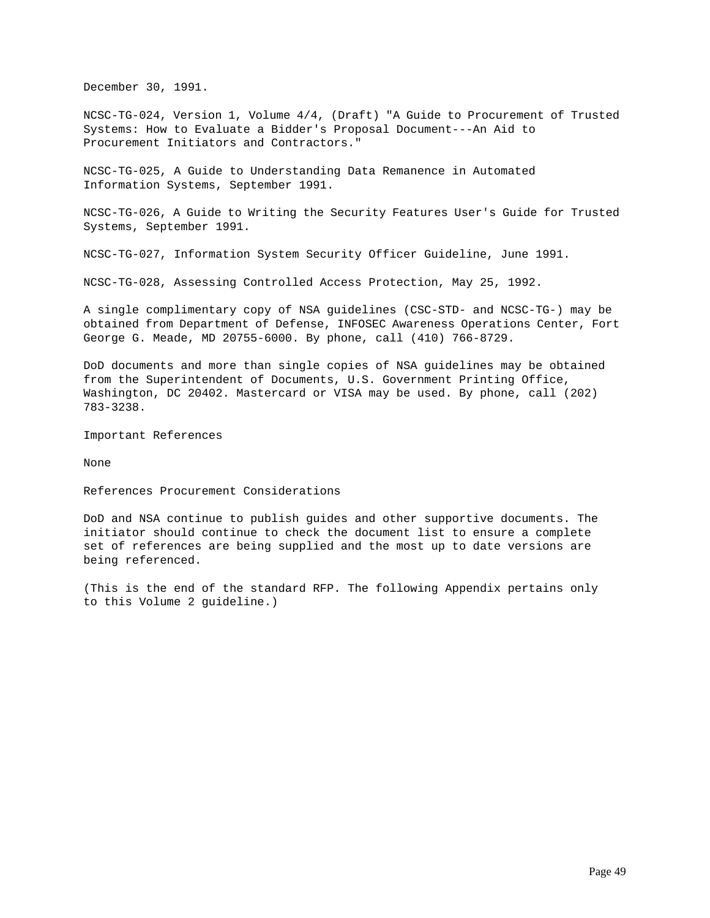December 30, 1991.

NCSC-TG-024, Version 1, Volume 4/4, (Draft) "A Guide to Procurement of Trusted Systems: How to Evaluate a Bidder's Proposal Document---An Aid to Procurement Initiators and Contractors."

NCSC-TG-025, A Guide to Understanding Data Remanence in Automated Information Systems, September 1991.

NCSC-TG-026, A Guide to Writing the Security Features User's Guide for Trusted Systems, September 1991.

NCSC-TG-027, Information System Security Officer Guideline, June 1991.

NCSC-TG-028, Assessing Controlled Access Protection, May 25, 1992.

A single complimentary copy of NSA guidelines (CSC-STD- and NCSC-TG-) may be obtained from Department of Defense, INFOSEC Awareness Operations Center, Fort George G. Meade, MD 20755-6000. By phone, call (410) 766-8729.

DoD documents and more than single copies of NSA guidelines may be obtained from the Superintendent of Documents, U.S. Government Printing Office, Washington, DC 20402. Mastercard or VISA may be used. By phone, call (202) 783-3238.

Important References

None

References Procurement Considerations

DoD and NSA continue to publish guides and other supportive documents. The initiator should continue to check the document list to ensure a complete set of references are being supplied and the most up to date versions are being referenced.

(This is the end of the standard RFP. The following Appendix pertains only to this Volume 2 guideline.)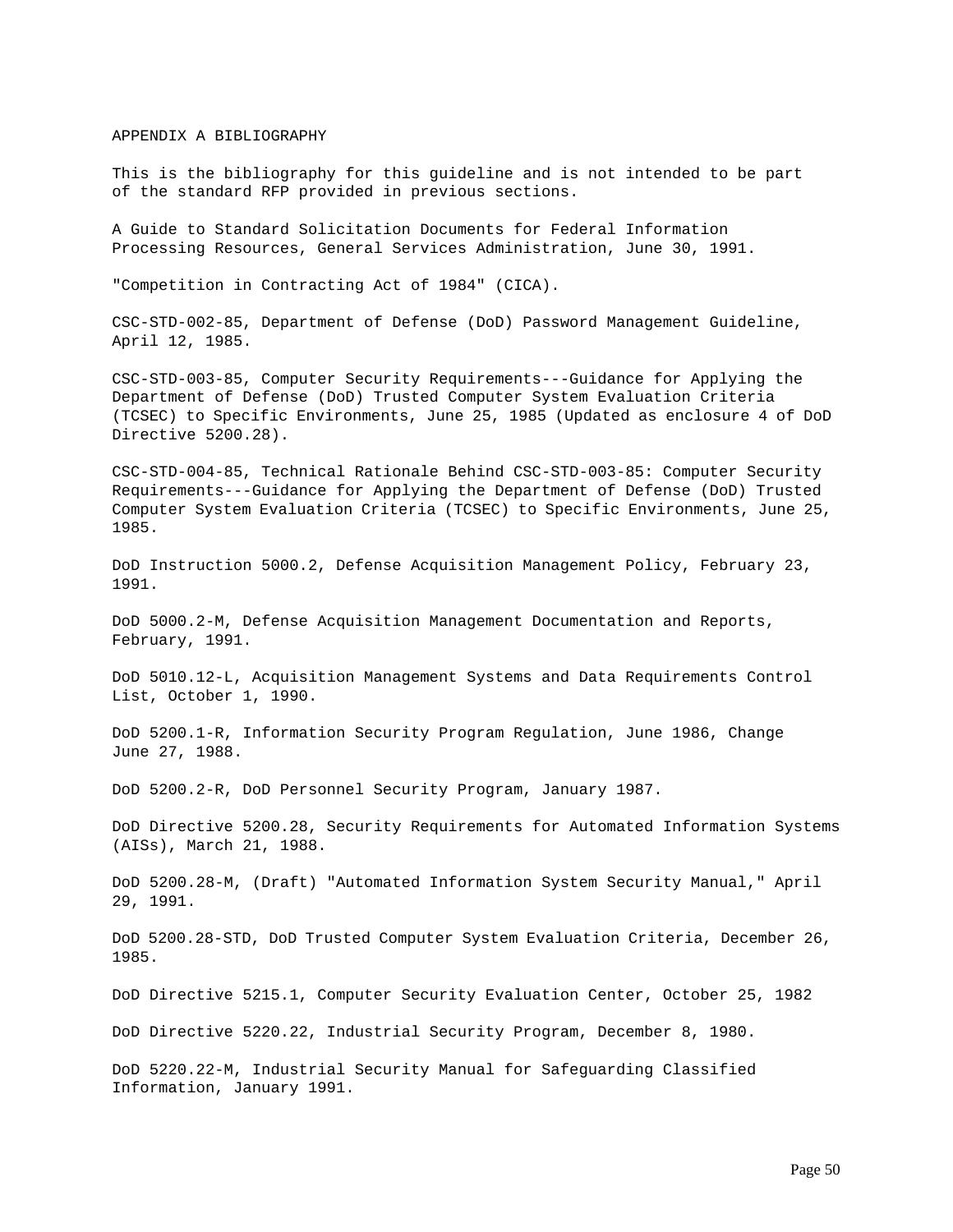# APPENDIX A BIBLIOGRAPHY

This is the bibliography for this guideline and is not intended to be part of the standard RFP provided in previous sections.

A Guide to Standard Solicitation Documents for Federal Information Processing Resources, General Services Administration, June 30, 1991.

"Competition in Contracting Act of 1984" (CICA).

CSC-STD-002-85, Department of Defense (DoD) Password Management Guideline, April 12, 1985.

CSC-STD-003-85, Computer Security Requirements---Guidance for Applying the Department of Defense (DoD) Trusted Computer System Evaluation Criteria (TCSEC) to Specific Environments, June 25, 1985 (Updated as enclosure 4 of DoD Directive 5200.28).

CSC-STD-004-85, Technical Rationale Behind CSC-STD-003-85: Computer Security Requirements---Guidance for Applying the Department of Defense (DoD) Trusted Computer System Evaluation Criteria (TCSEC) to Specific Environments, June 25, 1985.

DoD Instruction 5000.2, Defense Acquisition Management Policy, February 23, 1991.

DoD 5000.2-M, Defense Acquisition Management Documentation and Reports, February, 1991.

DoD 5010.12-L, Acquisition Management Systems and Data Requirements Control List, October 1, 1990.

DoD 5200.1-R, Information Security Program Regulation, June 1986, Change June 27, 1988.

DoD 5200.2-R, DoD Personnel Security Program, January 1987.

DoD Directive 5200.28, Security Requirements for Automated Information Systems (AISs), March 21, 1988.

DoD 5200.28-M, (Draft) "Automated Information System Security Manual," April 29, 1991.

DoD 5200.28-STD, DoD Trusted Computer System Evaluation Criteria, December 26, 1985.

DoD Directive 5215.1, Computer Security Evaluation Center, October 25, 1982

DoD Directive 5220.22, Industrial Security Program, December 8, 1980.

DoD 5220.22-M, Industrial Security Manual for Safeguarding Classified Information, January 1991.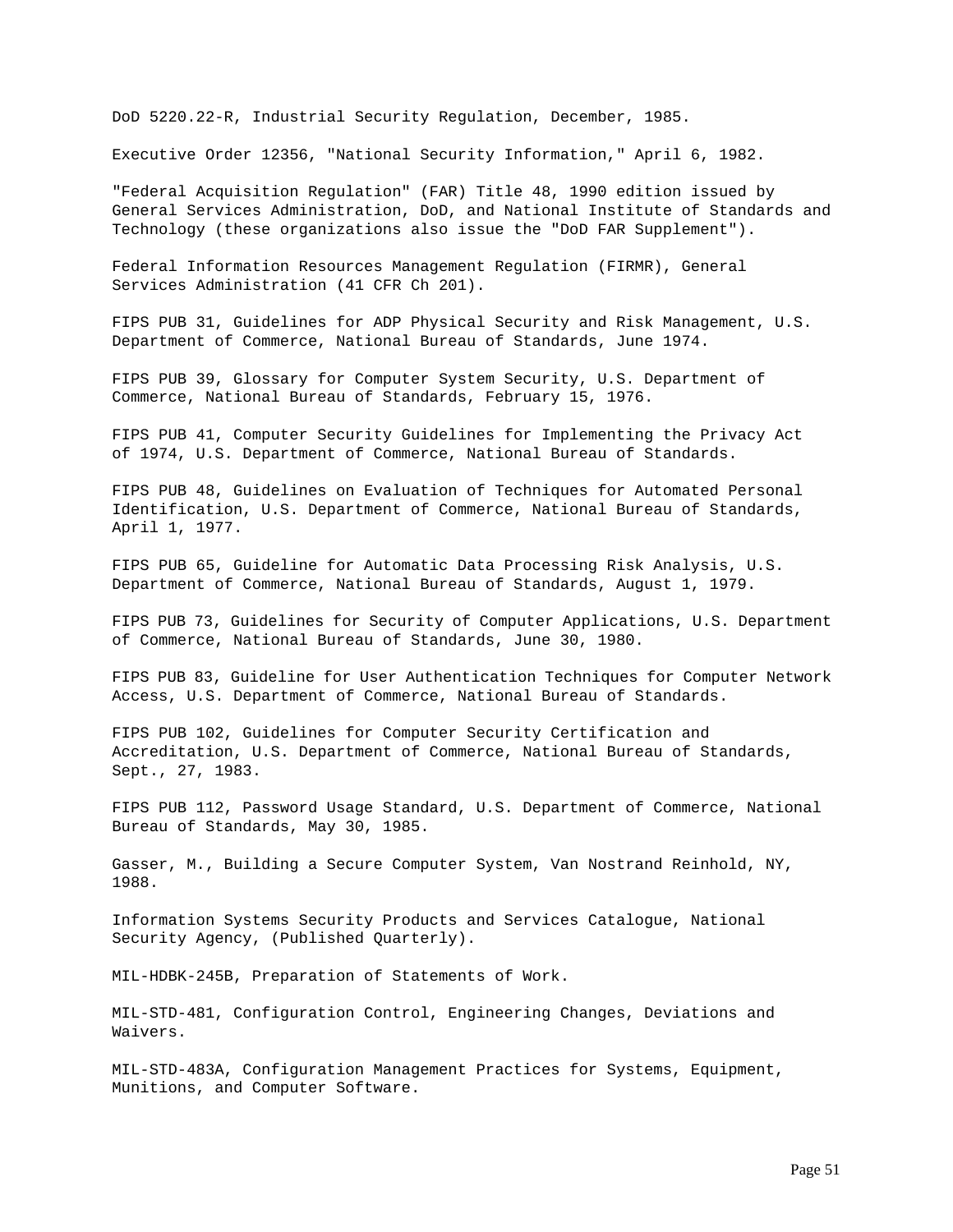DoD 5220.22-R, Industrial Security Regulation, December, 1985.

Executive Order 12356, "National Security Information," April 6, 1982.

"Federal Acquisition Regulation" (FAR) Title 48, 1990 edition issued by General Services Administration, DoD, and National Institute of Standards and Technology (these organizations also issue the "DoD FAR Supplement").

Federal Information Resources Management Regulation (FIRMR), General Services Administration (41 CFR Ch 201).

FIPS PUB 31, Guidelines for ADP Physical Security and Risk Management, U.S. Department of Commerce, National Bureau of Standards, June 1974.

FIPS PUB 39, Glossary for Computer System Security, U.S. Department of Commerce, National Bureau of Standards, February 15, 1976.

FIPS PUB 41, Computer Security Guidelines for Implementing the Privacy Act of 1974, U.S. Department of Commerce, National Bureau of Standards.

FIPS PUB 48, Guidelines on Evaluation of Techniques for Automated Personal Identification, U.S. Department of Commerce, National Bureau of Standards, April 1, 1977.

FIPS PUB 65, Guideline for Automatic Data Processing Risk Analysis, U.S. Department of Commerce, National Bureau of Standards, August 1, 1979.

FIPS PUB 73, Guidelines for Security of Computer Applications, U.S. Department of Commerce, National Bureau of Standards, June 30, 1980.

FIPS PUB 83, Guideline for User Authentication Techniques for Computer Network Access, U.S. Department of Commerce, National Bureau of Standards.

FIPS PUB 102, Guidelines for Computer Security Certification and Accreditation, U.S. Department of Commerce, National Bureau of Standards, Sept., 27, 1983.

FIPS PUB 112, Password Usage Standard, U.S. Department of Commerce, National Bureau of Standards, May 30, 1985.

Gasser, M., Building a Secure Computer System, Van Nostrand Reinhold, NY, 1988.

Information Systems Security Products and Services Catalogue, National Security Agency, (Published Quarterly).

MIL-HDBK-245B, Preparation of Statements of Work.

MIL-STD-481, Configuration Control, Engineering Changes, Deviations and Waivers.

MIL-STD-483A, Configuration Management Practices for Systems, Equipment, Munitions, and Computer Software.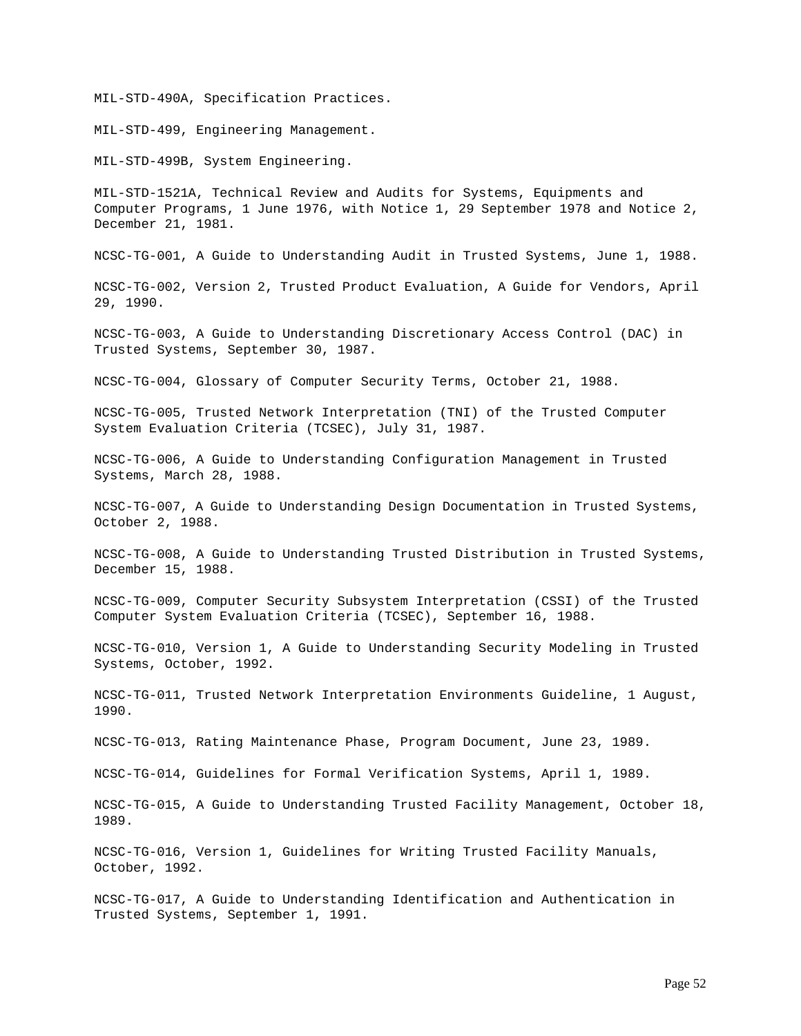MIL-STD-490A, Specification Practices.

MIL-STD-499, Engineering Management.

MIL-STD-499B, System Engineering.

MIL-STD-1521A, Technical Review and Audits for Systems, Equipments and Computer Programs, 1 June 1976, with Notice 1, 29 September 1978 and Notice 2, December 21, 1981.

NCSC-TG-001, A Guide to Understanding Audit in Trusted Systems, June 1, 1988.

NCSC-TG-002, Version 2, Trusted Product Evaluation, A Guide for Vendors, April 29, 1990.

NCSC-TG-003, A Guide to Understanding Discretionary Access Control (DAC) in Trusted Systems, September 30, 1987.

NCSC-TG-004, Glossary of Computer Security Terms, October 21, 1988.

NCSC-TG-005, Trusted Network Interpretation (TNI) of the Trusted Computer System Evaluation Criteria (TCSEC), July 31, 1987.

NCSC-TG-006, A Guide to Understanding Configuration Management in Trusted Systems, March 28, 1988.

NCSC-TG-007, A Guide to Understanding Design Documentation in Trusted Systems, October 2, 1988.

NCSC-TG-008, A Guide to Understanding Trusted Distribution in Trusted Systems, December 15, 1988.

NCSC-TG-009, Computer Security Subsystem Interpretation (CSSI) of the Trusted Computer System Evaluation Criteria (TCSEC), September 16, 1988.

NCSC-TG-010, Version 1, A Guide to Understanding Security Modeling in Trusted Systems, October, 1992.

NCSC-TG-011, Trusted Network Interpretation Environments Guideline, 1 August, 1990.

NCSC-TG-013, Rating Maintenance Phase, Program Document, June 23, 1989.

NCSC-TG-014, Guidelines for Formal Verification Systems, April 1, 1989.

NCSC-TG-015, A Guide to Understanding Trusted Facility Management, October 18, 1989.

NCSC-TG-016, Version 1, Guidelines for Writing Trusted Facility Manuals, October, 1992.

NCSC-TG-017, A Guide to Understanding Identification and Authentication in Trusted Systems, September 1, 1991.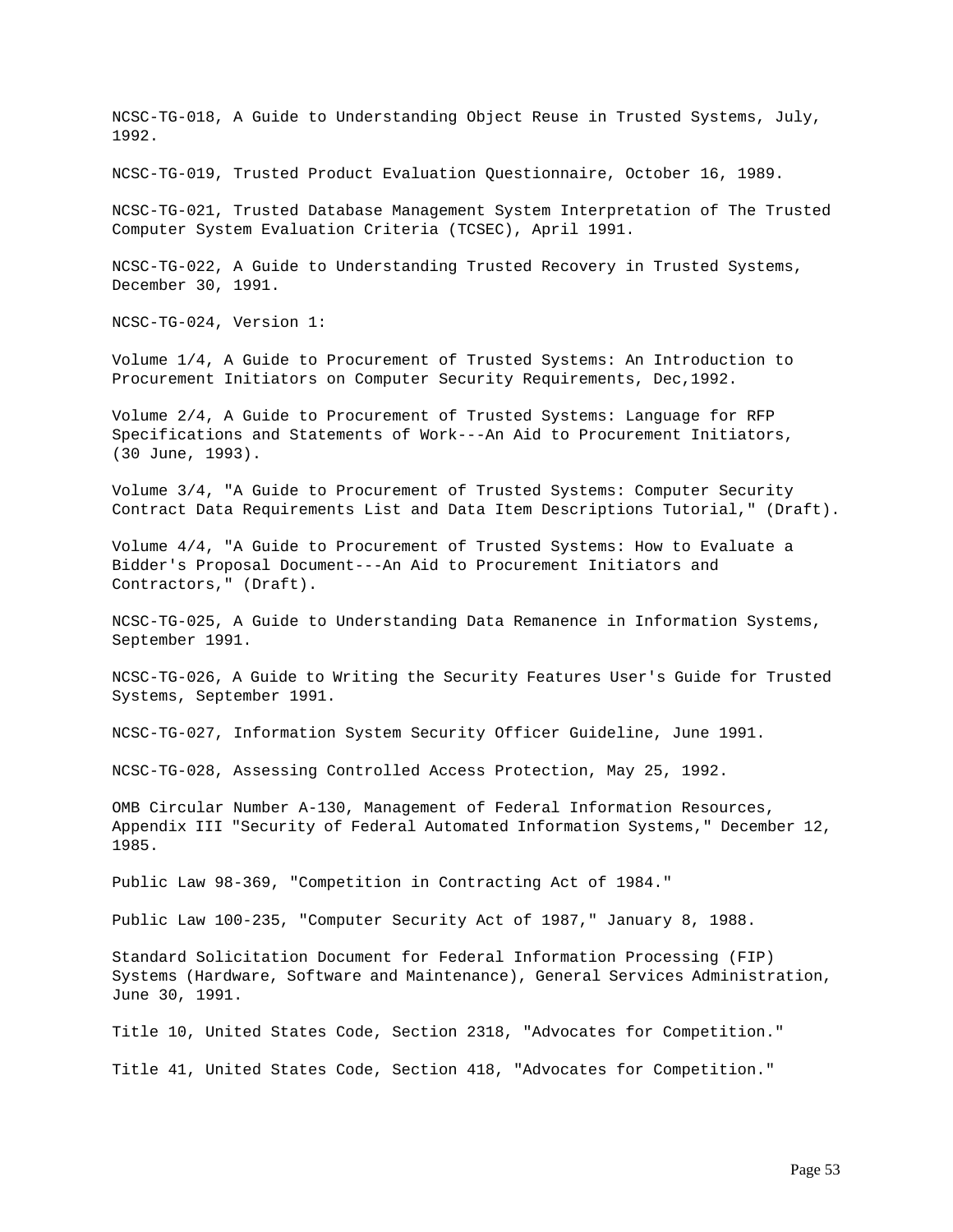NCSC-TG-018, A Guide to Understanding Object Reuse in Trusted Systems, July, 1992.

NCSC-TG-019, Trusted Product Evaluation Questionnaire, October 16, 1989.

NCSC-TG-021, Trusted Database Management System Interpretation of The Trusted Computer System Evaluation Criteria (TCSEC), April 1991.

NCSC-TG-022, A Guide to Understanding Trusted Recovery in Trusted Systems, December 30, 1991.

NCSC-TG-024, Version 1:

Volume 1/4, A Guide to Procurement of Trusted Systems: An Introduction to Procurement Initiators on Computer Security Requirements, Dec,1992.

Volume 2/4, A Guide to Procurement of Trusted Systems: Language for RFP Specifications and Statements of Work---An Aid to Procurement Initiators, (30 June, 1993).

Volume 3/4, "A Guide to Procurement of Trusted Systems: Computer Security Contract Data Requirements List and Data Item Descriptions Tutorial," (Draft).

Volume 4/4, "A Guide to Procurement of Trusted Systems: How to Evaluate a Bidder's Proposal Document---An Aid to Procurement Initiators and Contractors," (Draft).

NCSC-TG-025, A Guide to Understanding Data Remanence in Information Systems, September 1991.

NCSC-TG-026, A Guide to Writing the Security Features User's Guide for Trusted Systems, September 1991.

NCSC-TG-027, Information System Security Officer Guideline, June 1991.

NCSC-TG-028, Assessing Controlled Access Protection, May 25, 1992.

OMB Circular Number A-130, Management of Federal Information Resources, Appendix III "Security of Federal Automated Information Systems," December 12, 1985.

Public Law 98-369, "Competition in Contracting Act of 1984."

Public Law 100-235, "Computer Security Act of 1987," January 8, 1988.

Standard Solicitation Document for Federal Information Processing (FIP) Systems (Hardware, Software and Maintenance), General Services Administration, June 30, 1991.

Title 10, United States Code, Section 2318, "Advocates for Competition."

Title 41, United States Code, Section 418, "Advocates for Competition."